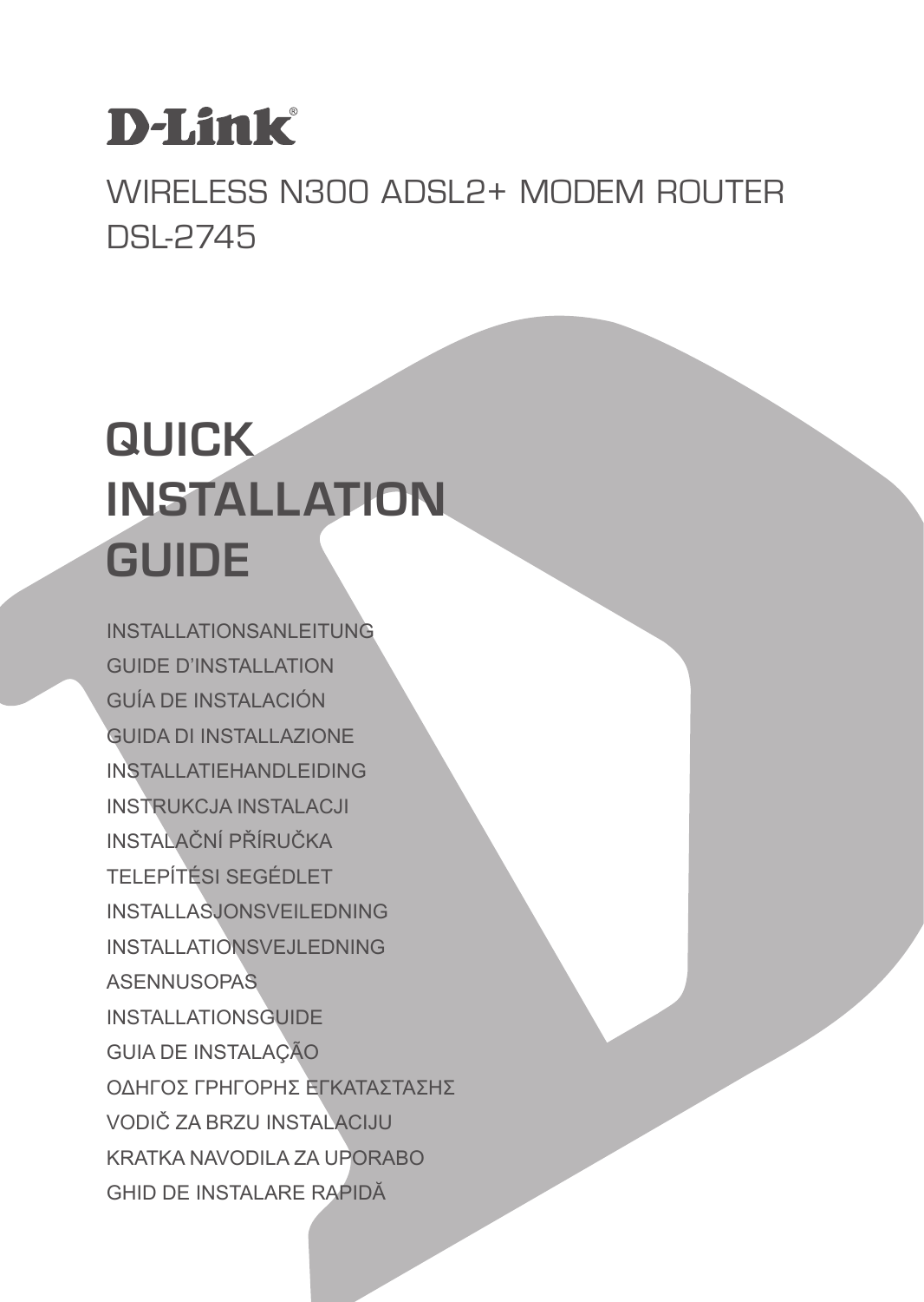D-Link®

WIRELESS N300 ADSL2+ MODEM ROUTER
DSL-2745

# QUICK INSTALLATION GUIDE

INSTALLATIONSANLEITUNG
GUIDE D'INSTALLATION
GUÍA DE INSTALACIÓN
GUIDA DI INSTALLAZIONE
INSTALLATIEHANDLEIDING
INSTRUKCJA INSTALACJI
INSTALAČNÍ PŘÍRUČKA
TELEPÍTÉSI SEGÉDLET
INSTALLASJONSVEILEDNING
INSTALLATIONSVEJLEDNING
ASENNUSOPAS
INSTALLATIONSGUIDE
GUIA DE INSTALAÇÃO
ΟΔΗΓΟΣ ΓΡΗΓΟΡΗΣ ΕΓΚΑΤΑΣΤΑΣΗΣ
VODIČ ZA BRZU INSTALACIJU
KRATKA NAVODILA ZA UPORABO
GHID DE INSTALARE RAPIDĂ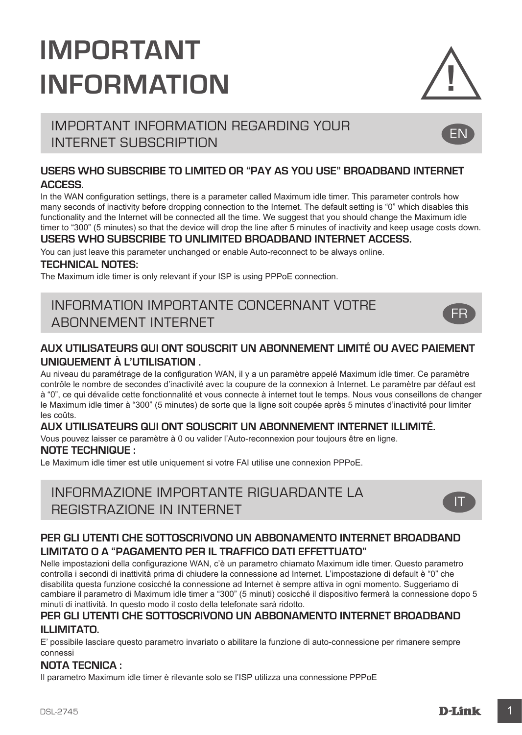# IMPORTANT INFORMATION

## IMPORTANT INFORMATION REGARDING YOUR INTERNET SUBSCRIPTION

EN

### USERS WHO SUBSCRIBE TO LIMITED OR "PAY AS YOU USE" BROADBAND INTERNET ACCESS.

In the WAN configuration settings, there is a parameter called Maximum idle timer. This parameter controls how many seconds of inactivity before dropping connection to the Internet. The default setting is "0" which disables this functionality and the Internet will be connected all the time. We suggest that you should change the Maximum idle timer to "300" (5 minutes) so that the device will drop the line after 5 minutes of inactivity and keep usage costs down.

### USERS WHO SUBSCRIBE TO UNLIMITED BROADBAND INTERNET ACCESS.

You can just leave this parameter unchanged or enable Auto-reconnect to be always online.

### TECHNICAL NOTES:

The Maximum idle timer is only relevant if your ISP is using PPPoE connection.

## INFORMATION IMPORTANTE CONCERNANT VOTRE ABONNEMENT INTERNET

FR

### AUX UTILISATEURS QUI ONT SOUSCRIT UN ABONNEMENT LIMITÉ OU AVEC PAIEMENT UNIQUEMENT À L'UTILISATION .

Au niveau du paramétrage de la configuration WAN, il y a un paramètre appelé Maximum idle timer. Ce paramètre contrôle le nombre de secondes d'inactivité avec la coupure de la connexion à Internet. Le paramètre par défaut est à "0", ce qui dévalide cette fonctionnalité et vous connecte à internet tout le temps. Nous vous conseillons de changer le Maximum idle timer à "300" (5 minutes) de sorte que la ligne soit coupée après 5 minutes d'inactivité pour limiter les coûts.

### AUX UTILISATEURS QUI ONT SOUSCRIT UN ABONNEMENT INTERNET ILLIMITÉ.

Vous pouvez laisser ce paramètre à 0 ou valider l'Auto-reconnexion pour toujours être en ligne.

### NOTE TECHNIQUE :

Le Maximum idle timer est utile uniquement si votre FAI utilise une connexion PPPoE.

## INFORMAZIONE IMPORTANTE RIGUARDANTE LA REGISTRAZIONE IN INTERNET

IT

### PER GLI UTENTI CHE SOTTOSCRIVONO UN ABBONAMENTO INTERNET BROADBAND LIMITATO O A "PAGAMENTO PER IL TRAFFICO DATI EFFETTUATO"

Nelle impostazioni della configurazione WAN, c'è un parametro chiamato Maximum idle timer. Questo parametro controlla i secondi di inattività prima di chiudere la connessione ad Internet. L'impostazione di default è "0" che disabilita questa funzione cosicché la connessione ad Internet è sempre attiva in ogni momento. Suggeriamo di cambiare il parametro di Maximum idle timer a "300" (5 minuti) cosicché il dispositivo fermerà la connessione dopo 5 minuti di inattività. In questo modo il costo della telefonate sarà ridotto.

### PER GLI UTENTI CHE SOTTOSCRIVONO UN ABBONAMENTO INTERNET BROADBAND ILLIMITATO.

E' possibile lasciare questo parametro invariato o abilitare la funzione di auto-connessione per rimanere sempre connessi

### NOTA TECNICA :

Il parametro Maximum idle timer è rilevante solo se l'ISP utilizza una connessione PPPoE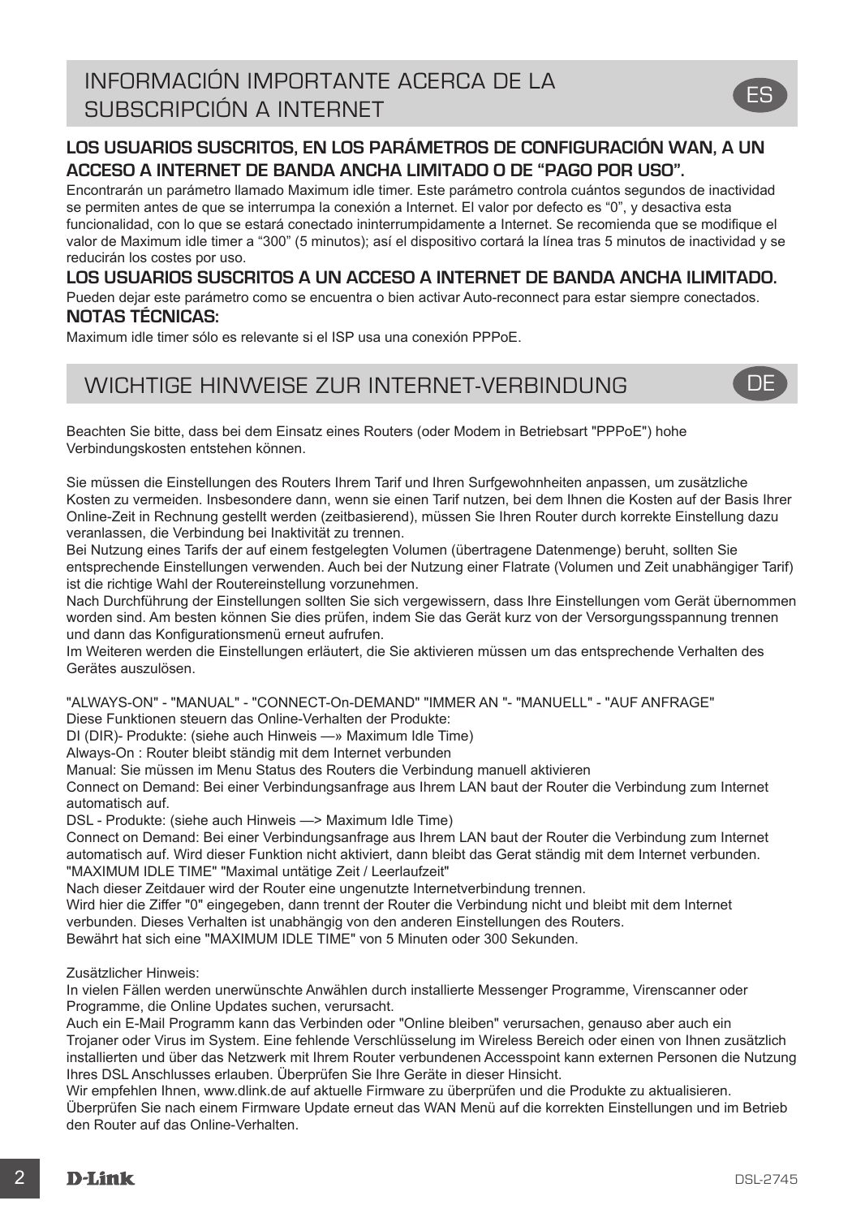# INFORMACIÓN IMPORTANTE ACERCA DE LA SUBSCRIPCIÓN A INTERNET

ES

**LOS USUARIOS SUSCRITOS, EN LOS PARÁMETROS DE CONFIGURACIÓN WAN, A UN ACCESO A INTERNET DE BANDA ANCHA LIMITADO O DE "PAGO POR USO".**

Encontrarán un parámetro llamado Maximum idle timer. Este parámetro controla cuántos segundos de inactividad se permiten antes de que se interrumpa la conexión a Internet. El valor por defecto es "0", y desactiva esta funcionalidad, con lo que se estará conectado ininterrumpidamente a Internet. Se recomienda que se modifique el valor de Maximum idle timer a "300" (5 minutos); así el dispositivo cortará la línea tras 5 minutos de inactividad y se reducirán los costes por uso.

**LOS USUARIOS SUSCRITOS A UN ACCESO A INTERNET DE BANDA ANCHA ILIMITADO.**

Pueden dejar este parámetro como se encuentra o bien activar Auto-reconnect para estar siempre conectados.

**NOTAS TÉCNICAS:**

Maximum idle timer sólo es relevante si el ISP usa una conexión PPPoE.

# WICHTIGE HINWEISE ZUR INTERNET-VERBINDUNG

DE

Beachten Sie bitte, dass bei dem Einsatz eines Routers (oder Modem in Betriebsart "PPPoE") hohe Verbindungskosten entstehen können.

Sie müssen die Einstellungen des Routers Ihrem Tarif und Ihren Surfgewohnheiten anpassen, um zusätzliche Kosten zu vermeiden. Insbesondere dann, wenn sie einen Tarif nutzen, bei dem Ihnen die Kosten auf der Basis Ihrer Online-Zeit in Rechnung gestellt werden (zeitbasierend), müssen Sie Ihren Router durch korrekte Einstellung dazu veranlassen, die Verbindung bei Inaktivität zu trennen.
Bei Nutzung eines Tarifs der auf einem festgelegten Volumen (übertragene Datenmenge) beruht, sollten Sie entsprechende Einstellungen verwenden. Auch bei der Nutzung einer Flatrate (Volumen und Zeit unabhängiger Tarif) ist die richtige Wahl der Routereinstellung vorzunehmen.
Nach Durchführung der Einstellungen sollten Sie sich vergewissern, dass Ihre Einstellungen vom Gerät übernommen worden sind. Am besten können Sie dies prüfen, indem Sie das Gerät kurz von der Versorgungsspannung trennen und dann das Konfigurationsmenü erneut aufrufen.
Im Weiteren werden die Einstellungen erläutert, die Sie aktivieren müssen um das entsprechende Verhalten des Gerätes auszulösen.

"ALWAYS-ON" - "MANUAL" - "CONNECT-On-DEMAND" "IMMER AN "- "MANUELL" - "AUF ANFRAGE"
Diese Funktionen steuern das Online-Verhalten der Produkte:
DI (DIR)- Produkte: (siehe auch Hinweis —» Maximum Idle Time)
Always-On : Router bleibt ständig mit dem Internet verbunden
Manual: Sie müssen im Menu Status des Routers die Verbindung manuell aktivieren
Connect on Demand: Bei einer Verbindungsanfrage aus Ihrem LAN baut der Router die Verbindung zum Internet automatisch auf.
DSL - Produkte: (siehe auch Hinweis —> Maximum Idle Time)
Connect on Demand: Bei einer Verbindungsanfrage aus Ihrem LAN baut der Router die Verbindung zum Internet automatisch auf. Wird dieser Funktion nicht aktiviert, dann bleibt das Gerat ständig mit dem Internet verbunden.
"MAXIMUM IDLE TIME" "Maximal untätige Zeit / Leerlaufzeit"
Nach dieser Zeitdauer wird der Router eine ungenutzte Internetverbindung trennen.
Wird hier die Ziffer "0" eingegeben, dann trennt der Router die Verbindung nicht und bleibt mit dem Internet verbunden. Dieses Verhalten ist unabhängig von den anderen Einstellungen des Routers.
Bewährt hat sich eine "MAXIMUM IDLE TIME" von 5 Minuten oder 300 Sekunden.

Zusätzlicher Hinweis:
In vielen Fällen werden unerwünschte Anwählen durch installierte Messenger Programme, Virenscanner oder Programme, die Online Updates suchen, verursacht.
Auch ein E-Mail Programm kann das Verbinden oder "Online bleiben" verursachen, genauso aber auch ein Trojaner oder Virus im System. Eine fehlende Verschlüsselung im Wireless Bereich oder einen von Ihnen zusätzlich installierten und über das Netzwerk mit Ihrem Router verbundenen Accesspoint kann externen Personen die Nutzung Ihres DSL Anschlusses erlauben. Überprüfen Sie Ihre Geräte in dieser Hinsicht.
Wir empfehlen Ihnen, www.dlink.de auf aktuelle Firmware zu überprüfen und die Produkte zu aktualisieren.
Überprüfen Sie nach einem Firmware Update erneut das WAN Menü auf die korrekten Einstellungen und im Betrieb den Router auf das Online-Verhalten.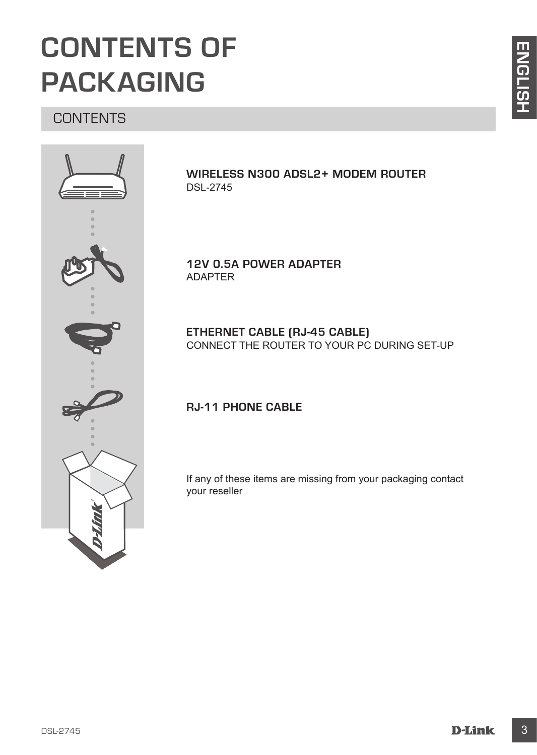# CONTENTS OF PACKAGING

## CONTENTS

**WIRELESS N300 ADSL2+ MODEM ROUTER**
DSL-2745

**12V 0.5A POWER ADAPTER**
ADAPTER

**ETHERNET CABLE (RJ-45 CABLE)**
CONNECT THE ROUTER TO YOUR PC DURING SET-UP

**RJ-11 PHONE CABLE**

If any of these items are missing from your packaging contact your reseller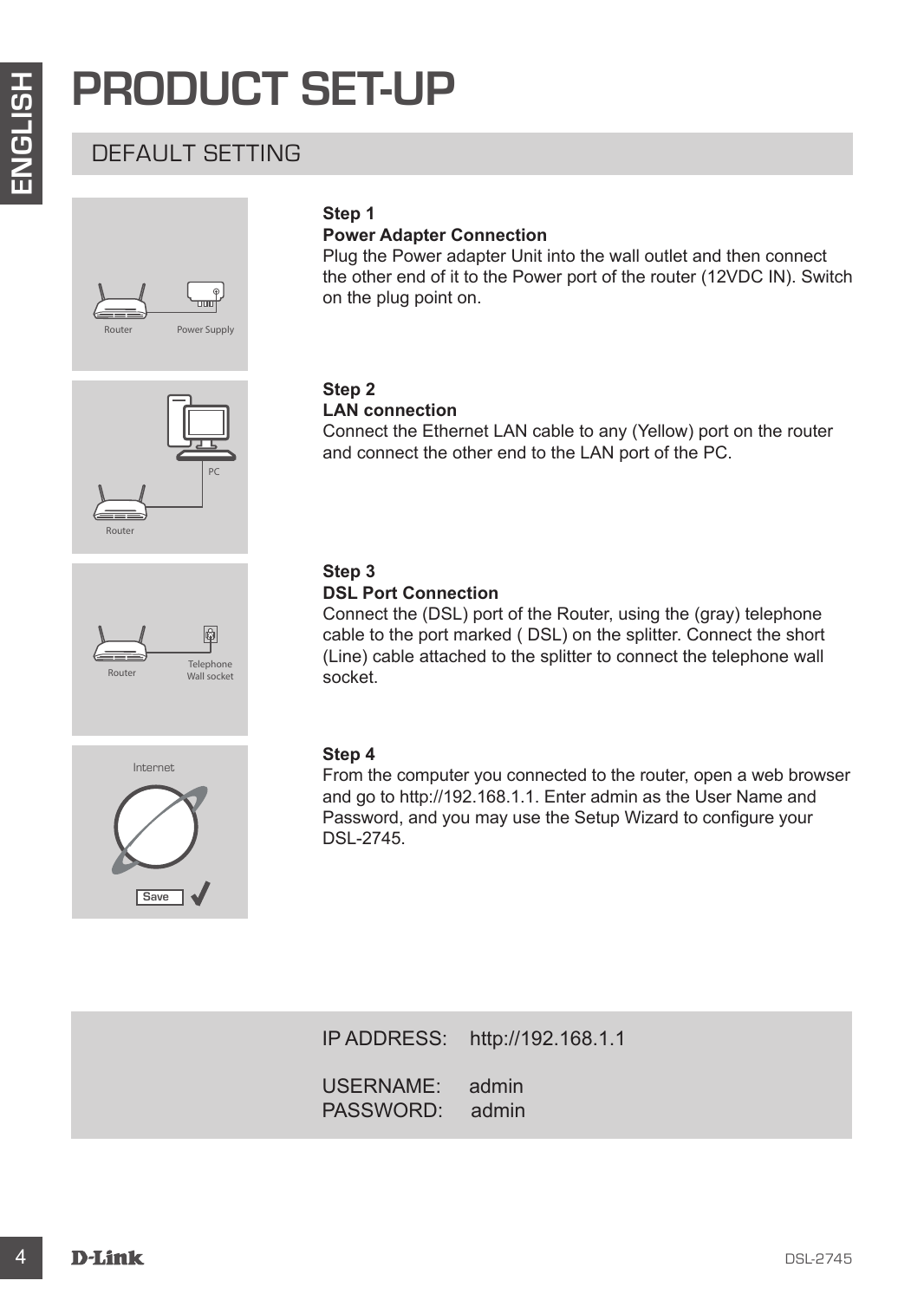# PRODUCT SET-UP

## DEFAULT SETTING

**Step 1**
**Power Adapter Connection**
Plug the Power adapter Unit into the wall outlet and then connect the other end of it to the Power port of the router (12VDC IN). Switch on the plug point on.

**Step 2**
**LAN connection**
Connect the Ethernet LAN cable to any (Yellow) port on the router and connect the other end to the LAN port of the PC.

**Step 3**
**DSL Port Connection**
Connect the (DSL) port of the Router, using the (gray) telephone cable to the port marked ( DSL) on the splitter. Connect the short (Line) cable attached to the splitter to connect the telephone wall socket.

**Step 4**
From the computer you connected to the router, open a web browser and go to http://192.168.1.1. Enter admin as the User Name and Password, and you may use the Setup Wizard to configure your DSL-2745.

IP ADDRESS: http://192.168.1.1

USERNAME: admin
PASSWORD: admin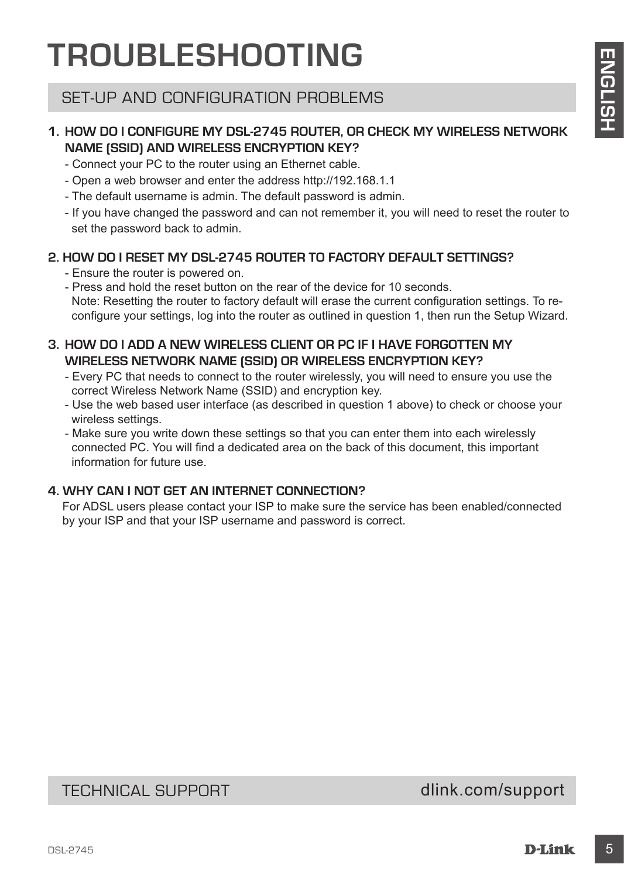# TROUBLESHOOTING

## SET-UP AND CONFIGURATION PROBLEMS

### 1. HOW DO I CONFIGURE MY DSL-2745 ROUTER, OR CHECK MY WIRELESS NETWORK NAME (SSID) AND WIRELESS ENCRYPTION KEY?

- Connect your PC to the router using an Ethernet cable.
- Open a web browser and enter the address http://192.168.1.1
- The default username is admin. The default password is admin.
- If you have changed the password and can not remember it, you will need to reset the router to set the password back to admin.

### 2. HOW DO I RESET MY DSL-2745 ROUTER TO FACTORY DEFAULT SETTINGS?

- Ensure the router is powered on.
- Press and hold the reset button on the rear of the device for 10 seconds.
  Note: Resetting the router to factory default will erase the current configuration settings. To re-configure your settings, log into the router as outlined in question 1, then run the Setup Wizard.

### 3. HOW DO I ADD A NEW WIRELESS CLIENT OR PC IF I HAVE FORGOTTEN MY WIRELESS NETWORK NAME (SSID) OR WIRELESS ENCRYPTION KEY?

- Every PC that needs to connect to the router wirelessly, you will need to ensure you use the correct Wireless Network Name (SSID) and encryption key.
- Use the web based user interface (as described in question 1 above) to check or choose your wireless settings.
- Make sure you write down these settings so that you can enter them into each wirelessly connected PC. You will find a dedicated area on the back of this document, this important information for future use.

### 4. WHY CAN I NOT GET AN INTERNET CONNECTION?

For ADSL users please contact your ISP to make sure the service has been enabled/connected by your ISP and that your ISP username and password is correct.

## TECHNICAL SUPPORT dlink.com/support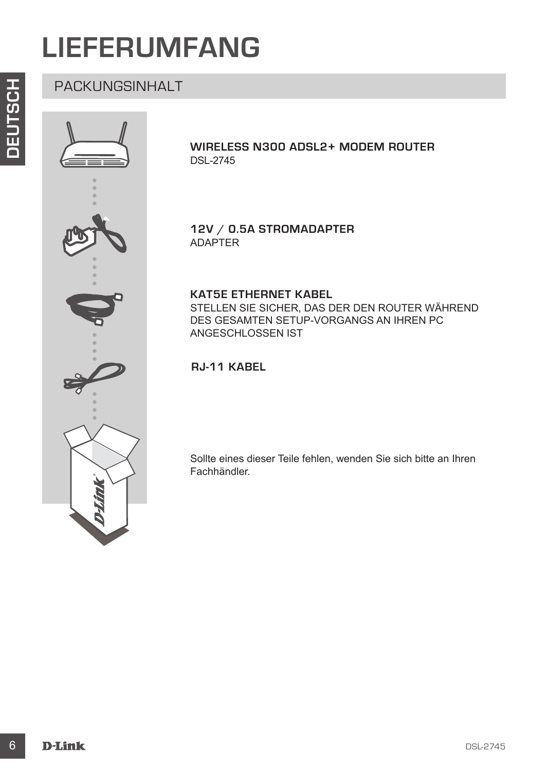# LIEFERUMFANG

## PACKUNGSINHALT

**WIRELESS N300 ADSL2+ MODEM ROUTER**
DSL-2745

**12V / 0.5A STROMADAPTER**
ADAPTER

**KAT5E ETHERNET KABEL**
STELLEN SIE SICHER, DAS DER DEN ROUTER WÄHREND DES GESAMTEN SETUP-VORGANGS AN IHREN PC ANGESCHLOSSEN IST

**RJ-11 KABEL**

Sollte eines dieser Teile fehlen, wenden Sie sich bitte an Ihren Fachhändler.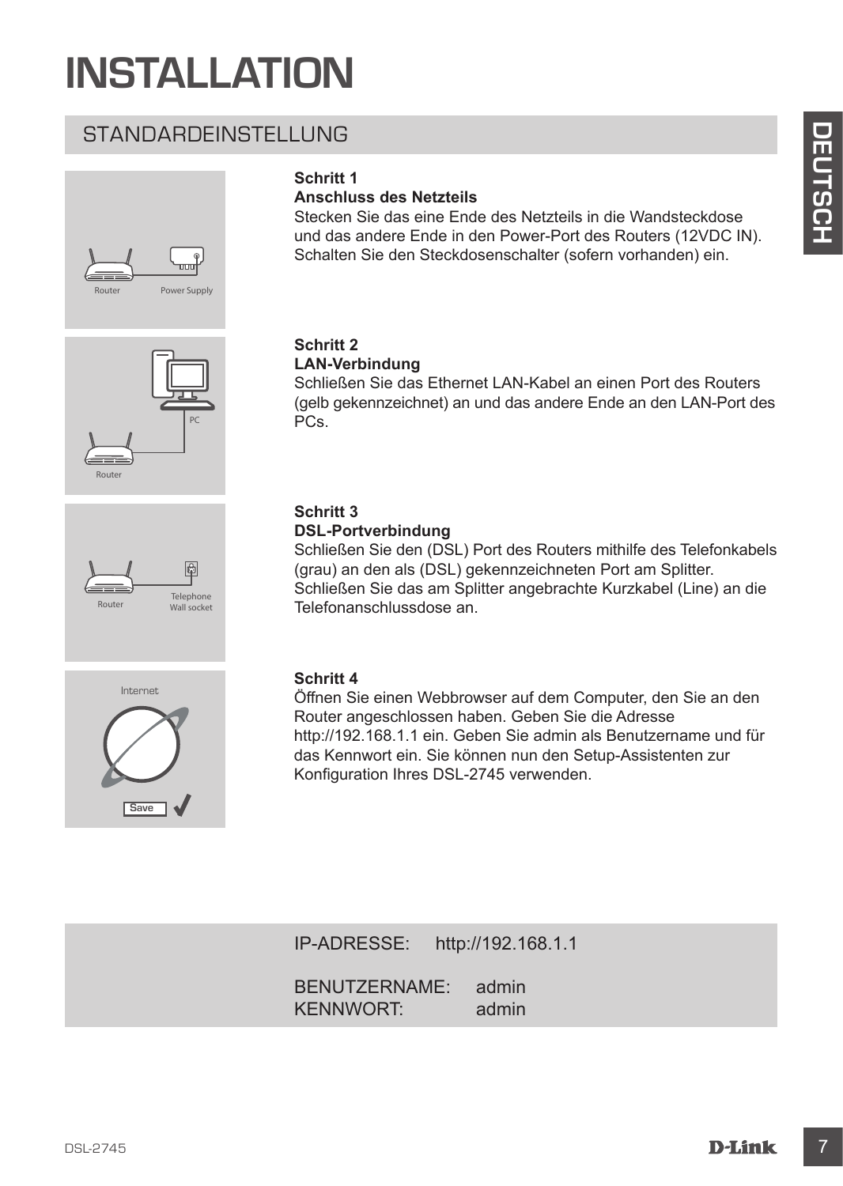# INSTALLATION

## STANDARDEINSTELLUNG

**Schritt 1**
**Anschluss des Netzteils**
Stecken Sie das eine Ende des Netzteils in die Wandsteckdose und das andere Ende in den Power-Port des Routers (12VDC IN). Schalten Sie den Steckdosenschalter (sofern vorhanden) ein.

**Schritt 2**
**LAN-Verbindung**
Schließen Sie das Ethernet LAN-Kabel an einen Port des Routers (gelb gekennzeichnet) an und das andere Ende an den LAN-Port des PCs.

**Schritt 3**
**DSL-Portverbindung**
Schließen Sie den (DSL) Port des Routers mithilfe des Telefonkabels (grau) an den als (DSL) gekennzeichneten Port am Splitter. Schließen Sie das am Splitter angebrachte Kurzkabel (Line) an die Telefonanschlussdose an.

**Schritt 4**
Öffnen Sie einen Webbrowser auf dem Computer, den Sie an den Router angeschlossen haben. Geben Sie die Adresse http://192.168.1.1 ein. Geben Sie admin als Benutzername und für das Kennwort ein. Sie können nun den Setup-Assistenten zur Konfiguration Ihres DSL-2745 verwenden.

IP-ADRESSE: http://192.168.1.1

BENUTZERNAME: admin
KENNWORT: admin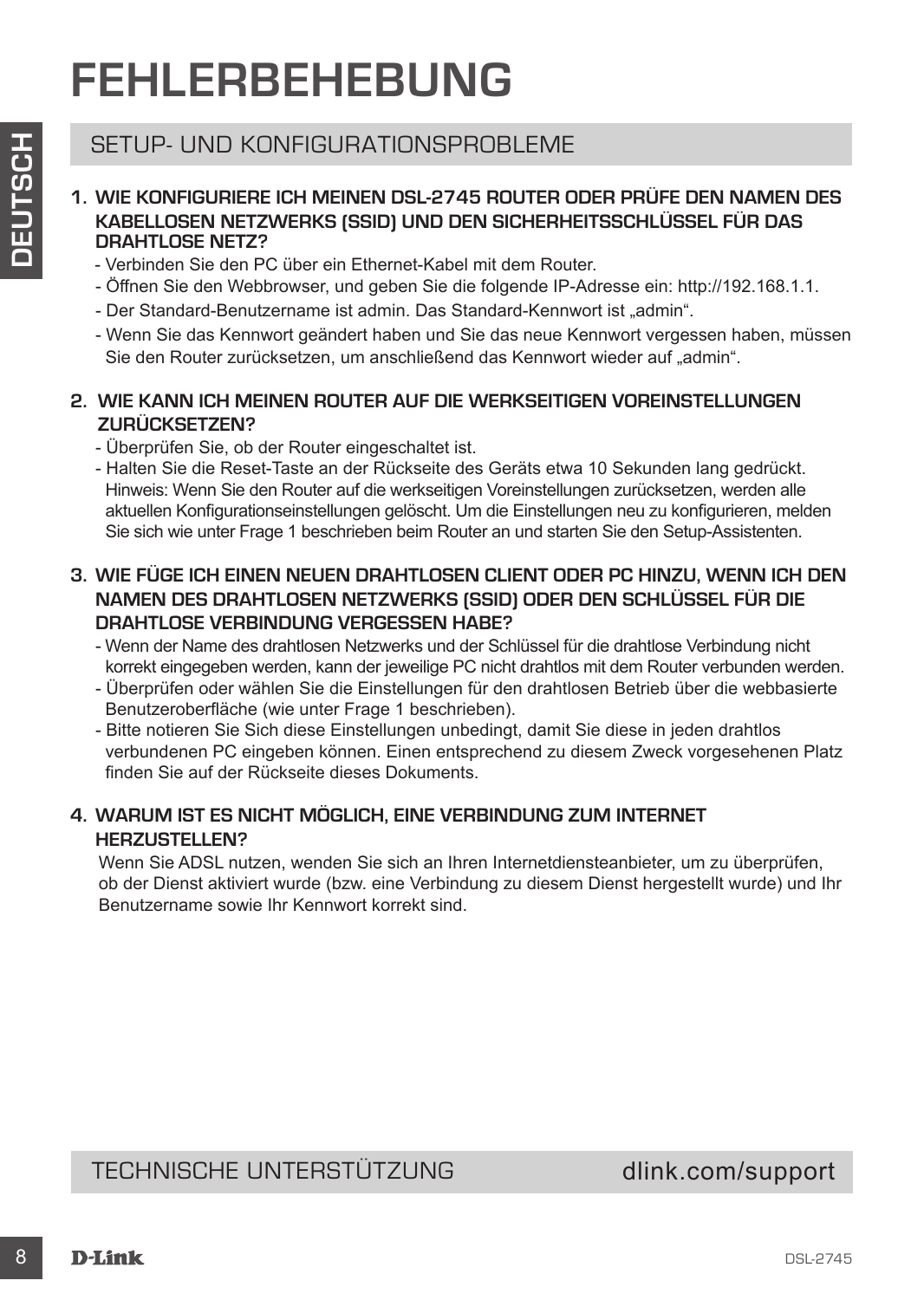# FEHLERBEHEBUNG

## SETUP- UND KONFIGURATIONSPROBLEME

**1. WIE KONFIGURIERE ICH MEINEN DSL-2745 ROUTER ODER PRÜFE DEN NAMEN DES KABELLOSEN NETZWERKS (SSID) UND DEN SICHERHEITSSCHLÜSSEL FÜR DAS DRAHTLOSE NETZ?**

- Verbinden Sie den PC über ein Ethernet-Kabel mit dem Router.
- Öffnen Sie den Webbrowser, und geben Sie die folgende IP-Adresse ein: http://192.168.1.1.
- Der Standard-Benutzername ist admin. Das Standard-Kennwort ist „admin".
- Wenn Sie das Kennwort geändert haben und Sie das neue Kennwort vergessen haben, müssen Sie den Router zurücksetzen, um anschließend das Kennwort wieder auf „admin".

**2. WIE KANN ICH MEINEN ROUTER AUF DIE WERKSEITIGEN VOREINSTELLUNGEN ZURÜCKSETZEN?**

- Überprüfen Sie, ob der Router eingeschaltet ist.
- Halten Sie die Reset-Taste an der Rückseite des Geräts etwa 10 Sekunden lang gedrückt. Hinweis: Wenn Sie den Router auf die werkseitigen Voreinstellungen zurücksetzen, werden alle aktuellen Konfigurationseinstellungen gelöscht. Um die Einstellungen neu zu konfigurieren, melden Sie sich wie unter Frage 1 beschrieben beim Router an und starten Sie den Setup-Assistenten.

**3. WIE FÜGE ICH EINEN NEUEN DRAHTLOSEN CLIENT ODER PC HINZU, WENN ICH DEN NAMEN DES DRAHTLOSEN NETZWERKS (SSID) ODER DEN SCHLÜSSEL FÜR DIE DRAHTLOSE VERBINDUNG VERGESSEN HABE?**

- Wenn der Name des drahtlosen Netzwerks und der Schlüssel für die drahtlose Verbindung nicht korrekt eingegeben werden, kann der jeweilige PC nicht drahtlos mit dem Router verbunden werden.
- Überprüfen oder wählen Sie die Einstellungen für den drahtlosen Betrieb über die webbasierte Benutzeroberfläche (wie unter Frage 1 beschrieben).
- Bitte notieren Sie Sich diese Einstellungen unbedingt, damit Sie diese in jeden drahtlos verbundenen PC eingeben können. Einen entsprechend zu diesem Zweck vorgesehenen Platz finden Sie auf der Rückseite dieses Dokuments.

**4. WARUM IST ES NICHT MÖGLICH, EINE VERBINDUNG ZUM INTERNET HERZUSTELLEN?**

Wenn Sie ADSL nutzen, wenden Sie sich an Ihren Internetdiensteanbieter, um zu überprüfen, ob der Dienst aktiviert wurde (bzw. eine Verbindung zu diesem Dienst hergestellt wurde) und Ihr Benutzername sowie Ihr Kennwort korrekt sind.

## TECHNISCHE UNTERSTÜTZUNG — dlink.com/support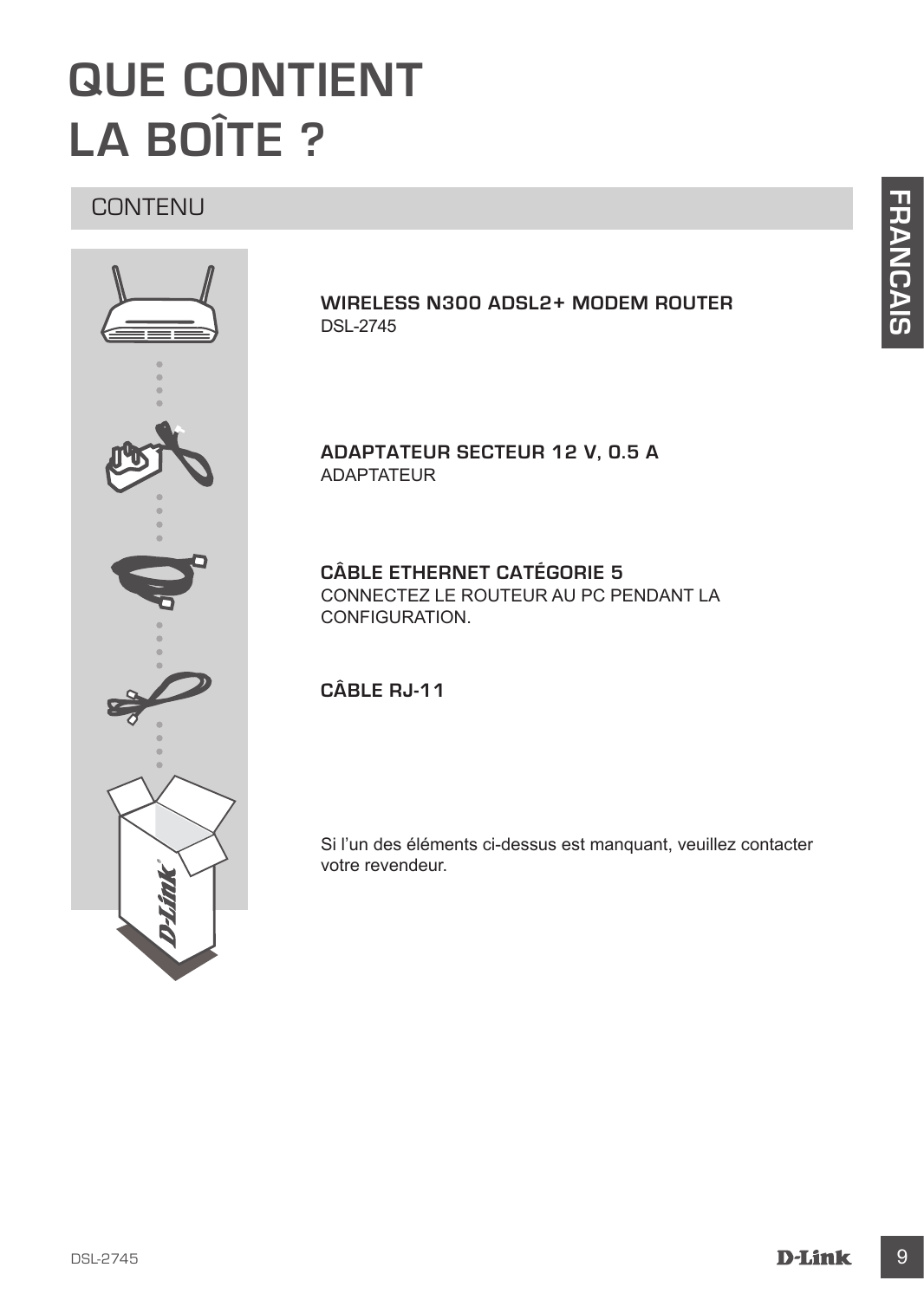# QUE CONTIENT LA BOÎTE ?

## CONTENU

**WIRELESS N300 ADSL2+ MODEM ROUTER**
DSL-2745

**ADAPTATEUR SECTEUR 12 V, 0.5 A**
ADAPTATEUR

**CÂBLE ETHERNET CATÉGORIE 5**
CONNECTEZ LE ROUTEUR AU PC PENDANT LA CONFIGURATION.

**CÂBLE RJ-11**

Si l'un des éléments ci-dessus est manquant, veuillez contacter votre revendeur.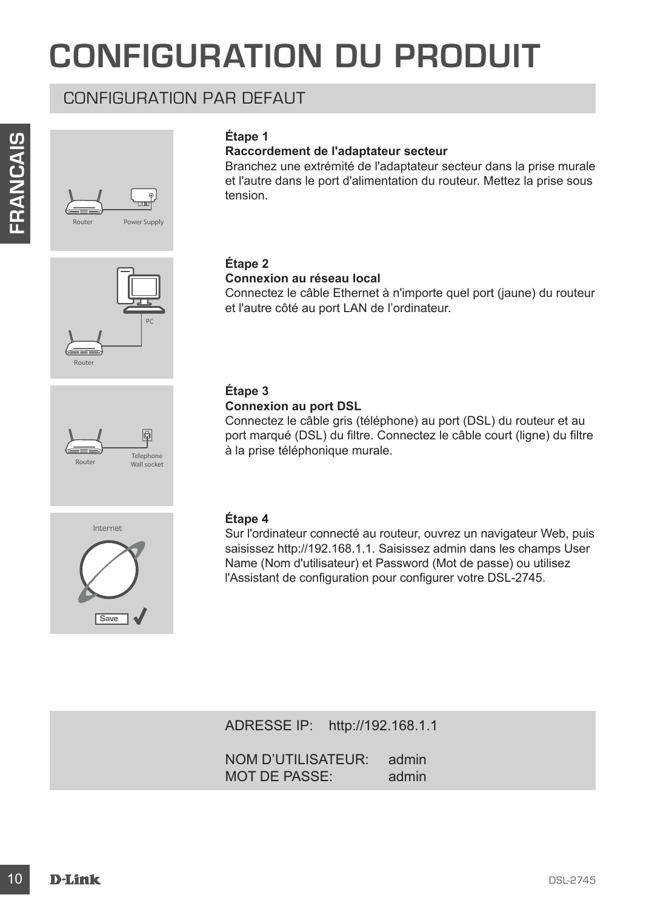# CONFIGURATION DU PRODUIT

## CONFIGURATION PAR DEFAUT

**Étape 1**
**Raccordement de l'adaptateur secteur**
Branchez une extrémité de l'adaptateur secteur dans la prise murale et l'autre dans le port d'alimentation du routeur. Mettez la prise sous tension.

**Étape 2**
**Connexion au réseau local**
Connectez le câble Ethernet à n'importe quel port (jaune) du routeur et l'autre côté au port LAN de l'ordinateur.

**Étape 3**
**Connexion au port DSL**
Connectez le câble gris (téléphone) au port (DSL) du routeur et au port marqué (DSL) du filtre. Connectez le câble court (ligne) du filtre à la prise téléphonique murale.

**Étape 4**
Sur l'ordinateur connecté au routeur, ouvrez un navigateur Web, puis saisissez http://192.168.1.1. Saisissez admin dans les champs User Name (Nom d'utilisateur) et Password (Mot de passe) ou utilisez l'Assistant de configuration pour configurer votre DSL-2745.

ADRESSE IP: http://192.168.1.1

NOM D'UTILISATEUR: admin
MOT DE PASSE: admin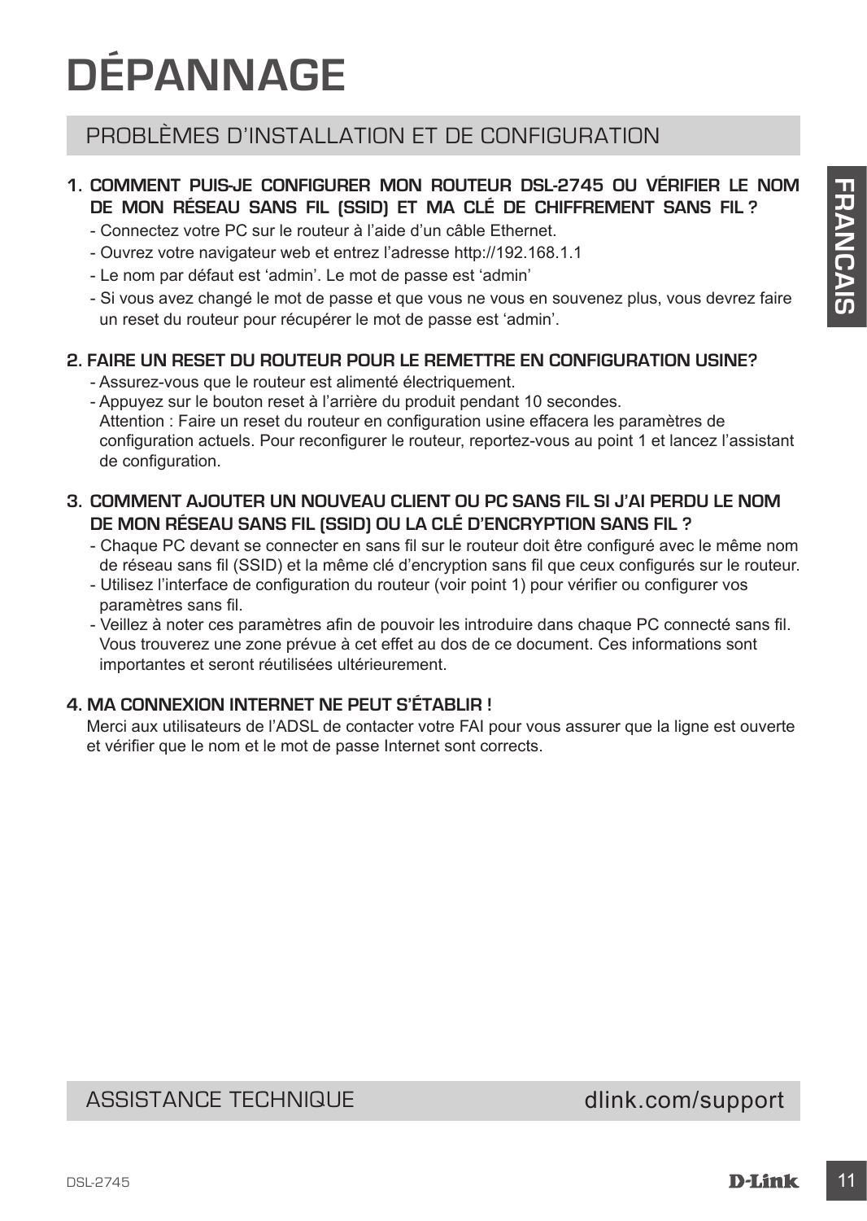# DÉPANNAGE

## PROBLÈMES D'INSTALLATION ET DE CONFIGURATION

**1. COMMENT PUIS-JE CONFIGURER MON ROUTEUR DSL-2745 OU VÉRIFIER LE NOM DE MON RÉSEAU SANS FIL (SSID) ET MA CLÉ DE CHIFFREMENT SANS FIL ?**

- Connectez votre PC sur le routeur à l'aide d'un câble Ethernet.
- Ouvrez votre navigateur web et entrez l'adresse http://192.168.1.1
- Le nom par défaut est 'admin'. Le mot de passe est 'admin'
- Si vous avez changé le mot de passe et que vous ne vous en souvenez plus, vous devrez faire un reset du routeur pour récupérer le mot de passe est 'admin'.

**2. FAIRE UN RESET DU ROUTEUR POUR LE REMETTRE EN CONFIGURATION USINE?**

- Assurez-vous que le routeur est alimenté électriquement.
- Appuyez sur le bouton reset à l'arrière du produit pendant 10 secondes.
  Attention : Faire un reset du routeur en configuration usine effacera les paramètres de configuration actuels. Pour reconfigurer le routeur, reportez-vous au point 1 et lancez l'assistant de configuration.

**3. COMMENT AJOUTER UN NOUVEAU CLIENT OU PC SANS FIL SI J'AI PERDU LE NOM DE MON RÉSEAU SANS FIL (SSID) OU LA CLÉ D'ENCRYPTION SANS FIL ?**

- Chaque PC devant se connecter en sans fil sur le routeur doit être configuré avec le même nom de réseau sans fil (SSID) et la même clé d'encryption sans fil que ceux configurés sur le routeur.
- Utilisez l'interface de configuration du routeur (voir point 1) pour vérifier ou configurer vos paramètres sans fil.
- Veillez à noter ces paramètres afin de pouvoir les introduire dans chaque PC connecté sans fil. Vous trouverez une zone prévue à cet effet au dos de ce document. Ces informations sont importantes et seront réutilisées ultérieurement.

**4. MA CONNEXION INTERNET NE PEUT S'ÉTABLIR !**

Merci aux utilisateurs de l'ADSL de contacter votre FAI pour vous assurer que la ligne est ouverte et vérifier que le nom et le mot de passe Internet sont corrects.

## ASSISTANCE TECHNIQUE dlink.com/support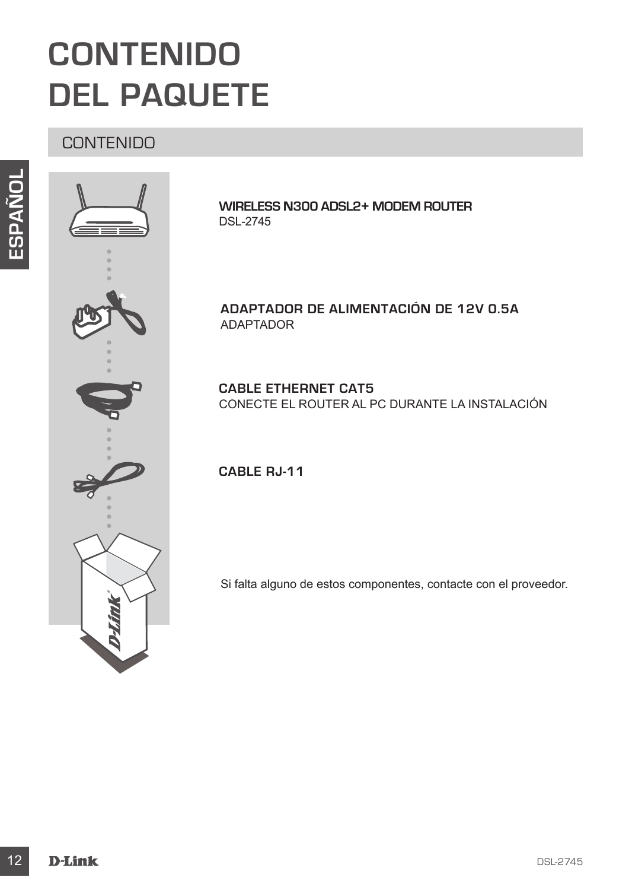# CONTENIDO DEL PAQUETE

## CONTENIDO

**WIRELESS N300 ADSL2+ MODEM ROUTER**
DSL-2745

**ADAPTADOR DE ALIMENTACIÓN DE 12V 0.5A**
ADAPTADOR

**CABLE ETHERNET CAT5**
CONECTE EL ROUTER AL PC DURANTE LA INSTALACIÓN

**CABLE RJ-11**

Si falta alguno de estos componentes, contacte con el proveedor.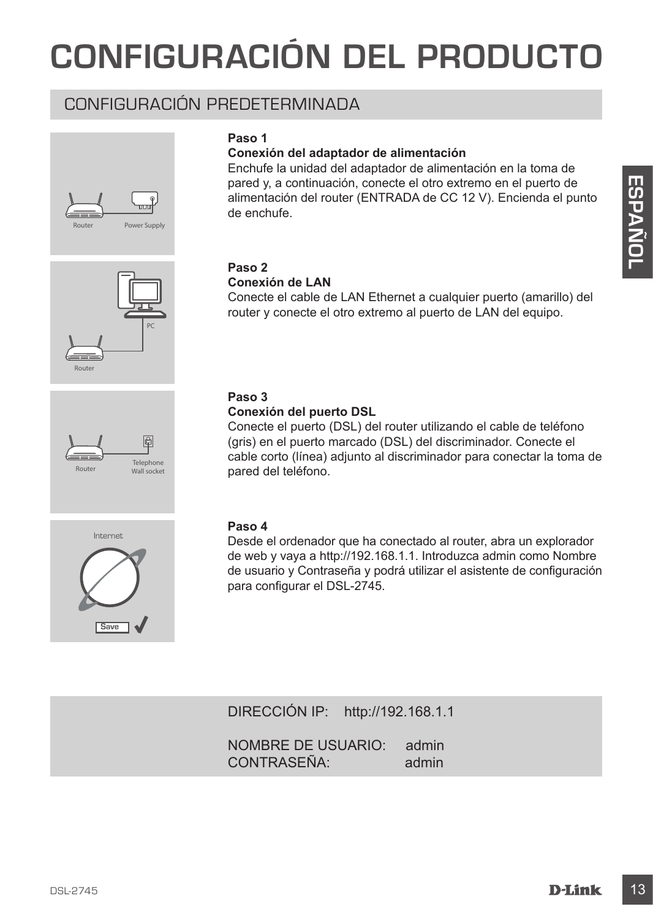# CONFIGURACIÓN DEL PRODUCTO

## CONFIGURACIÓN PREDETERMINADA

Router Power Supply

**Paso 1**
**Conexión del adaptador de alimentación**
Enchufe la unidad del adaptador de alimentación en la toma de pared y, a continuación, conecte el otro extremo en el puerto de alimentación del router (ENTRADA de CC 12 V). Encienda el punto de enchufe.

PC Router

**Paso 2**
**Conexión de LAN**
Conecte el cable de LAN Ethernet a cualquier puerto (amarillo) del router y conecte el otro extremo al puerto de LAN del equipo.

Router Telephone Wall socket

**Paso 3**
**Conexión del puerto DSL**
Conecte el puerto (DSL) del router utilizando el cable de teléfono (gris) en el puerto marcado (DSL) del discriminador. Conecte el cable corto (línea) adjunto al discriminador para conectar la toma de pared del teléfono.

Internet Save

**Paso 4**
Desde el ordenador que ha conectado al router, abra un explorador de web y vaya a http://192.168.1.1. Introduzca admin como Nombre de usuario y Contraseña y podrá utilizar el asistente de configuración para configurar el DSL-2745.

DIRECCIÓN IP: http://192.168.1.1

NOMBRE DE USUARIO: admin
CONTRASEÑA: admin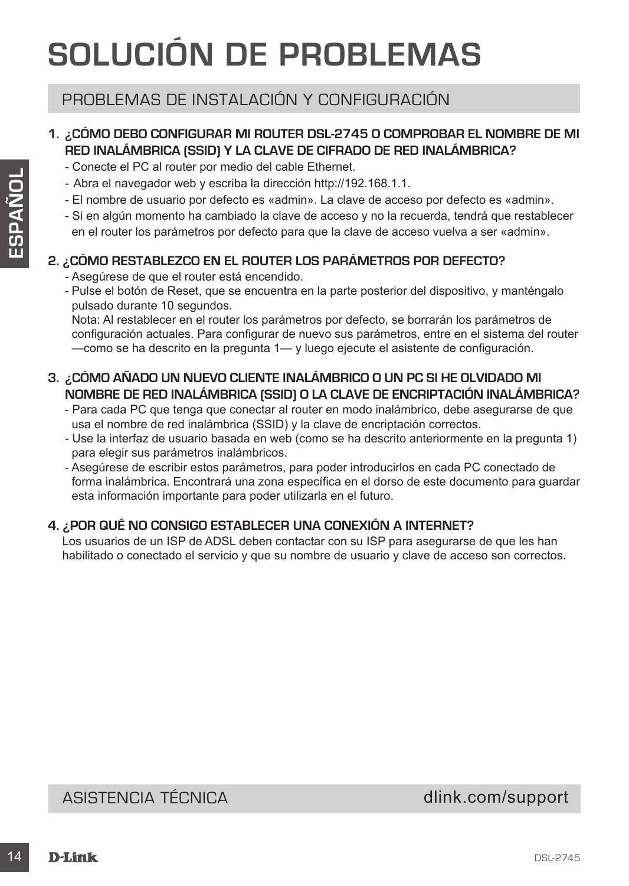# SOLUCIÓN DE PROBLEMAS

## PROBLEMAS DE INSTALACIÓN Y CONFIGURACIÓN

**1. ¿CÓMO DEBO CONFIGURAR MI ROUTER DSL-2745 O COMPROBAR EL NOMBRE DE MI RED INALÁMBRICA (SSID) Y LA CLAVE DE CIFRADO DE RED INALÁMBRICA?**

- Conecte el PC al router por medio del cable Ethernet.
- Abra el navegador web y escriba la dirección http://192.168.1.1.
- El nombre de usuario por defecto es «admin». La clave de acceso por defecto es «admin».
- Si en algún momento ha cambiado la clave de acceso y no la recuerda, tendrá que restablecer en el router los parámetros por defecto para que la clave de acceso vuelva a ser «admin».

**2. ¿CÓMO RESTABLEZCO EN EL ROUTER LOS PARÁMETROS POR DEFECTO?**

- Asegúrese de que el router está encendido.
- Pulse el botón de Reset, que se encuentra en la parte posterior del dispositivo, y manténgalo pulsado durante 10 segundos.
  Nota: Al restablecer en el router los parámetros por defecto, se borrarán los parámetros de configuración actuales. Para configurar de nuevo sus parámetros, entre en el sistema del router —como se ha descrito en la pregunta 1— y luego ejecute el asistente de configuración.

**3. ¿CÓMO AÑADO UN NUEVO CLIENTE INALÁMBRICO O UN PC SI HE OLVIDADO MI NOMBRE DE RED INALÁMBRICA (SSID) O LA CLAVE DE ENCRIPTACIÓN INALÁMBRICA?**

- Para cada PC que tenga que conectar al router en modo inalámbrico, debe asegurarse de que usa el nombre de red inalámbrica (SSID) y la clave de encriptación correctos.
- Use la interfaz de usuario basada en web (como se ha descrito anteriormente en la pregunta 1) para elegir sus parámetros inalámbricos.
- Asegúrese de escribir estos parámetros, para poder introducirlos en cada PC conectado de forma inalámbrica. Encontrará una zona específica en el dorso de este documento para guardar esta información importante para poder utilizarla en el futuro.

**4. ¿POR QUÉ NO CONSIGO ESTABLECER UNA CONEXIÓN A INTERNET?**

Los usuarios de un ISP de ADSL deben contactar con su ISP para asegurarse de que les han habilitado o conectado el servicio y que su nombre de usuario y clave de acceso son correctos.

## ASISTENCIA TÉCNICA

dlink.com/support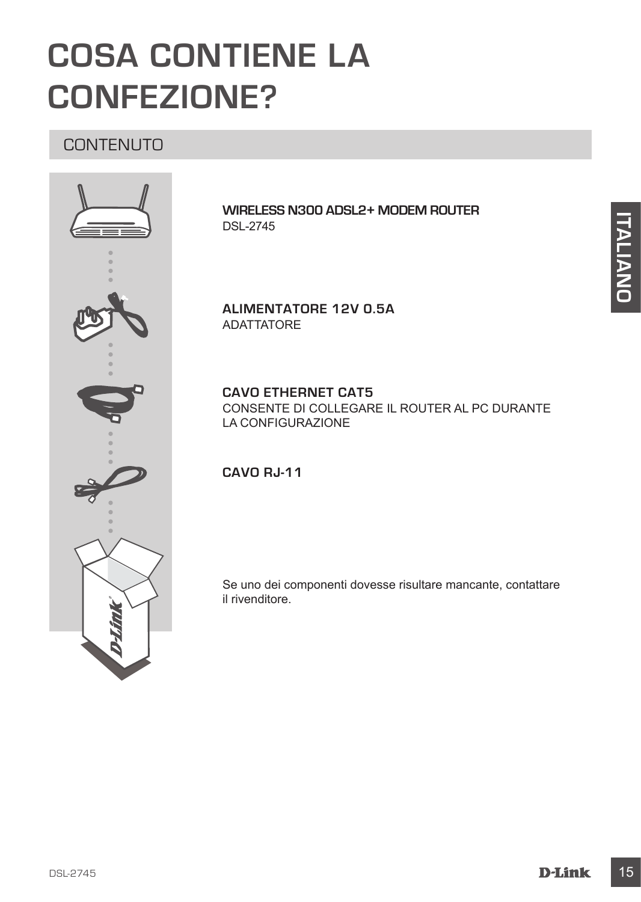# COSA CONTIENE LA CONFEZIONE?

## CONTENUTO

**WIRELESS N300 ADSL2+ MODEM ROUTER**
DSL-2745

**ALIMENTATORE 12V 0.5A**
ADATTATORE

**CAVO ETHERNET CAT5**
CONSENTE DI COLLEGARE IL ROUTER AL PC DURANTE LA CONFIGURAZIONE

**CAVO RJ-11**

Se uno dei componenti dovesse risultare mancante, contattare il rivenditore.

ITALIANO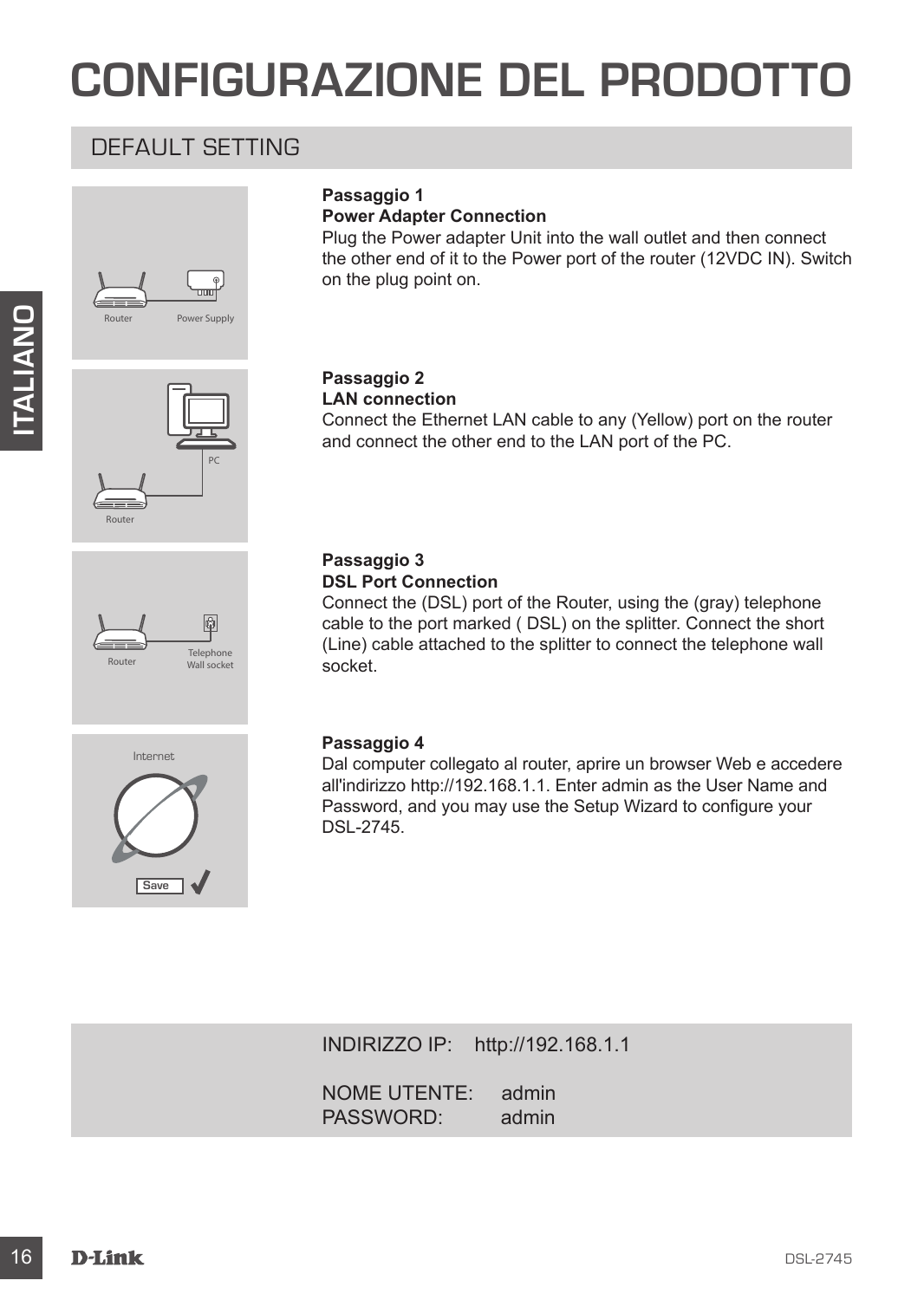# CONFIGURAZIONE DEL PRODOTTO

## DEFAULT SETTING

**Passaggio 1**
**Power Adapter Connection**
Plug the Power adapter Unit into the wall outlet and then connect the other end of it to the Power port of the router (12VDC IN). Switch on the plug point on.

**Passaggio 2**
**LAN connection**
Connect the Ethernet LAN cable to any (Yellow) port on the router and connect the other end to the LAN port of the PC.

**Passaggio 3**
**DSL Port Connection**
Connect the (DSL) port of the Router, using the (gray) telephone cable to the port marked ( DSL) on the splitter. Connect the short (Line) cable attached to the splitter to connect the telephone wall socket.

**Passaggio 4**
Dal computer collegato al router, aprire un browser Web e accedere all'indirizzo http://192.168.1.1. Enter admin as the User Name and Password, and you may use the Setup Wizard to configure your DSL-2745.

INDIRIZZO IP: http://192.168.1.1

NOME UTENTE: admin
PASSWORD: admin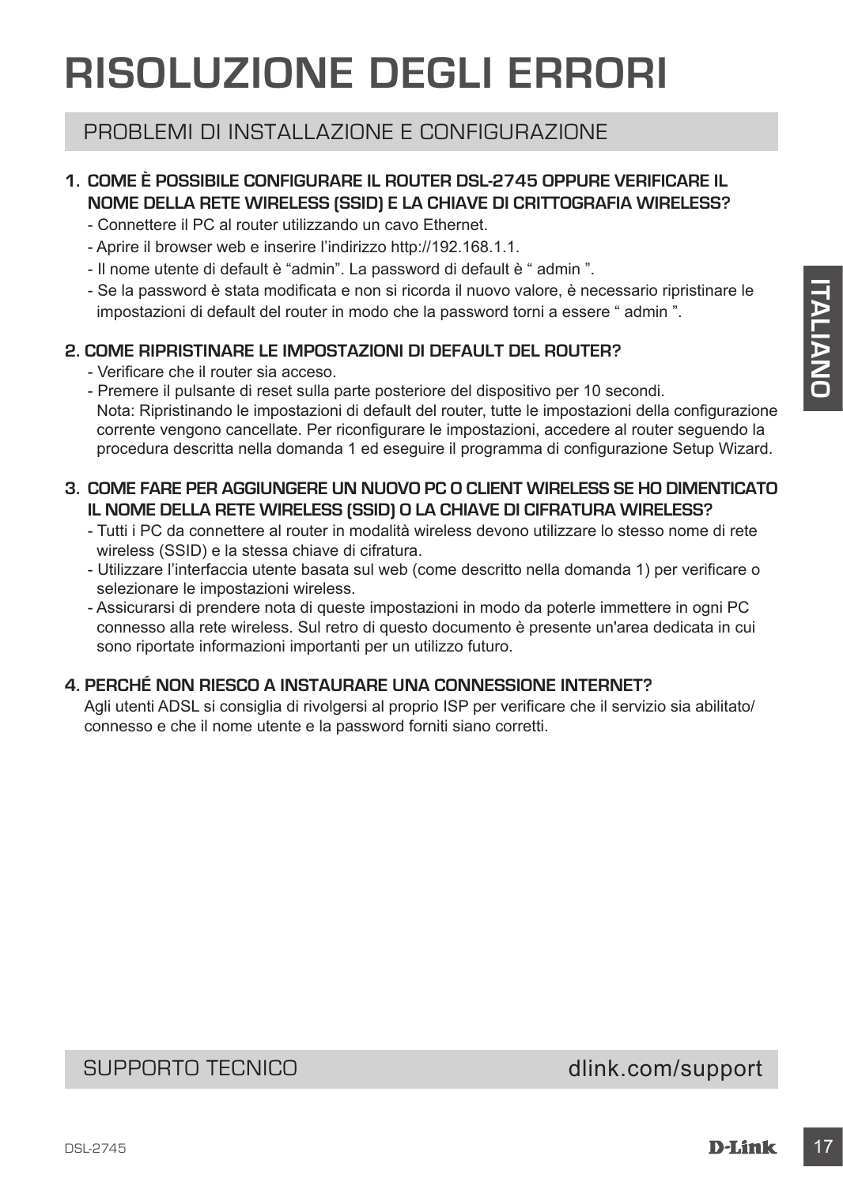# RISOLUZIONE DEGLI ERRORI

## PROBLEMI DI INSTALLAZIONE E CONFIGURAZIONE

**1. COME È POSSIBILE CONFIGURARE IL ROUTER DSL-2745 OPPURE VERIFICARE IL NOME DELLA RETE WIRELESS (SSID) E LA CHIAVE DI CRITTOGRAFIA WIRELESS?**

- Connettere il PC al router utilizzando un cavo Ethernet.
- Aprire il browser web e inserire l'indirizzo http://192.168.1.1.
- Il nome utente di default è "admin". La password di default è " admin ".
- Se la password è stata modificata e non si ricorda il nuovo valore, è necessario ripristinare le impostazioni di default del router in modo che la password torni a essere " admin ".

**2. COME RIPRISTINARE LE IMPOSTAZIONI DI DEFAULT DEL ROUTER?**

- Verificare che il router sia acceso.
- Premere il pulsante di reset sulla parte posteriore del dispositivo per 10 secondi.
  Nota: Ripristinando le impostazioni di default del router, tutte le impostazioni della configurazione corrente vengono cancellate. Per riconfigurare le impostazioni, accedere al router seguendo la procedura descritta nella domanda 1 ed eseguire il programma di configurazione Setup Wizard.

**3. COME FARE PER AGGIUNGERE UN NUOVO PC O CLIENT WIRELESS SE HO DIMENTICATO IL NOME DELLA RETE WIRELESS (SSID) O LA CHIAVE DI CIFRATURA WIRELESS?**

- Tutti i PC da connettere al router in modalità wireless devono utilizzare lo stesso nome di rete wireless (SSID) e la stessa chiave di cifratura.
- Utilizzare l'interfaccia utente basata sul web (come descritto nella domanda 1) per verificare o selezionare le impostazioni wireless.
- Assicurarsi di prendere nota di queste impostazioni in modo da poterle immettere in ogni PC connesso alla rete wireless. Sul retro di questo documento è presente un'area dedicata in cui sono riportate informazioni importanti per un utilizzo futuro.

**4. PERCHÉ NON RIESCO A INSTAURARE UNA CONNESSIONE INTERNET?**

Agli utenti ADSL si consiglia di rivolgersi al proprio ISP per verificare che il servizio sia abilitato/connesso e che il nome utente e la password forniti siano corretti.

## SUPPORTO TECNICO

dlink.com/support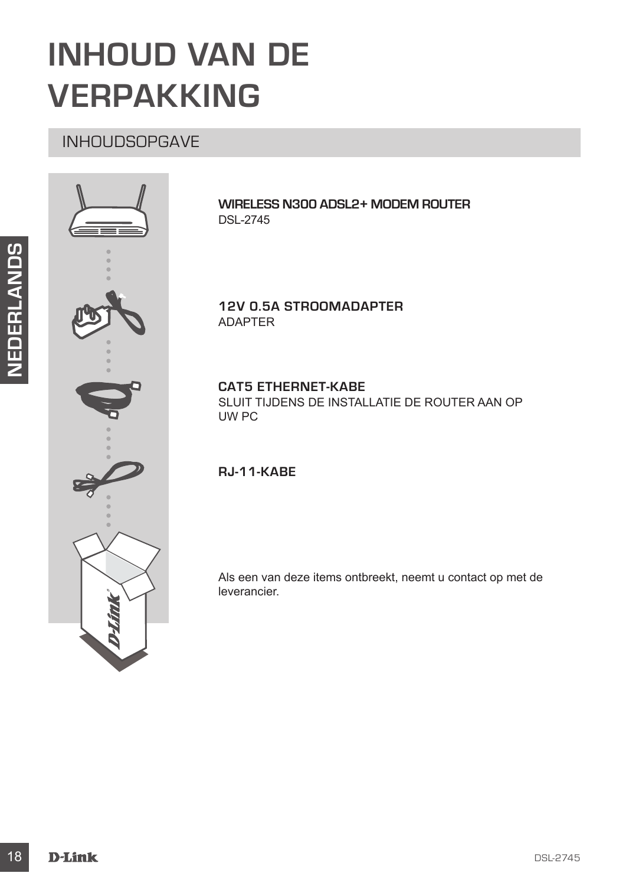# INHOUD VAN DE VERPAKKING

## INHOUDSOPGAVE

**WIRELESS N300 ADSL2+ MODEM ROUTER**
DSL-2745

**12V 0.5A STROOMADAPTER**
ADAPTER

**CAT5 ETHERNET-KABE**
SLUIT TIJDENS DE INSTALLATIE DE ROUTER AAN OP UW PC

**RJ-11-KABE**

Als een van deze items ontbreekt, neemt u contact op met de leverancier.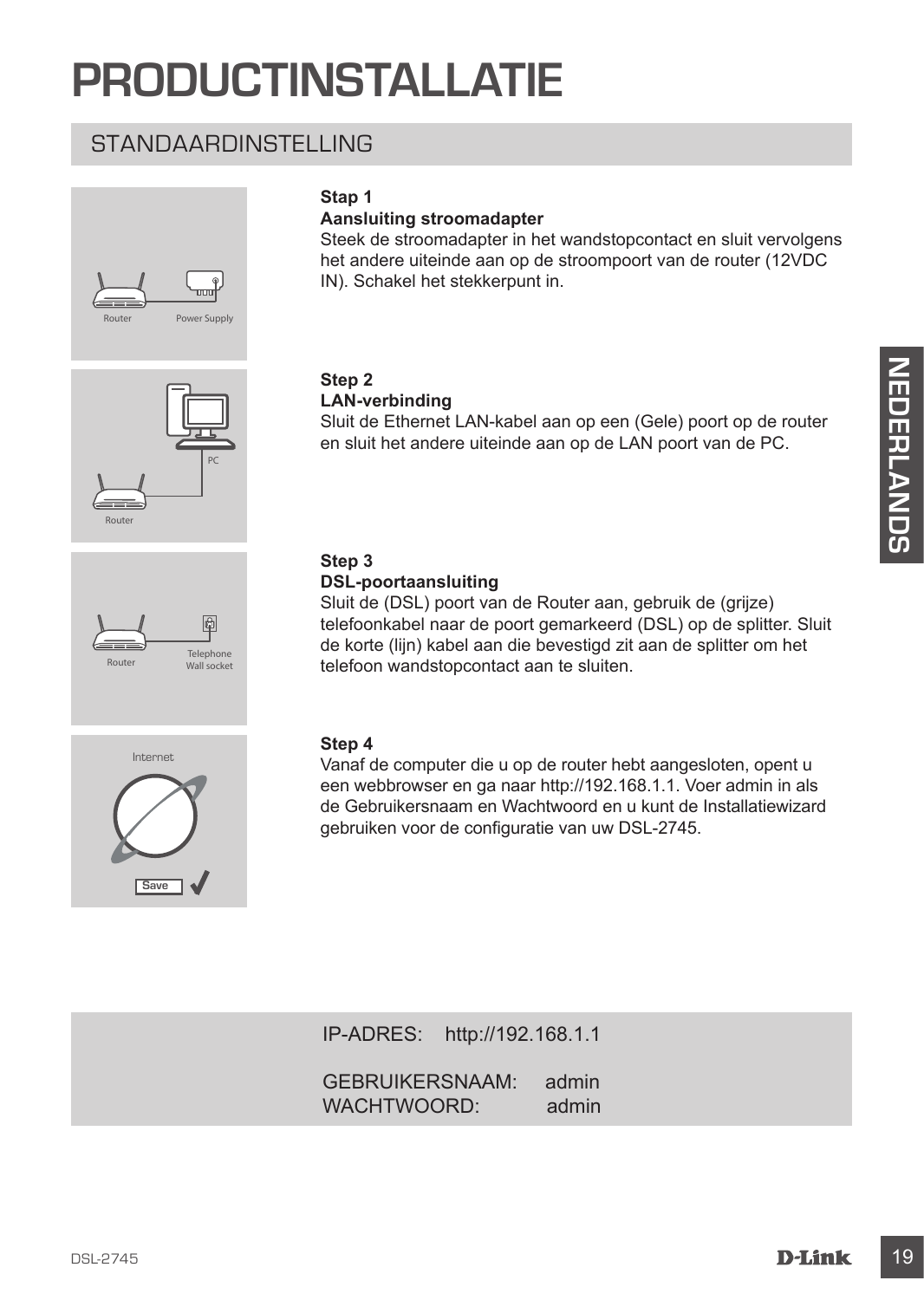# PRODUCTINSTALLATIE

## STANDAARDINSTELLING

**Stap 1**
**Aansluiting stroomadapter**
Steek de stroomadapter in het wandstopcontact en sluit vervolgens het andere uiteinde aan op de stroompoort van de router (12VDC IN). Schakel het stekkerpunt in.

**Step 2**
**LAN-verbinding**
Sluit de Ethernet LAN-kabel aan op een (Gele) poort op de router en sluit het andere uiteinde aan op de LAN poort van de PC.

**Step 3**
**DSL-poortaansluiting**
Sluit de (DSL) poort van de Router aan, gebruik de (grijze) telefoonkabel naar de poort gemarkeerd (DSL) op de splitter. Sluit de korte (lijn) kabel aan die bevestigd zit aan de splitter om het telefoon wandstopcontact aan te sluiten.

**Step 4**
Vanaf de computer die u op de router hebt aangesloten, opent u een webbrowser en ga naar http://192.168.1.1. Voer admin in als de Gebruikersnaam en Wachtwoord en u kunt de Installatiewizard gebruiken voor de configuratie van uw DSL-2745.

IP-ADRES: http://192.168.1.1

GEBRUIKERSNAAM: admin
WACHTWOORD: admin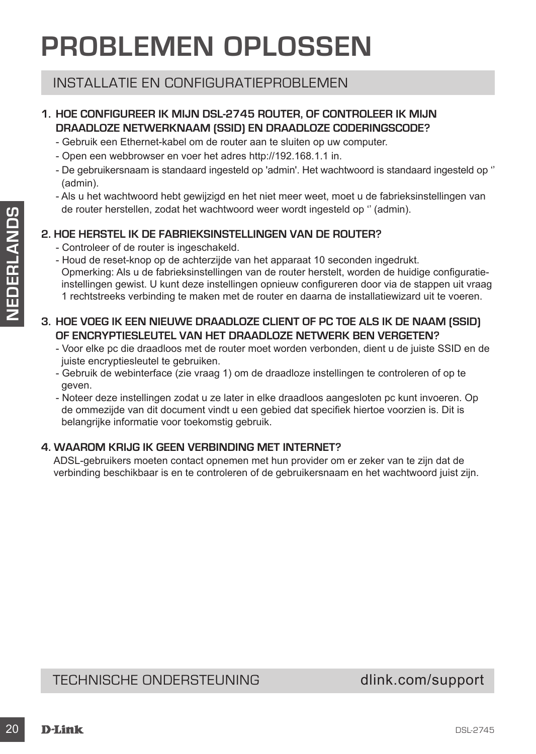# PROBLEMEN OPLOSSEN

## INSTALLATIE EN CONFIGURATIEPROBLEMEN

**1. HOE CONFIGUREER IK MIJN DSL-2745 ROUTER, OF CONTROLEER IK MIJN DRAADLOZE NETWERKNAAM (SSID) EN DRAADLOZE CODERINGSCODE?**

- Gebruik een Ethernet-kabel om de router aan te sluiten op uw computer.
- Open een webbrowser en voer het adres http://192.168.1.1 in.
- De gebruikersnaam is standaard ingesteld op 'admin'. Het wachtwoord is standaard ingesteld op '' (admin).
- Als u het wachtwoord hebt gewijzigd en het niet meer weet, moet u de fabrieksinstellingen van de router herstellen, zodat het wachtwoord weer wordt ingesteld op '' (admin).

**2. HOE HERSTEL IK DE FABRIEKSINSTELLINGEN VAN DE ROUTER?**

- Controleer of de router is ingeschakeld.
- Houd de reset-knop op de achterzijde van het apparaat 10 seconden ingedrukt.
  Opmerking: Als u de fabrieksinstellingen van de router herstelt, worden de huidige configuratie-instellingen gewist. U kunt deze instellingen opnieuw configureren door via de stappen uit vraag 1 rechtstreeks verbinding te maken met de router en daarna de installatiewizard uit te voeren.

**3. HOE VOEG IK EEN NIEUWE DRAADLOZE CLIENT OF PC TOE ALS IK DE NAAM (SSID) OF ENCRYPTIESLEUTEL VAN HET DRAADLOZE NETWERK BEN VERGETEN?**

- Voor elke pc die draadloos met de router moet worden verbonden, dient u de juiste SSID en de juiste encryptiesleutel te gebruiken.
- Gebruik de webinterface (zie vraag 1) om de draadloze instellingen te controleren of op te geven.
- Noteer deze instellingen zodat u ze later in elke draadloos aangesloten pc kunt invoeren. Op de ommezijde van dit document vindt u een gebied dat specifiek hiertoe voorzien is. Dit is belangrijke informatie voor toekomstig gebruik.

**4. WAAROM KRIJG IK GEEN VERBINDING MET INTERNET?**

ADSL-gebruikers moeten contact opnemen met hun provider om er zeker van te zijn dat de verbinding beschikbaar is en te controleren of de gebruikersnaam en het wachtwoord juist zijn.

TECHNISCHE ONDERSTEUNING dlink.com/support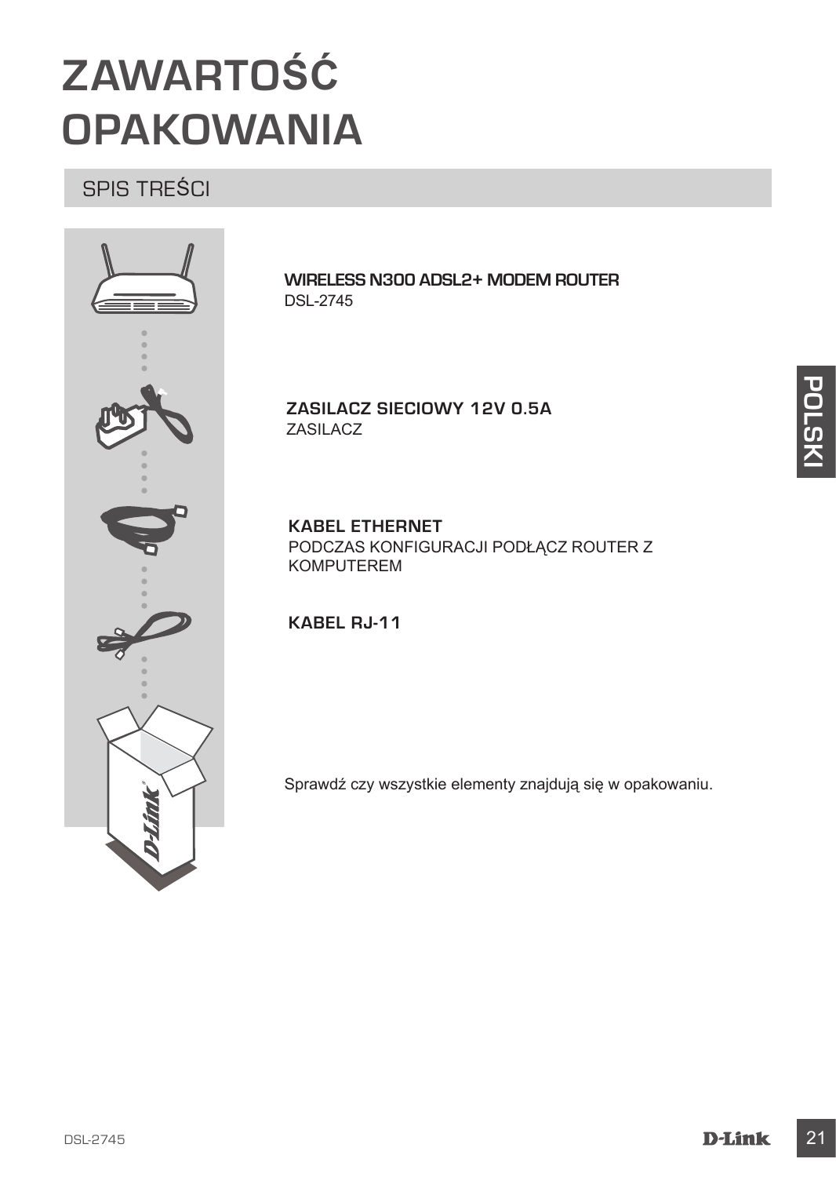# ZAWARTOŚĆ OPAKOWANIA

## SPIS TREŚCI

**WIRELESS N300 ADSL2+ MODEM ROUTER**
DSL-2745

**ZASILACZ SIECIOWY 12V 0.5A**
ZASILACZ

**KABEL ETHERNET**
PODCZAS KONFIGURACJI PODŁĄCZ ROUTER Z KOMPUTEREM

**KABEL RJ-11**

Sprawdź czy wszystkie elementy znajdują się w opakowaniu.

POLSKI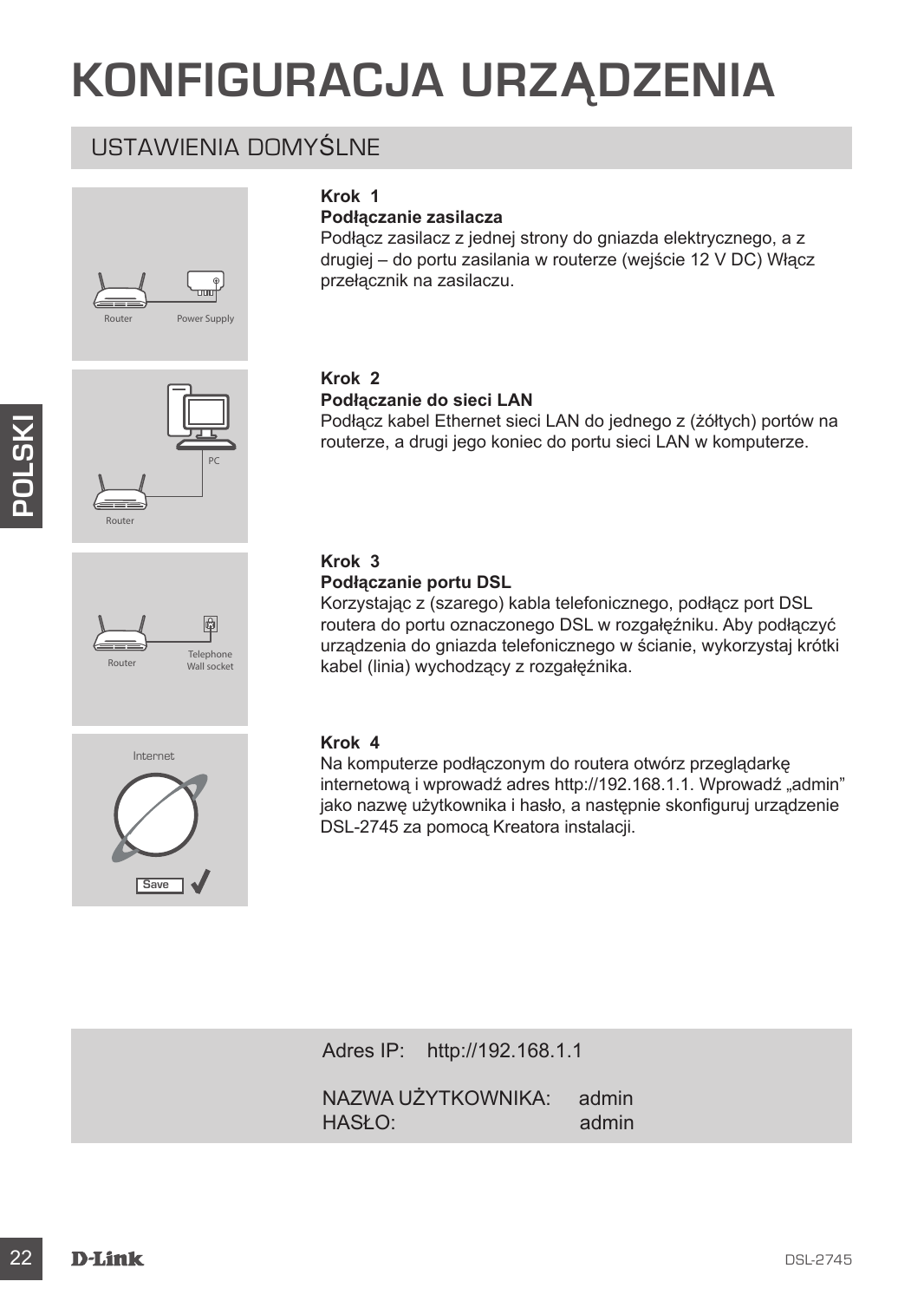# KONFIGURACJA URZĄDZENIA

## USTAWIENIA DOMYŚLNE

**Krok 1**
**Podłączanie zasilacza**
Podłącz zasilacz z jednej strony do gniazda elektrycznego, a z drugiej – do portu zasilania w routerze (wejście 12 V DC) Włącz przełącznik na zasilaczu.

**Krok 2**
**Podłączanie do sieci LAN**
Podłącz kabel Ethernet sieci LAN do jednego z (żółtych) portów na routerze, a drugi jego koniec do portu sieci LAN w komputerze.

**Krok 3**
**Podłączanie portu DSL**
Korzystając z (szarego) kabla telefonicznego, podłącz port DSL routera do portu oznaczonego DSL w rozgałęźniku. Aby podłączyć urządzenia do gniazda telefonicznego w ścianie, wykorzystaj krótki kabel (linia) wychodzący z rozgałęźnika.

**Krok 4**
Na komputerze podłączonym do routera otwórz przeglądarkę internetową i wprowadź adres http://192.168.1.1. Wprowadź „admin" jako nazwę użytkownika i hasło, a następnie skonfiguruj urządzenie DSL-2745 za pomocą Kreatora instalacji.

Adres IP: http://192.168.1.1

NAZWA UŻYTKOWNIKA: admin
HASŁO: admin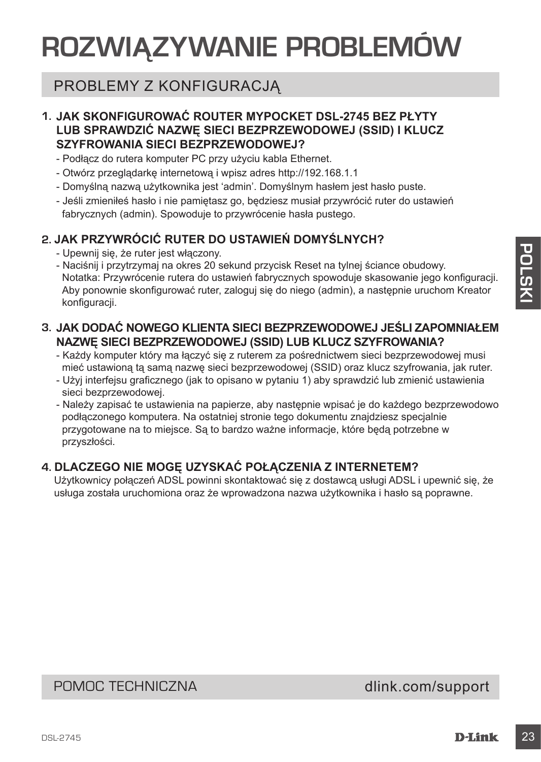# ROZWIĄZYWANIE PROBLEMÓW

## PROBLEMY Z KONFIGURACJĄ

### 1. JAK SKONFIGUROWAĆ ROUTER MYPOCKET DSL-2745 BEZ PŁYTY LUB SPRAWDZIĆ NAZWĘ SIECI BEZPRZEWODOWEJ (SSID) I KLUCZ SZYFROWANIA SIECI BEZPRZEWODOWEJ?

- Podłącz do rutera komputer PC przy użyciu kabla Ethernet.
- Otwórz przeglądarkę internetową i wpisz adres http://192.168.1.1
- Domyślną nazwą użytkownika jest ‘admin’. Domyślnym hasłem jest hasło puste.
- Jeśli zmieniłeś hasło i nie pamiętasz go, będziesz musiał przywrócić ruter do ustawień fabrycznych (admin). Spowoduje to przywrócenie hasła pustego.

### 2. JAK PRZYWRÓCIĆ RUTER DO USTAWIEŃ DOMYŚLNYCH?

- Upewnij się, że ruter jest włączony.
- Naciśnij i przytrzymaj na okres 20 sekund przycisk Reset na tylnej ściance obudowy.
  Notatka: Przywrócenie rutera do ustawień fabrycznych spowoduje skasowanie jego konfiguracji. Aby ponownie skonfigurować ruter, zaloguj się do niego (admin), a następnie uruchom Kreator konfiguracji.

### 3. JAK DODAĆ NOWEGO KLIENTA SIECI BEZPRZEWODOWEJ JEŚLI ZAPOMNIAŁEM NAZWĘ SIECI BEZPRZEWODOWEJ (SSID) LUB KLUCZ SZYFROWANIA?

- Każdy komputer który ma łączyć się z ruterem za pośrednictwem sieci bezprzewodowej musi mieć ustawioną tą samą nazwę sieci bezprzewodowej (SSID) oraz klucz szyfrowania, jak ruter.
- Użyj interfejsu graficznego (jak to opisano w pytaniu 1) aby sprawdzić lub zmienić ustawienia sieci bezprzewodowej.
- Należy zapisać te ustawienia na papierze, aby następnie wpisać je do każdego bezprzewodowo podłączonego komputera. Na ostatniej stronie tego dokumentu znajdziesz specjalnie przygotowane na to miejsce. Są to bardzo ważne informacje, które będą potrzebne w przyszłości.

### 4. DLACZEGO NIE MOGĘ UZYSKAĆ POŁĄCZENIA Z INTERNETEM?

Użytkownicy połączeń ADSL powinni skontaktować się z dostawcą usługi ADSL i upewnić się, że usługa została uruchomiona oraz że wprowadzona nazwa użytkownika i hasło są poprawne.

## POMOC TECHNICZNA dlink.com/support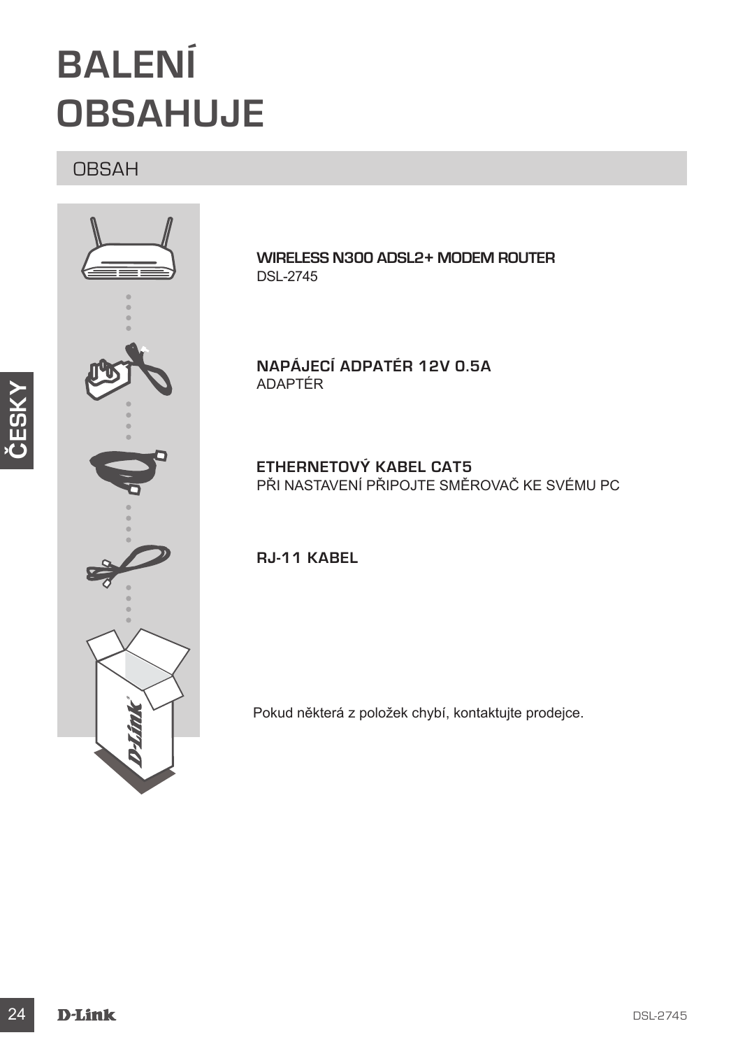# BALENÍ OBSAHUJE

## OBSAH

**WIRELESS N300 ADSL2+ MODEM ROUTER**
DSL-2745

**NAPÁJECÍ ADPATÉR 12V 0.5A**
ADAPTÉR

**ETHERNETOVÝ KABEL CAT5**
PŘI NASTAVENÍ PŘIPOJTE SMĚROVAČ KE SVÉMU PC

**RJ-11 KABEL**

Pokud některá z položek chybí, kontaktujte prodejce.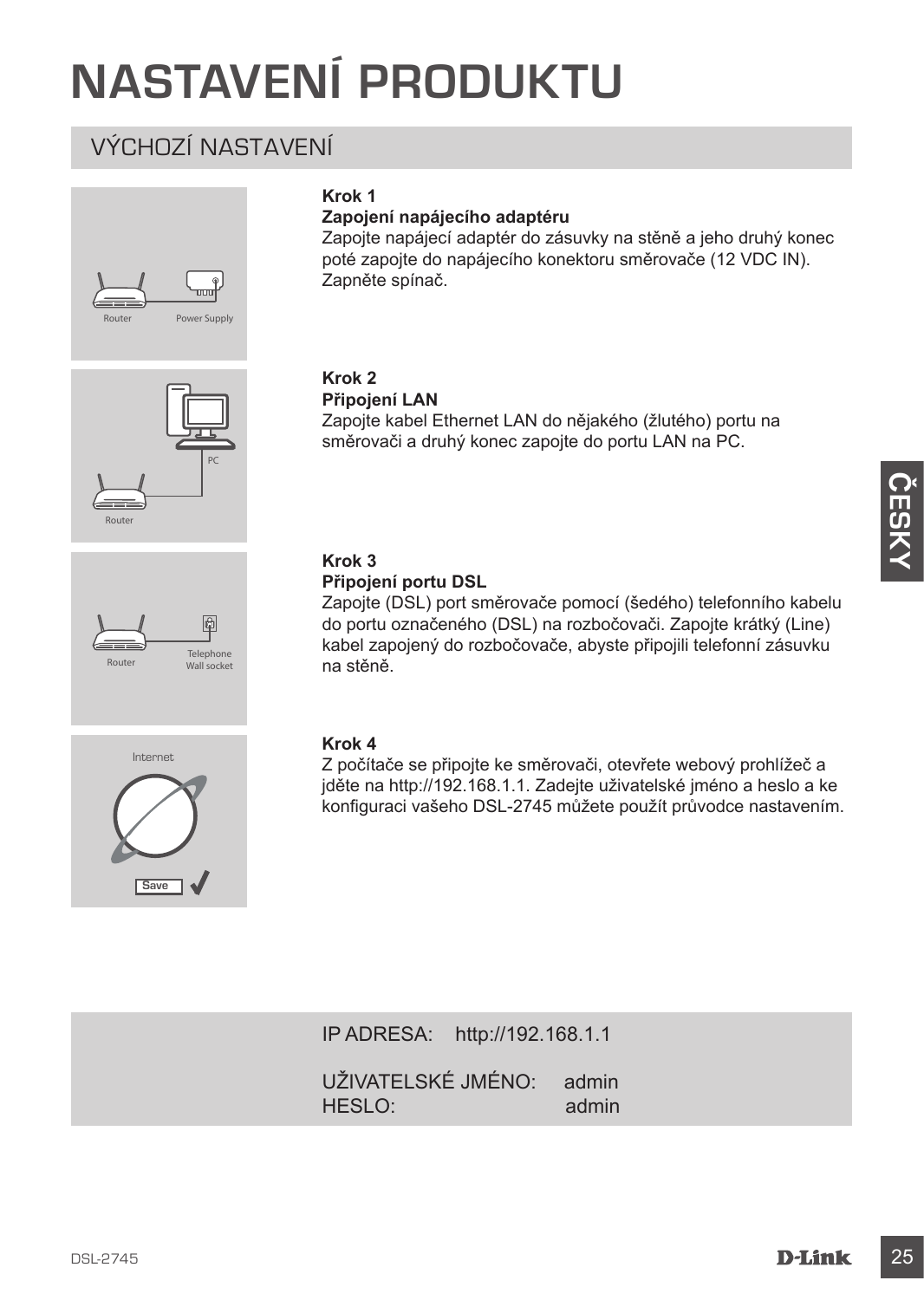# NASTAVENÍ PRODUKTU

## VÝCHOZÍ NASTAVENÍ

**Krok 1**
**Zapojení napájecího adaptéru**
Zapojte napájecí adaptér do zásuvky na stěně a jeho druhý konec poté zapojte do napájecího konektoru směrovače (12 VDC IN). Zapněte spínač.

**Krok 2**
**Připojení LAN**
Zapojte kabel Ethernet LAN do nějakého (žlutého) portu na směrovači a druhý konec zapojte do portu LAN na PC.

**Krok 3**
**Připojení portu DSL**
Zapojte (DSL) port směrovače pomocí (šedého) telefonního kabelu do portu označeného (DSL) na rozbočovači. Zapojte krátký (Line) kabel zapojený do rozbočovače, abyste připojili telefonní zásuvku na stěně.

**Krok 4**
Z počítače se připojte ke směrovači, otevřete webový prohlížeč a jděte na http://192.168.1.1. Zadejte uživatelské jméno a heslo a ke konfiguraci vašeho DSL-2745 můžete použít průvodce nastavením.

IP ADRESA: http://192.168.1.1

UŽIVATELSKÉ JMÉNO: admin
HESLO: admin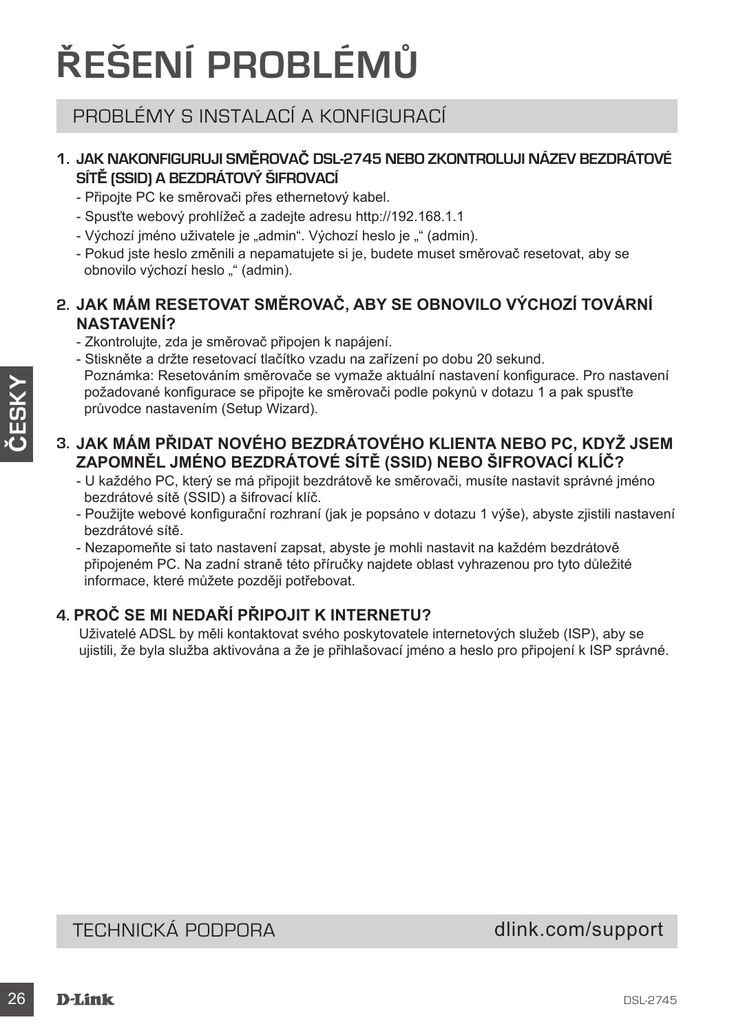# ŘEŠENÍ PROBLÉMŮ

## PROBLÉMY S INSTALACÍ A KONFIGURACÍ

### 1. JAK NAKONFIGURUJI SMĚROVAČ DSL-2745 NEBO ZKONTROLUJI NÁZEV BEZDRÁTOVÉ SÍTĚ (SSID) A BEZDRÁTOVÝ ŠIFROVACÍ

- Připojte PC ke směrovači přes ethernetový kabel.
- Spusťte webový prohlížeč a zadejte adresu http://192.168.1.1
- Výchozí jméno uživatele je „admin“. Výchozí heslo je „“ (admin).
- Pokud jste heslo změnili a nepamatujete si je, budete muset směrovač resetovat, aby se obnovilo výchozí heslo „“ (admin).

### 2. JAK MÁM RESETOVAT SMĚROVAČ, ABY SE OBNOVILO VÝCHOZÍ TOVÁRNÍ NASTAVENÍ?

- Zkontrolujte, zda je směrovač připojen k napájení.
- Stiskněte a držte resetovací tlačítko vzadu na zařízení po dobu 20 sekund.
  Poznámka: Resetováním směrovače se vymaže aktuální nastavení konfigurace. Pro nastavení požadované konfigurace se připojte ke směrovači podle pokynů v dotazu 1 a pak spusťte průvodce nastavením (Setup Wizard).

### 3. JAK MÁM PŘIDAT NOVÉHO BEZDRÁTOVÉHO KLIENTA NEBO PC, KDYŽ JSEM ZAPOMNĚL JMÉNO BEZDRÁTOVÉ SÍTĚ (SSID) NEBO ŠIFROVACÍ KLÍČ?

- U každého PC, který se má připojit bezdrátově ke směrovači, musíte nastavit správné jméno bezdrátové sítě (SSID) a šifrovací klíč.
- Použijte webové konfigurační rozhraní (jak je popsáno v dotazu 1 výše), abyste zjistili nastavení bezdrátové sítě.
- Nezapomeňte si tato nastavení zapsat, abyste je mohli nastavit na každém bezdrátově připojeném PC. Na zadní straně této příručky najdete oblast vyhrazenou pro tyto důležité informace, které můžete později potřebovat.

### 4. PROČ SE MI NEDAŘÍ PŘIPOJIT K INTERNETU?

Uživatelé ADSL by měli kontaktovat svého poskytovatele internetových služeb (ISP), aby se ujistili, že byla služba aktivována a že je přihlašovací jméno a heslo pro připojení k ISP správné.

## TECHNICKÁ PODPORA

dlink.com/support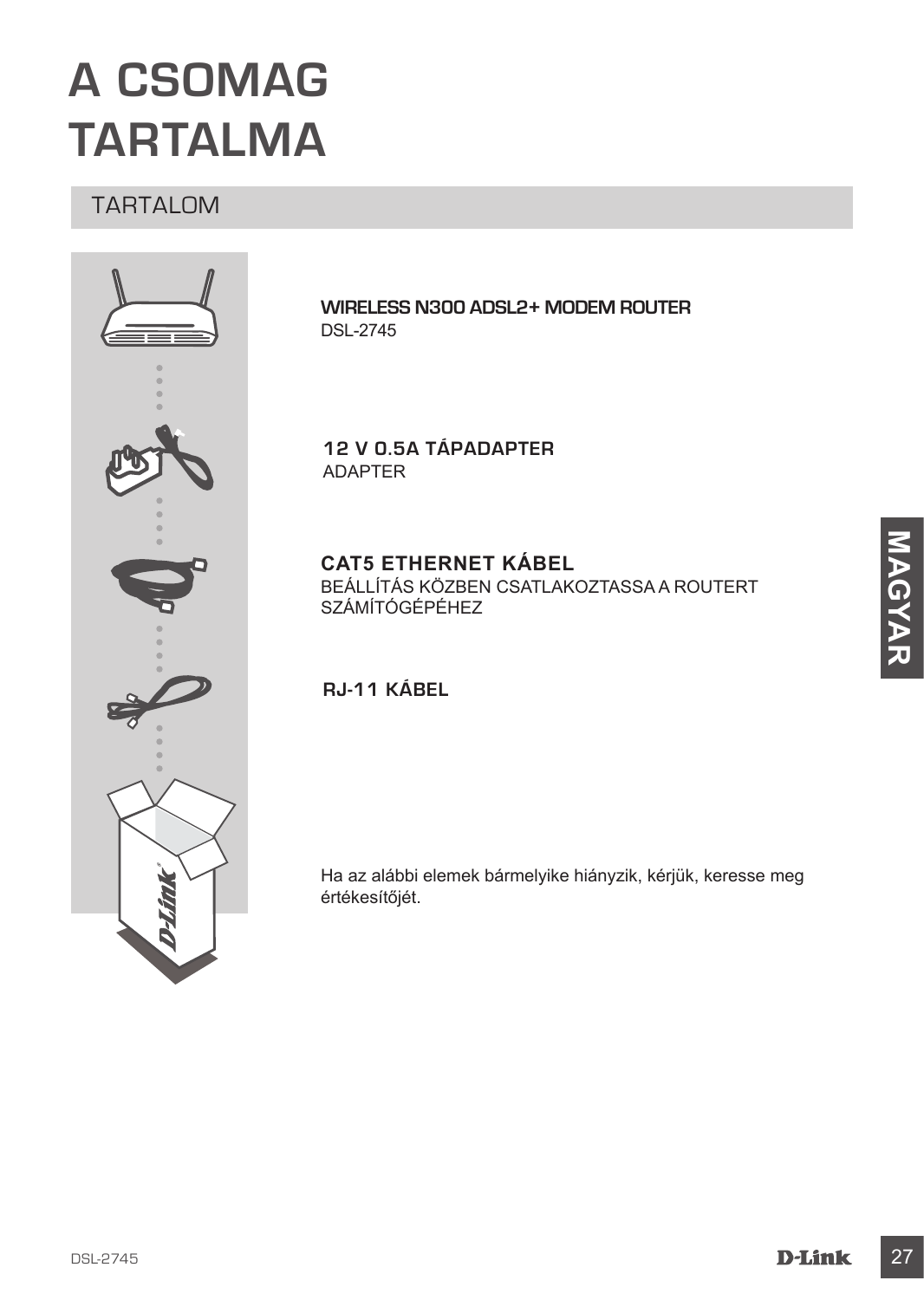# A CSOMAG TARTALMA

## TARTALOM

**WIRELESS N300 ADSL2+ MODEM ROUTER**
DSL-2745

**12 V 0.5A TÁPADAPTER**
ADAPTER

**CAT5 ETHERNET KÁBEL**
BEÁLLÍTÁS KÖZBEN CSATLAKOZTASSA A ROUTERT SZÁMÍTÓGÉPÉHEZ

**RJ-11 KÁBEL**

Ha az alábbi elemek bármelyike hiányzik, kérjük, keresse meg értékesítőjét.

MAGYAR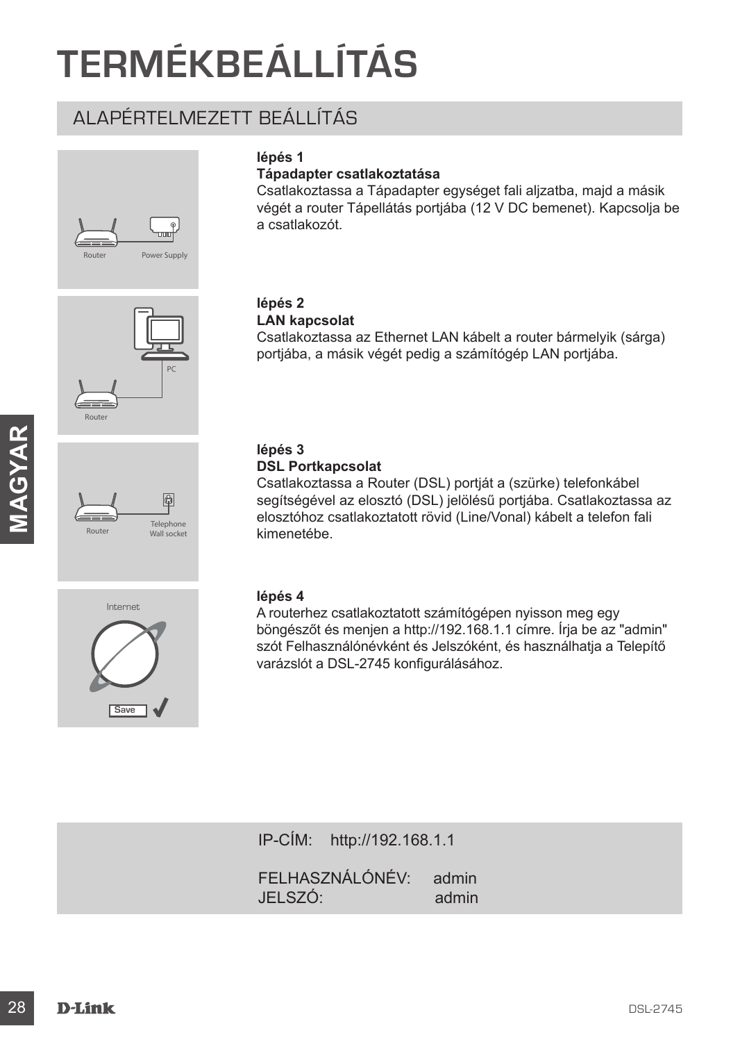# TERMÉKBEÁLLÍTÁS

## ALAPÉRTELMEZETT BEÁLLÍTÁS

**lépés 1**
**Tápadapter csatlakoztatása**
Csatlakoztassa a Tápadapter egységet fali aljzatba, majd a másik végét a router Tápellátás portjába (12 V DC bemenet). Kapcsolja be a csatlakozót.

**lépés 2**
**LAN kapcsolat**
Csatlakoztassa az Ethernet LAN kábelt a router bármelyik (sárga) portjába, a másik végét pedig a számítógép LAN portjába.

**lépés 3**
**DSL Portkapcsolat**
Csatlakoztassa a Router (DSL) portját a (szürke) telefonkábel segítségével az elosztó (DSL) jelölésű portjába. Csatlakoztassa az elosztóhoz csatlakoztatott rövid (Line/Vonal) kábelt a telefon fali kimenetébe.

**lépés 4**
A routerhez csatlakoztatott számítógépen nyisson meg egy böngészőt és menjen a http://192.168.1.1 címre. Írja be az "admin" szót Felhasználónévként és Jelszóként, és használhatja a Telepítő varázslót a DSL-2745 konfigurálásához.

IP-CÍM: http://192.168.1.1

FELHASZNÁLÓNÉV: admin
JELSZÓ: admin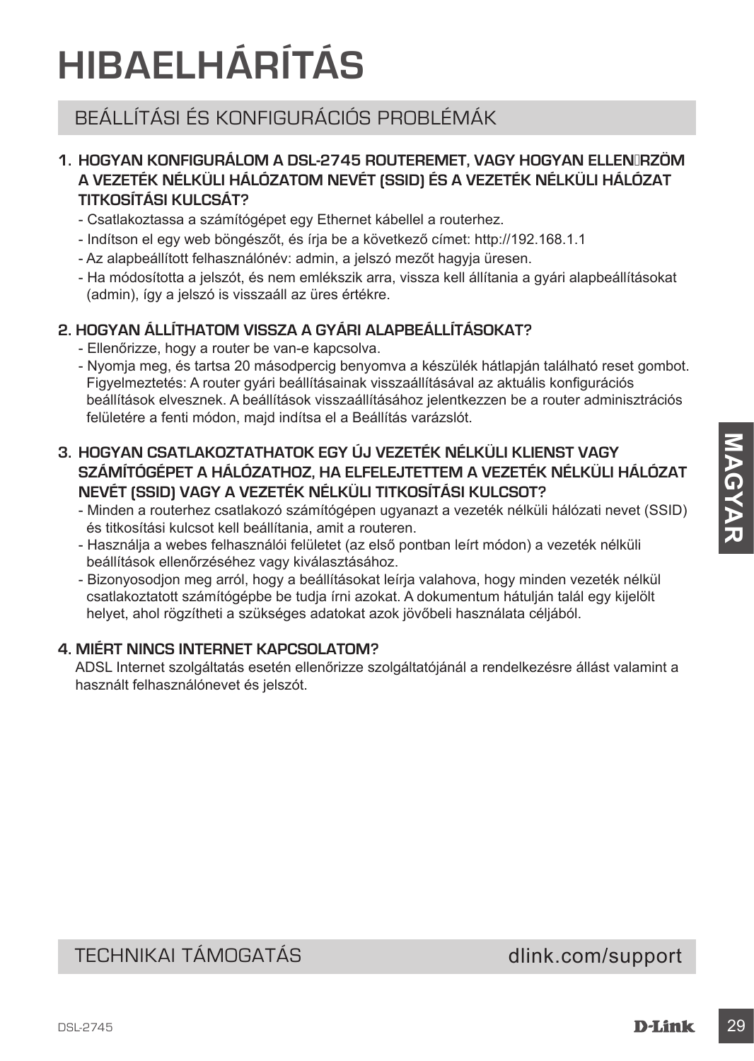# HIBAELHÁRÍTÁS

## BEÁLLÍTÁSI ÉS KONFIGURÁCIÓS PROBLÉMÁK

**1. HOGYAN KONFIGURÁLOM A DSL-2745 ROUTEREMET, VAGY HOGYAN ELLENŐRZÖM A VEZETÉK NÉLKÜLI HÁLÓZATOM NEVÉT (SSID) ÉS A VEZETÉK NÉLKÜLI HÁLÓZAT TITKOSÍTÁSI KULCSÁT?**

- Csatlakoztassa a számítógépet egy Ethernet kábellel a routerhez.
- Indítson el egy web böngészőt, és írja be a következő címet: http://192.168.1.1
- Az alapbeállított felhasználónév: admin, a jelszó mezőt hagyja üresen.
- Ha módosította a jelszót, és nem emlékszik arra, vissza kell állítania a gyári alapbeállításokat (admin), így a jelszó is visszaáll az üres értékre.

**2. HOGYAN ÁLLÍTHATOM VISSZA A GYÁRI ALAPBEÁLLÍTÁSOKAT?**

- Ellenőrizze, hogy a router be van-e kapcsolva.
- Nyomja meg, és tartsa 20 másodpercig benyomva a készülék hátlapján található reset gombot. Figyelmeztetés: A router gyári beállításainak visszaállításával az aktuális konfigurációs beállítások elvesznek. A beállítások visszaállításához jelentkezzen be a router adminisztrációs felületére a fenti módon, majd indítsa el a Beállítás varázslót.

**3. HOGYAN CSATLAKOZTATHATOK EGY ÚJ VEZETÉK NÉLKÜLI KLIENST VAGY SZÁMÍTÓGÉPET A HÁLÓZATHOZ, HA ELFELEJTETTEM A VEZETÉK NÉLKÜLI HÁLÓZAT NEVÉT (SSID) VAGY A VEZETÉK NÉLKÜLI TITKOSÍTÁSI KULCSOT?**

- Minden a routerhez csatlakozó számítógépen ugyanazt a vezeték nélküli hálózati nevet (SSID) és titkosítási kulcsot kell beállítania, amit a routeren.
- Használja a webes felhasználói felületet (az első pontban leírt módon) a vezeték nélküli beállítások ellenőrzéséhez vagy kiválasztásához.
- Bizonyosodjon meg arról, hogy a beállításokat leírja valahova, hogy minden vezeték nélkül csatlakoztatott számítógépbe be tudja írni azokat. A dokumentum hátulján talál egy kijelölt helyet, ahol rögzítheti a szükséges adatokat azok jövőbeli használata céljából.

**4. MIÉRT NINCS INTERNET KAPCSOLATOM?**

ADSL Internet szolgáltatás esetén ellenőrizze szolgáltatójánál a rendelkezésre állást valamint a használt felhasználónevet és jelszót.

## TECHNIKAI TÁMOGATÁS

dlink.com/support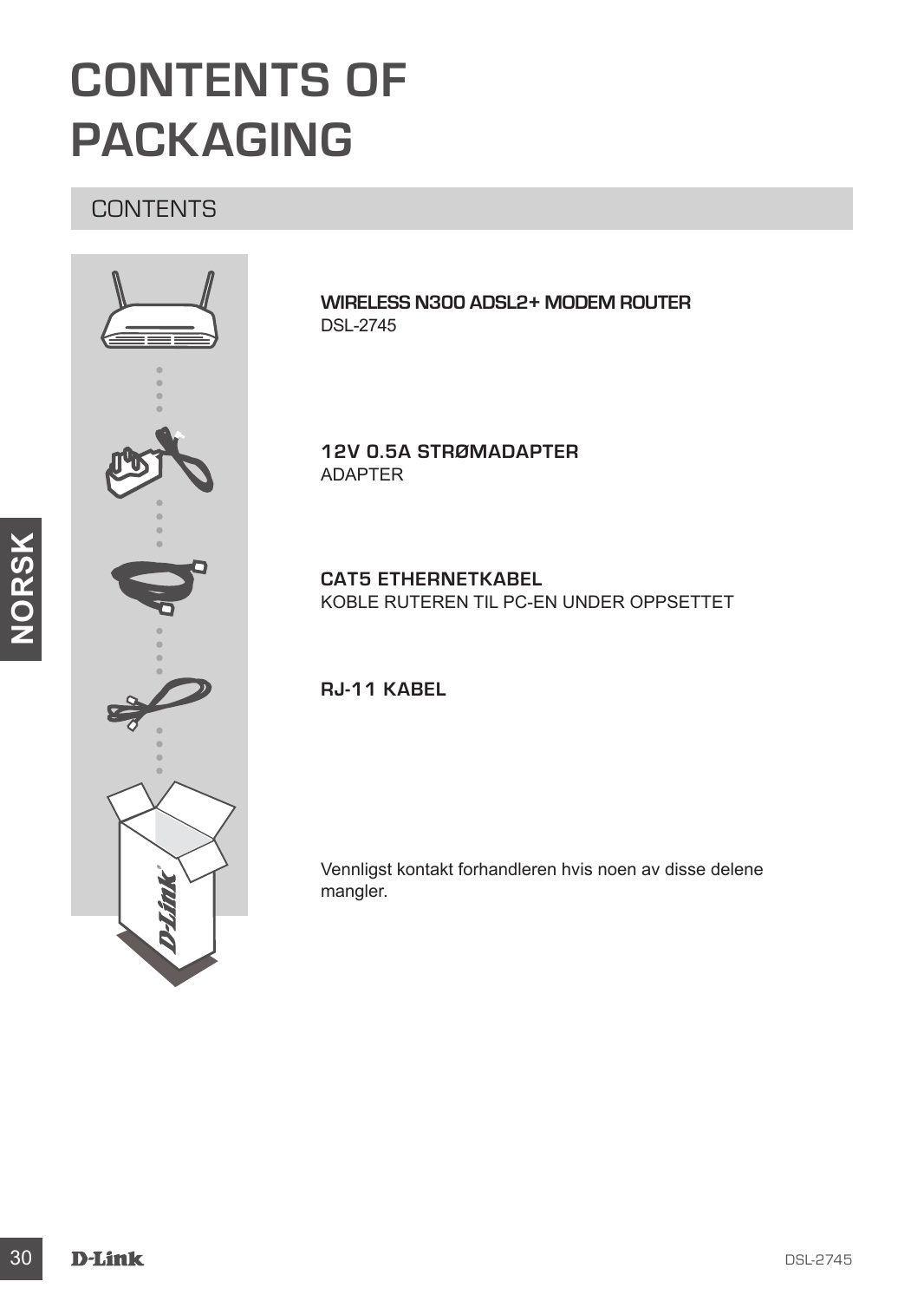# CONTENTS OF PACKAGING

## CONTENTS

**WIRELESS N300 ADSL2+ MODEM ROUTER**
DSL-2745

**12V 0.5A STRØMADAPTER**
ADAPTER

**CAT5 ETHERNETKABEL**
KOBLE RUTEREN TIL PC-EN UNDER OPPSETTET

**RJ-11 KABEL**

Vennligst kontakt forhandleren hvis noen av disse delene mangler.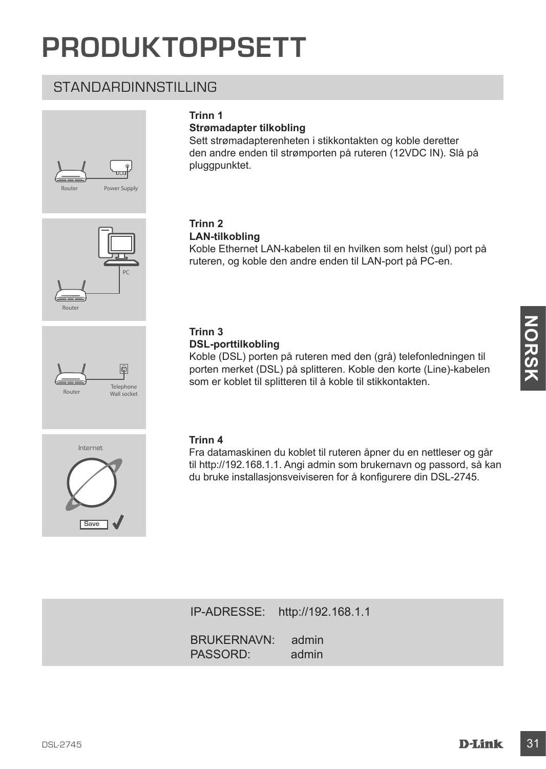# PRODUKTOPPSETT

## STANDARDINNSTILLING

**Trinn 1**
**Strømadapter tilkobling**
Sett strømadapterenheten i stikkontakten og koble deretter den andre enden til strømporten på ruteren (12VDC IN). Slå på pluggpunktet.

**Trinn 2**
**LAN-tilkobling**
Koble Ethernet LAN-kabelen til en hvilken som helst (gul) port på ruteren, og koble den andre enden til LAN-port på PC-en.

**Trinn 3**
**DSL-porttilkobling**
Koble (DSL) porten på ruteren med den (grå) telefonledningen til porten merket (DSL) på splitteren. Koble den korte (Line)-kabelen som er koblet til splitteren til å koble til stikkontakten.

**Trinn 4**
Fra datamaskinen du koblet til ruteren åpner du en nettleser og går til http://192.168.1.1. Angi admin som brukernavn og passord, så kan du bruke installasjonsveiviseren for å konfigurere din DSL-2745.

IP-ADRESSE: http://192.168.1.1

BRUKERNAVN: admin
PASSORD: admin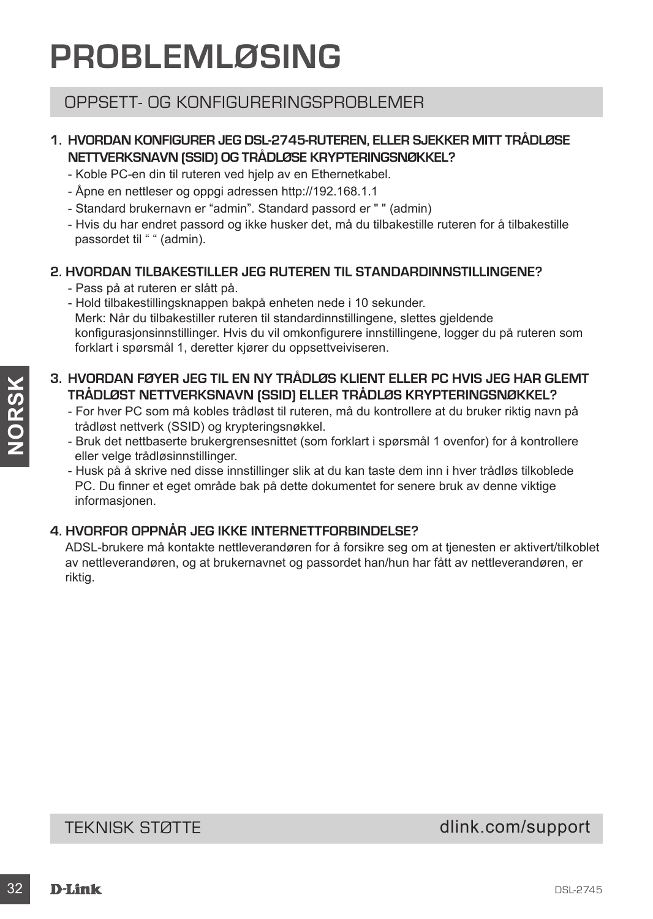# PROBLEMLØSING

## OPPSETT- OG KONFIGURERINGSPROBLEMER

**1. HVORDAN KONFIGURER JEG DSL-2745-RUTEREN, ELLER SJEKKER MITT TRÅDLØSE NETTVERKSNAVN (SSID) OG TRÅDLØSE KRYPTERINGSNØKKEL?**

- Koble PC-en din til ruteren ved hjelp av en Ethernetkabel.
- Åpne en nettleser og oppgi adressen http://192.168.1.1
- Standard brukernavn er "admin". Standard passord er " " (admin)
- Hvis du har endret passord og ikke husker det, må du tilbakestille ruteren for å tilbakestille passordet til " " (admin).

**2. HVORDAN TILBAKESTILLER JEG RUTEREN TIL STANDARDINNSTILLINGENE?**

- Pass på at ruteren er slått på.
- Hold tilbakestillingsknappen bakpå enheten nede i 10 sekunder.
  Merk: Når du tilbakestiller ruteren til standardinnstillingene, slettes gjeldende konfigurasjonsinnstillinger. Hvis du vil omkonfigurere innstillingene, logger du på ruteren som forklart i spørsmål 1, deretter kjører du oppsettveiviseren.

**3. HVORDAN FØYER JEG TIL EN NY TRÅDLØS KLIENT ELLER PC HVIS JEG HAR GLEMT TRÅDLØST NETTVERKSNAVN (SSID) ELLER TRÅDLØS KRYPTERINGSNØKKEL?**

- For hver PC som må kobles trådløst til ruteren, må du kontrollere at du bruker riktig navn på trådløst nettverk (SSID) og krypteringsnøkkel.
- Bruk det nettbaserte brukergrensesnittet (som forklart i spørsmål 1 ovenfor) for å kontrollere eller velge trådløsinnstillinger.
- Husk på å skrive ned disse innstillinger slik at du kan taste dem inn i hver trådløs tilkoblede PC. Du finner et eget område bak på dette dokumentet for senere bruk av denne viktige informasjonen.

**4. HVORFOR OPPNÅR JEG IKKE INTERNETTFORBINDELSE?**

ADSL-brukere må kontakte nettleverandøren for å forsikre seg om at tjenesten er aktivert/tilkoblet av nettleverandøren, og at brukernavnet og passordet han/hun har fått av nettleverandøren, er riktig.

## TEKNISK STØTTE

dlink.com/support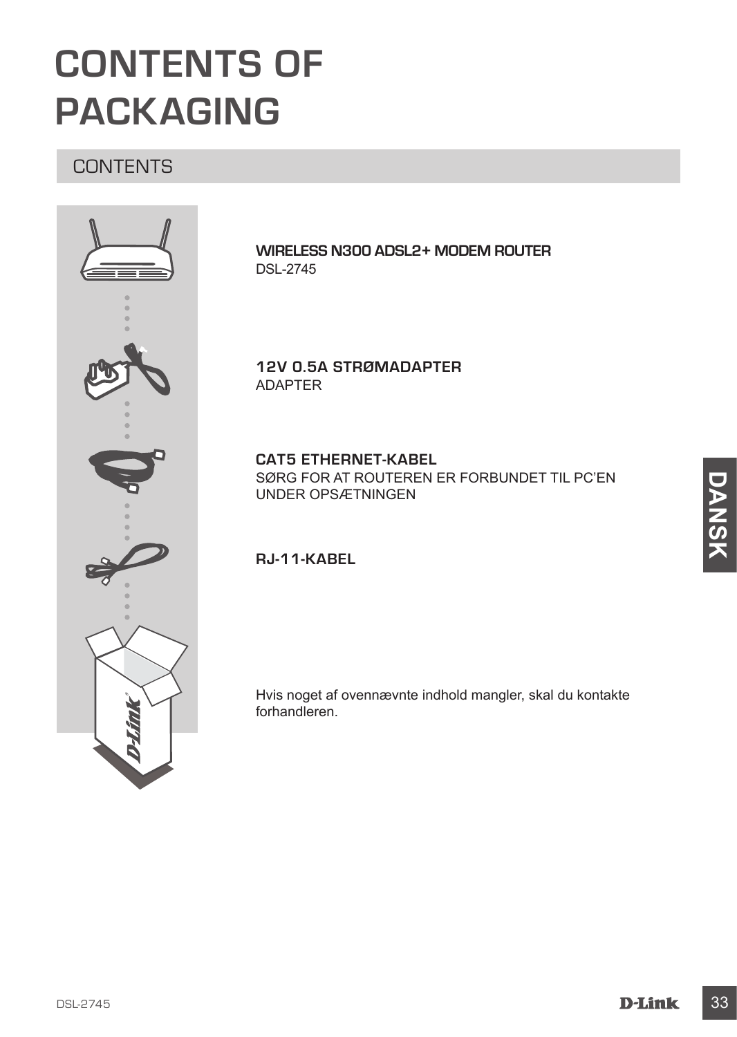# CONTENTS OF PACKAGING

## CONTENTS

**WIRELESS N300 ADSL2+ MODEM ROUTER**
DSL-2745

**12V 0.5A STRØMADAPTER**
ADAPTER

**CAT5 ETHERNET-KABEL**
SØRG FOR AT ROUTEREN ER FORBUNDET TIL PC'EN UNDER OPSÆTNINGEN

**RJ-11-KABEL**

Hvis noget af ovennævnte indhold mangler, skal du kontakte forhandleren.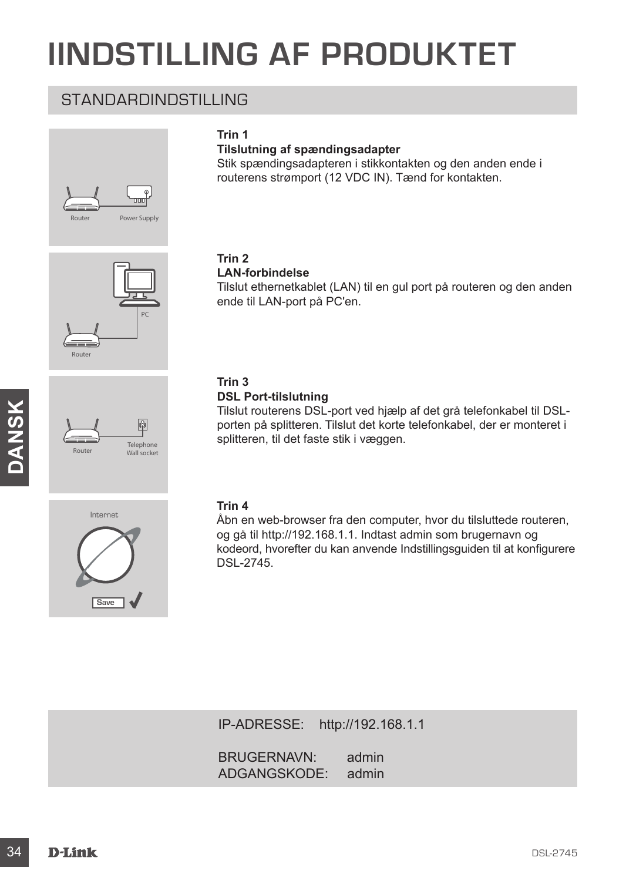# IINDSTILLING AF PRODUKTET

## STANDARDINDSTILLING

**Trin 1**
**Tilslutning af spændingsadapter**
Stik spændingsadapteren i stikkontakten og den anden ende i routerens strømport (12 VDC IN). Tænd for kontakten.

**Trin 2**
**LAN-forbindelse**
Tilslut ethernetkablet (LAN) til en gul port på routeren og den anden ende til LAN-port på PC'en.

**Trin 3**
**DSL Port-tilslutning**
Tilslut routerens DSL-port ved hjælp af det grå telefonkabel til DSL-porten på splitteren. Tilslut det korte telefonkabel, der er monteret i splitteren, til det faste stik i væggen.

**Trin 4**
Åbn en web-browser fra den computer, hvor du tilsluttede routeren, og gå til http://192.168.1.1. Indtast admin som brugernavn og kodeord, hvorefter du kan anvende Indstillingsguiden til at konfigurere DSL-2745.

IP-ADRESSE: http://192.168.1.1

BRUGERNAVN: admin
ADGANGSKODE: admin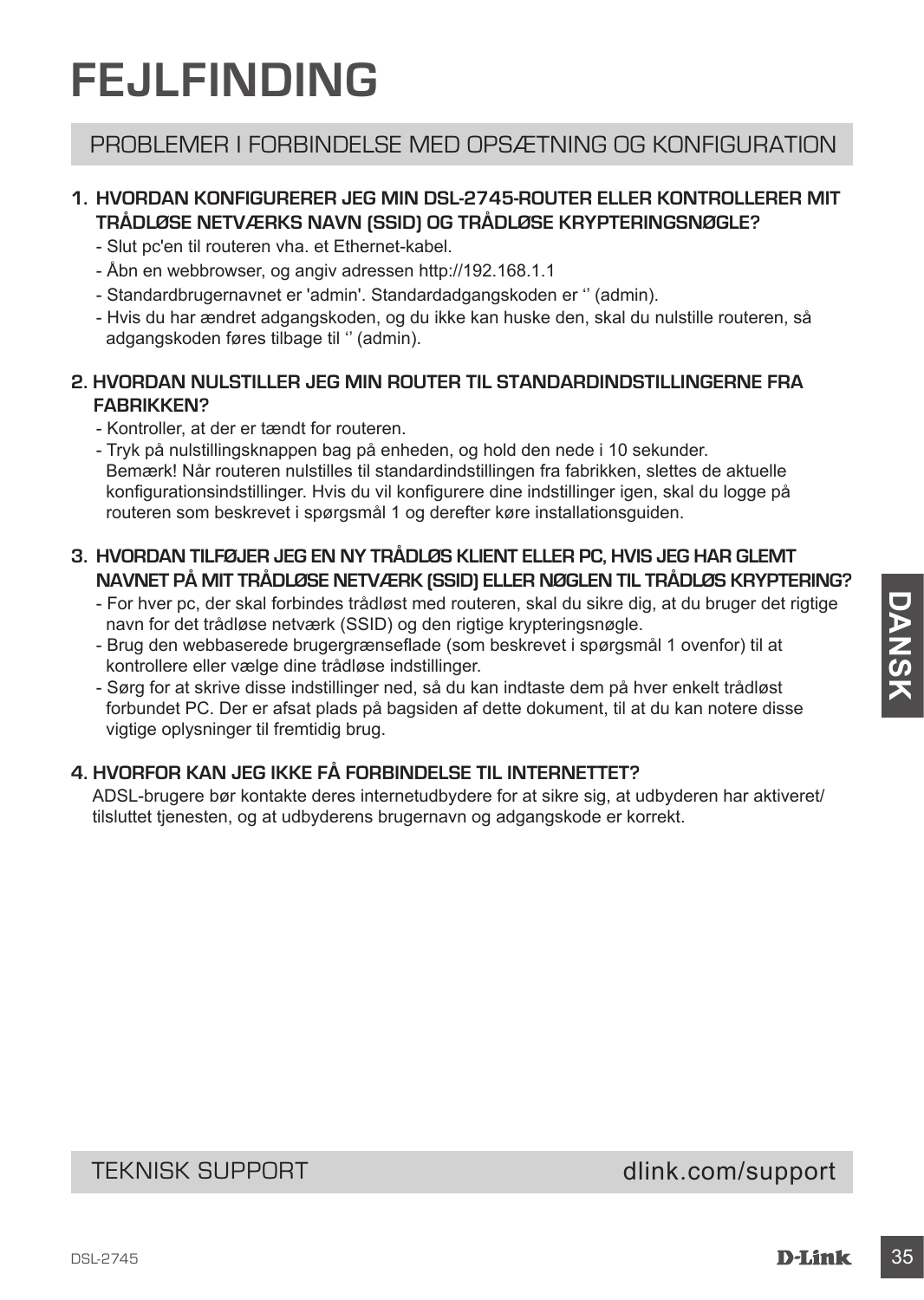# FEJLFINDING

## PROBLEMER I FORBINDELSE MED OPSÆTNING OG KONFIGURATION

**1. HVORDAN KONFIGURERER JEG MIN DSL-2745-ROUTER ELLER KONTROLLERER MIT TRÅDLØSE NETVÆRKS NAVN (SSID) OG TRÅDLØSE KRYPTERINGSNØGLE?**

- Slut pc'en til routeren vha. et Ethernet-kabel.
- Åbn en webbrowser, og angiv adressen http://192.168.1.1
- Standardbrugernavnet er 'admin'. Standardadgangskoden er '' (admin).
- Hvis du har ændret adgangskoden, og du ikke kan huske den, skal du nulstille routeren, så adgangskoden føres tilbage til '' (admin).

**2. HVORDAN NULSTILLER JEG MIN ROUTER TIL STANDARDINDSTILLINGERNE FRA FABRIKKEN?**

- Kontroller, at der er tændt for routeren.
- Tryk på nulstillingsknappen bag på enheden, og hold den nede i 10 sekunder.
  Bemærk! Når routeren nulstilles til standardindstillingen fra fabrikken, slettes de aktuelle konfigurationsindstillinger. Hvis du vil konfigurere dine indstillinger igen, skal du logge på routeren som beskrevet i spørgsmål 1 og derefter køre installationsguiden.

**3. HVORDAN TILFØJER JEG EN NY TRÅDLØS KLIENT ELLER PC, HVIS JEG HAR GLEMT NAVNET PÅ MIT TRÅDLØSE NETVÆRK (SSID) ELLER NØGLEN TIL TRÅDLØS KRYPTERING?**

- For hver pc, der skal forbindes trådløst med routeren, skal du sikre dig, at du bruger det rigtige navn for det trådløse netværk (SSID) og den rigtige krypteringsnøgle.
- Brug den webbaserede brugergrænseflade (som beskrevet i spørgsmål 1 ovenfor) til at kontrollere eller vælge dine trådløse indstillinger.
- Sørg for at skrive disse indstillinger ned, så du kan indtaste dem på hver enkelt trådløst forbundet PC. Der er afsat plads på bagsiden af dette dokument, til at du kan notere disse vigtige oplysninger til fremtidig brug.

**4. HVORFOR KAN JEG IKKE FÅ FORBINDELSE TIL INTERNETTET?**

ADSL-brugere bør kontakte deres internetudbydere for at sikre sig, at udbyderen har aktiveret/tilsluttet tjenesten, og at udbyderens brugernavn og adgangskode er korrekt.

## TEKNISK SUPPORT dlink.com/support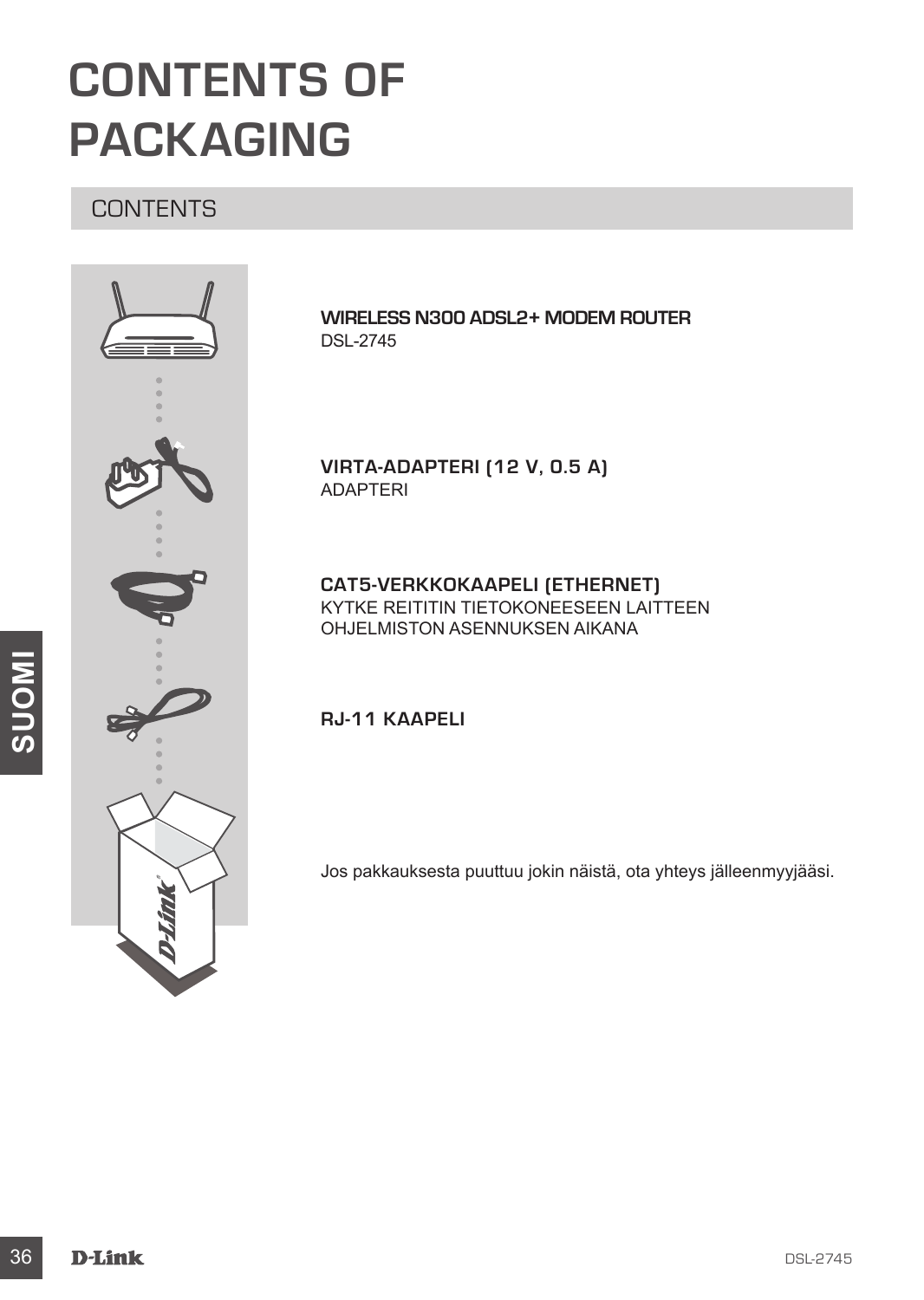# CONTENTS OF PACKAGING

## CONTENTS

**WIRELESS N300 ADSL2+ MODEM ROUTER**
DSL-2745

**VIRTA-ADAPTERI (12 V, 0.5 A)**
ADAPTERI

**CAT5-VERKKOKAAPELI (ETHERNET)**
KYTKE REITITIN TIETOKONEESEEN LAITTEEN OHJELMISTON ASENNUKSEN AIKANA

**RJ-11 KAAPELI**

Jos pakkauksesta puuttuu jokin näistä, ota yhteys jälleenmyyjääsi.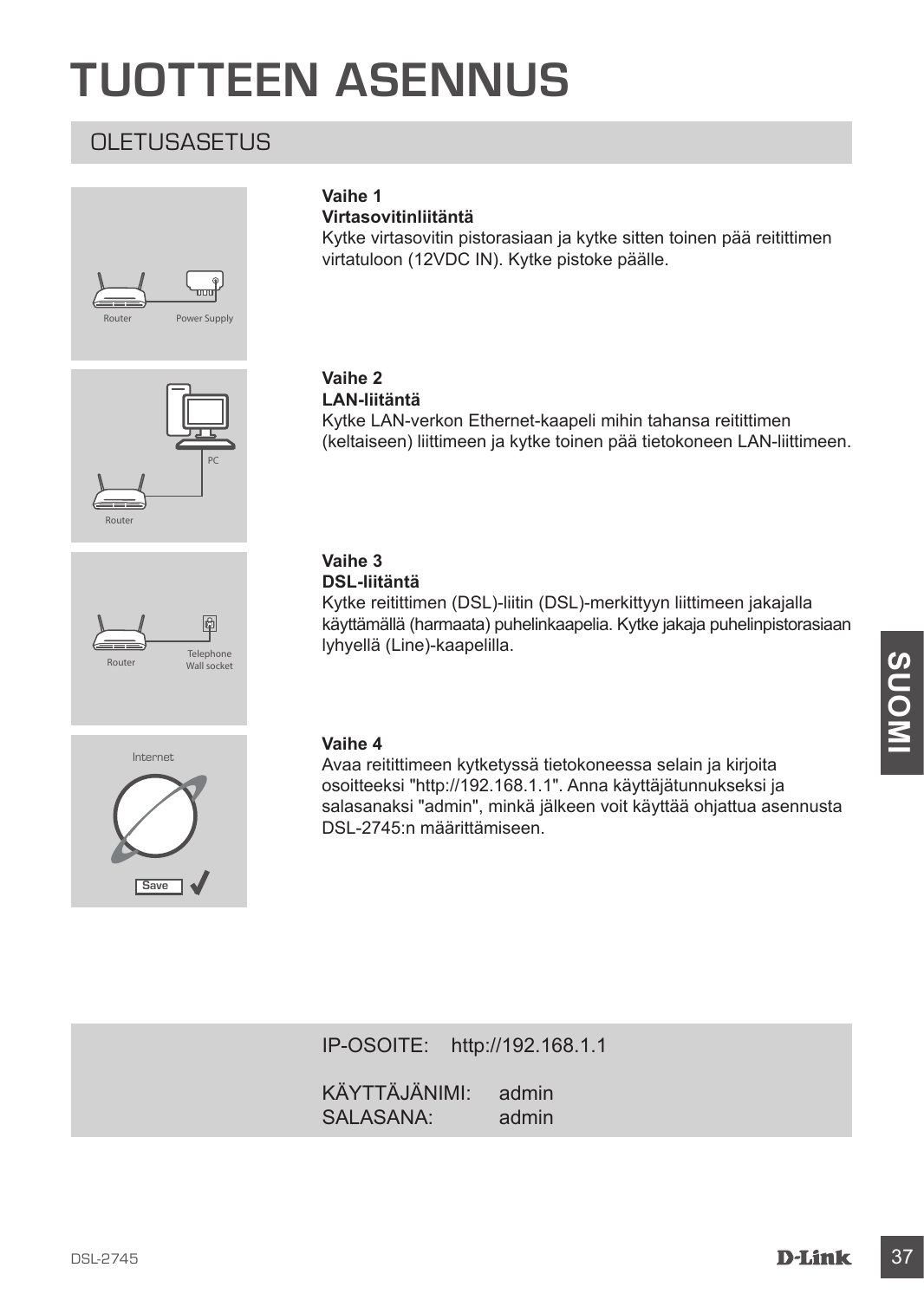# TUOTTEEN ASENNUS

## OLETUSASETUS

**Vaihe 1**
**Virtasovitinliitäntä**
Kytke virtasovitin pistorasiaan ja kytke sitten toinen pää reitittimen virtatuloon (12VDC IN). Kytke pistoke päälle.

**Vaihe 2**
**LAN-liitäntä**
Kytke LAN-verkon Ethernet-kaapeli mihin tahansa reitittimen (keltaiseen) liittimeen ja kytke toinen pää tietokoneen LAN-liittimeen.

**Vaihe 3**
**DSL-liitäntä**
Kytke reitittimen (DSL)-liitin (DSL)-merkittyyn liittimeen jakajalla käyttämällä (harmaata) puhelinkaapelia. Kytke jakaja puhelinpistorasiaan lyhyellä (Line)-kaapelilla.

**Vaihe 4**
Avaa reitittimeen kytketyssä tietokoneessa selain ja kirjoita osoitteeksi "http://192.168.1.1". Anna käyttäjätunnukseksi ja salasanaksi "admin", minkä jälkeen voit käyttää ohjattua asennusta DSL-2745:n määrittämiseen.

IP-OSOITE: http://192.168.1.1

KÄYTTÄJÄNIMI: admin
SALASANA: admin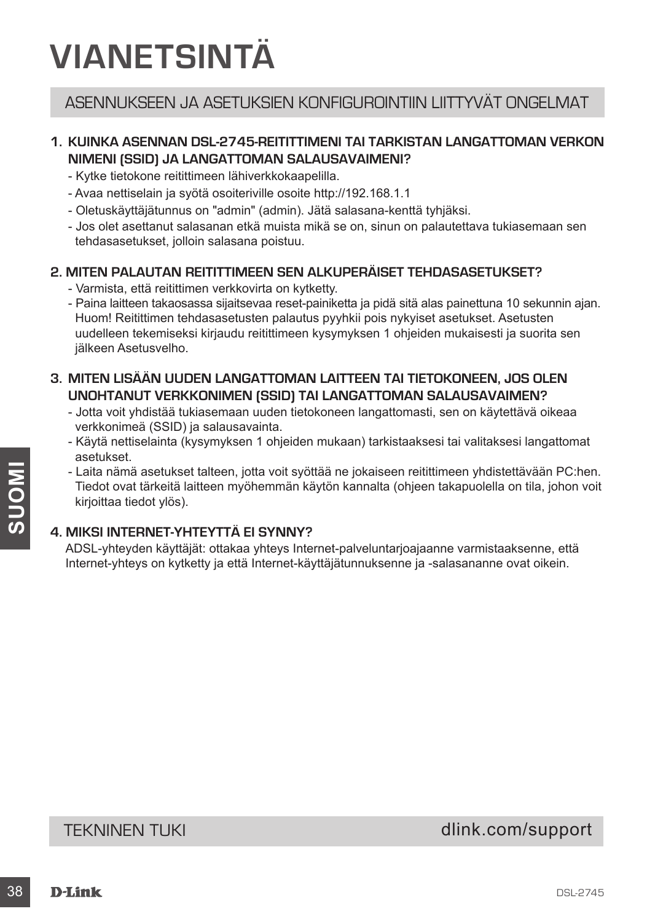# VIANETSINTÄ

## ASENNUKSEEN JA ASETUKSIEN KONFIGUROINTIIN LIITTYVÄT ONGELMAT

**1. KUINKA ASENNAN DSL-2745-REITITTIMENI TAI TARKISTAN LANGATTOMAN VERKON NIMENI (SSID) JA LANGATTOMAN SALAUSAVAIMENI?**

- Kytke tietokone reitittimeen lähiverkkokaapelilla.
- Avaa nettiselain ja syötä osoiteriville osoite http://192.168.1.1
- Oletuskäyttäjätunnus on "admin" (admin). Jätä salasana-kenttä tyhjäksi.
- Jos olet asettanut salasanan etkä muista mikä se on, sinun on palautettava tukiasemaan sen tehdasasetukset, jolloin salasana poistuu.

**2. MITEN PALAUTAN REITITTIMEEN SEN ALKUPERÄISET TEHDASASETUKSET?**

- Varmista, että reitittimen verkkovirta on kytketty.
- Paina laitteen takaosassa sijaitsevaa reset-painiketta ja pidä sitä alas painettuna 10 sekunnin ajan. Huom! Reitittimen tehdasasetusten palautus pyyhkii pois nykyiset asetukset. Asetusten uudelleen tekemiseksi kirjaudu reitittimeen kysymyksen 1 ohjeiden mukaisesti ja suorita sen jälkeen Asetusvelho.

**3. MITEN LISÄÄN UUDEN LANGATTOMAN LAITTEEN TAI TIETOKONEEN, JOS OLEN UNOHTANUT VERKKONIMEN (SSID) TAI LANGATTOMAN SALAUSAVAIMEN?**

- Jotta voit yhdistää tukiasemaan uuden tietokoneen langattomasti, sen on käytettävä oikeaa verkkonimeä (SSID) ja salausavainta.
- Käytä nettiselainta (kysymyksen 1 ohjeiden mukaan) tarkistaaksesi tai valitaksesi langattomat asetukset.
- Laita nämä asetukset talteen, jotta voit syöttää ne jokaiseen reitittimeen yhdistettävään PC:hen. Tiedot ovat tärkeitä laitteen myöhemmän käytön kannalta (ohjeen takapuolella on tila, johon voit kirjoittaa tiedot ylös).

**4. MIKSI INTERNET-YHTEYTTÄ EI SYNNY?**

ADSL-yhteyden käyttäjät: ottakaa yhteys Internet-palveluntarjoajaanne varmistaaksenne, että Internet-yhteys on kytketty ja että Internet-käyttäjätunnuksenne ja -salasananne ovat oikein.

TEKNINEN TUKI dlink.com/support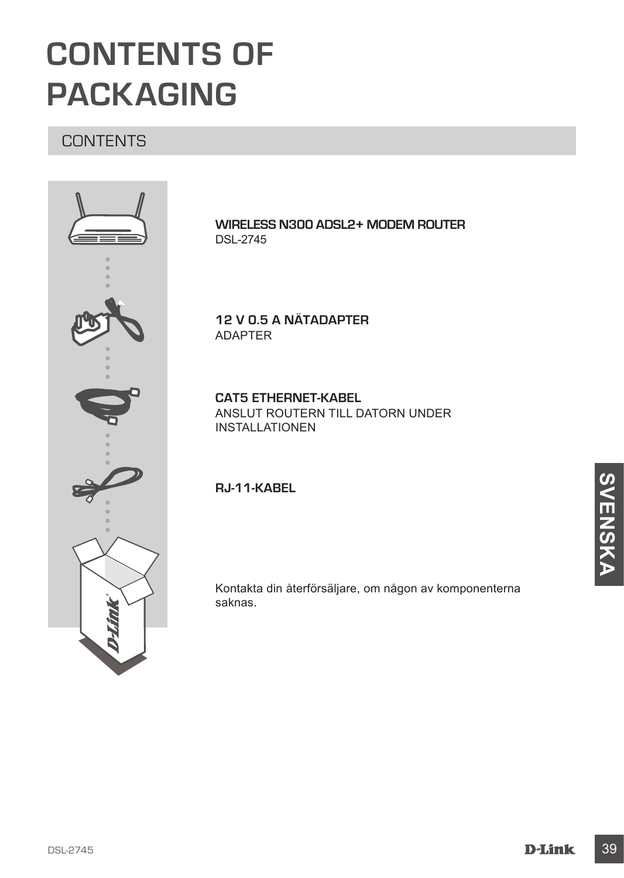# CONTENTS OF PACKAGING

## CONTENTS

**WIRELESS N300 ADSL2+ MODEM ROUTER**
DSL-2745

**12 V 0.5 A NÄTADAPTER**
ADAPTER

**CAT5 ETHERNET-KABEL**
ANSLUT ROUTERN TILL DATORN UNDER INSTALLATIONEN

**RJ-11-KABEL**

Kontakta din återförsäljare, om någon av komponenterna saknas.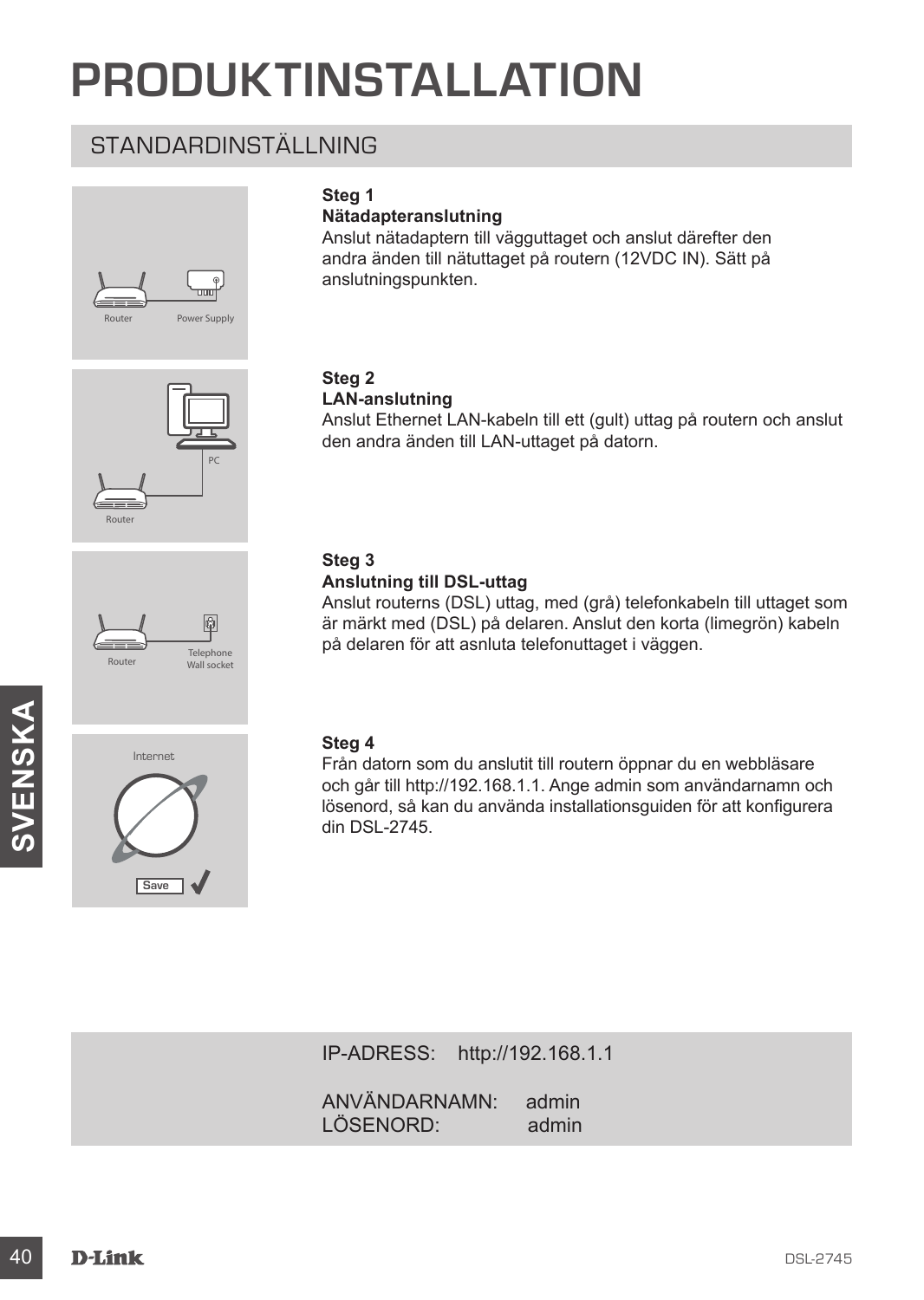# PRODUKTINSTALLATION

## STANDARDINSTÄLLNING

**Steg 1**
**Nätadapteranslutning**
Anslut nätadaptern till vägguttaget och anslut därefter den andra änden till nätuttaget på routern (12VDC IN). Sätt på anslutningspunkten.

**Steg 2**
**LAN-anslutning**
Anslut Ethernet LAN-kabeln till ett (gult) uttag på routern och anslut den andra änden till LAN-uttaget på datorn.

**Steg 3**
**Anslutning till DSL-uttag**
Anslut routerns (DSL) uttag, med (grå) telefonkabeln till uttaget som är märkt med (DSL) på delaren. Anslut den korta (limegrön) kabeln på delaren för att asnluta telefonuttaget i väggen.

**Steg 4**
Från datorn som du anslutit till routern öppnar du en webbläsare och går till http://192.168.1.1. Ange admin som användarnamn och lösenord, så kan du använda installationsguiden för att konfigurera din DSL-2745.

IP-ADRESS: http://192.168.1.1

ANVÄNDARNAMN: admin
LÖSENORD: admin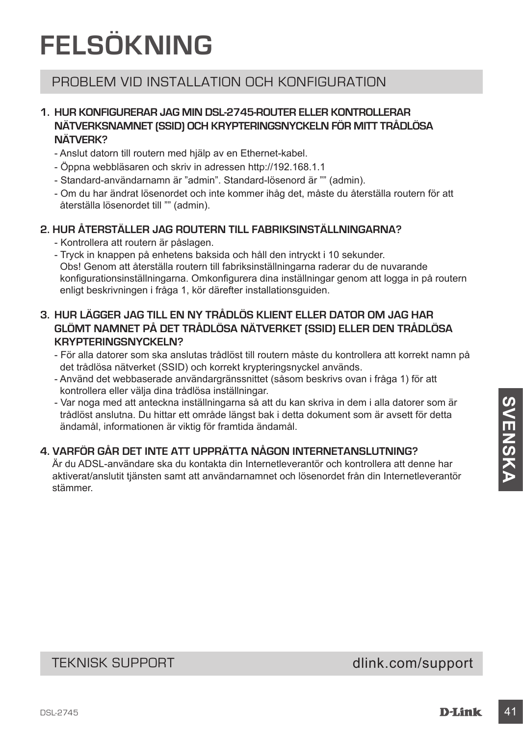# FELSÖKNING

## PROBLEM VID INSTALLATION OCH KONFIGURATION

**1. HUR KONFIGURERAR JAG MIN DSL-2745-ROUTER ELLER KONTROLLERAR NÄTVERKSNAMNET (SSID) OCH KRYPTERINGSNYCKELN FÖR MITT TRÅDLÖSA NÄTVERK?**

- Anslut datorn till routern med hjälp av en Ethernet-kabel.
- Öppna webbläsaren och skriv in adressen http://192.168.1.1
- Standard-användarnamn är ”admin”. Standard-lösenord är ”” (admin).
- Om du har ändrat lösenordet och inte kommer ihåg det, måste du återställa routern för att återställa lösenordet till ”” (admin).

**2. HUR ÅTERSTÄLLER JAG ROUTERN TILL FABRIKSINSTÄLLNINGARNA?**

- Kontrollera att routern är påslagen.
- Tryck in knappen på enhetens baksida och håll den intryckt i 10 sekunder.
  Obs! Genom att återställa routern till fabriksinställningarna raderar du de nuvarande konfigurationsinställningarna. Omkonfigurera dina inställningar genom att logga in på routern enligt beskrivningen i fråga 1, kör därefter installationsguiden.

**3. HUR LÄGGER JAG TILL EN NY TRÅDLÖS KLIENT ELLER DATOR OM JAG HAR GLÖMT NAMNET PÅ DET TRÅDLÖSA NÄTVERKET (SSID) ELLER DEN TRÅDLÖSA KRYPTERINGSNYCKELN?**

- För alla datorer som ska anslutas trådlöst till routern måste du kontrollera att korrekt namn på det trådlösa nätverket (SSID) och korrekt krypteringsnyckel används.
- Använd det webbaserade användargränssnittet (såsom beskrivs ovan i fråga 1) för att kontrollera eller välja dina trådlösa inställningar.
- Var noga med att anteckna inställningarna så att du kan skriva in dem i alla datorer som är trådlöst anslutna. Du hittar ett område längst bak i detta dokument som är avsett för detta ändamål, informationen är viktig för framtida ändamål.

**4. VARFÖR GÅR DET INTE ATT UPPRÄTTA NÅGON INTERNETANSLUTNING?**

Är du ADSL-användare ska du kontakta din Internetleverantör och kontrollera att denne har aktiverat/anslutit tjänsten samt att användarnamnet och lösenordet från din Internetleverantör stämmer.

## TEKNISK SUPPORT dlink.com/support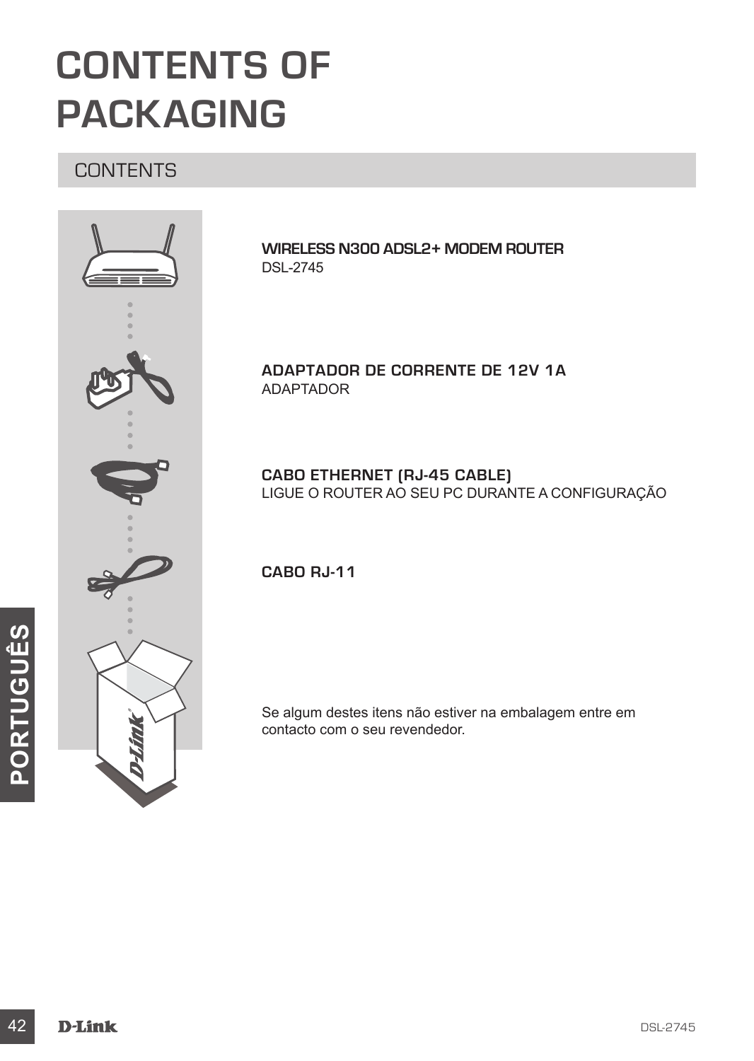# CONTENTS OF PACKAGING

## CONTENTS

**WIRELESS N300 ADSL2+ MODEM ROUTER**
DSL-2745

**ADAPTADOR DE CORRENTE DE 12V 1A**
ADAPTADOR

**CABO ETHERNET (RJ-45 CABLE)**
LIGUE O ROUTER AO SEU PC DURANTE A CONFIGURAÇÃO

**CABO RJ-11**

Se algum destes itens não estiver na embalagem entre em contacto com o seu revendedor.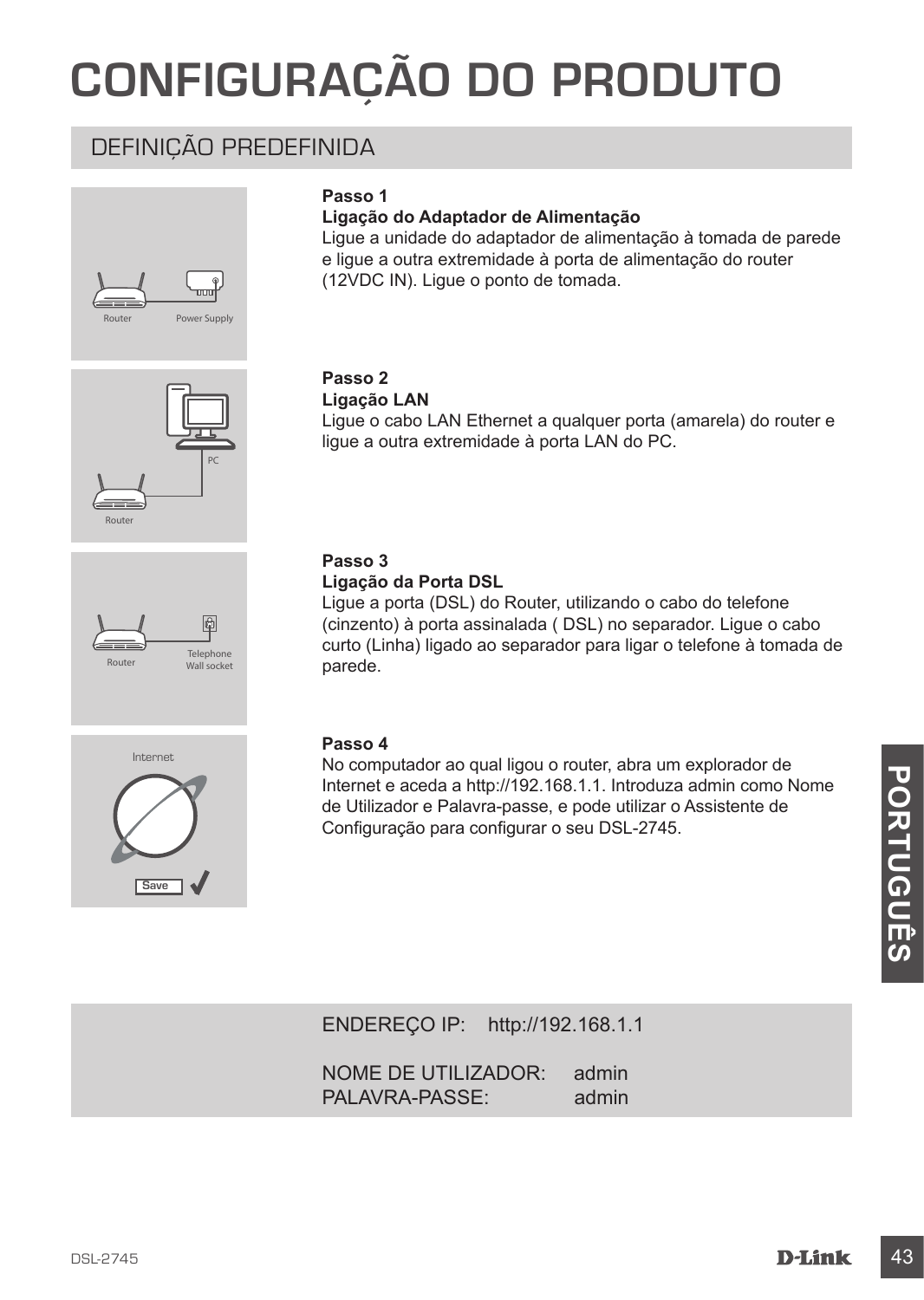# CONFIGURAÇÃO DO PRODUTO

## DEFINIÇÃO PREDEFINIDA

**Passo 1**
**Ligação do Adaptador de Alimentação**
Ligue a unidade do adaptador de alimentação à tomada de parede e ligue a outra extremidade à porta de alimentação do router (12VDC IN). Ligue o ponto de tomada.

**Passo 2**
**Ligação LAN**
Ligue o cabo LAN Ethernet a qualquer porta (amarela) do router e ligue a outra extremidade à porta LAN do PC.

**Passo 3**
**Ligação da Porta DSL**
Ligue a porta (DSL) do Router, utilizando o cabo do telefone (cinzento) à porta assinalada ( DSL) no separador. Ligue o cabo curto (Linha) ligado ao separador para ligar o telefone à tomada de parede.

**Passo 4**
No computador ao qual ligou o router, abra um explorador de Internet e aceda a http://192.168.1.1. Introduza admin como Nome de Utilizador e Palavra-passe, e pode utilizar o Assistente de Configuração para configurar o seu DSL-2745.

ENDEREÇO IP: http://192.168.1.1

NOME DE UTILIZADOR: admin
PALAVRA-PASSE: admin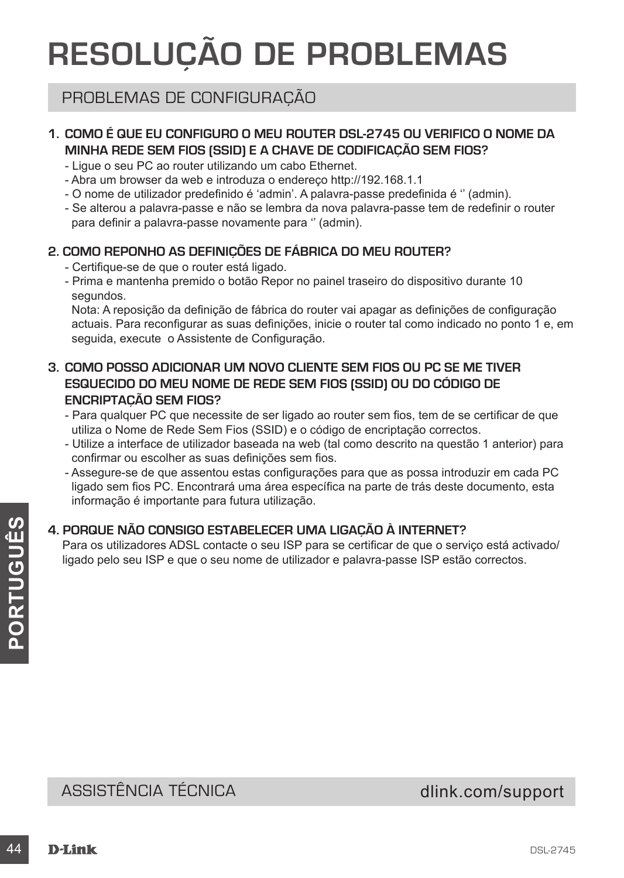# RESOLUÇÃO DE PROBLEMAS

## PROBLEMAS DE CONFIGURAÇÃO

**1. COMO É QUE EU CONFIGURO O MEU ROUTER DSL-2745 OU VERIFICO O NOME DA MINHA REDE SEM FIOS (SSID) E A CHAVE DE CODIFICAÇÃO SEM FIOS?**

- Ligue o seu PC ao router utilizando um cabo Ethernet.
- Abra um browser da web e introduza o endereço http://192.168.1.1
- O nome de utilizador predefinido é 'admin'. A palavra-passe predefinida é '' (admin).
- Se alterou a palavra-passe e não se lembra da nova palavra-passe tem de redefinir o router para definir a palavra-passe novamente para '' (admin).

**2. COMO REPONHO AS DEFINIÇÕES DE FÁBRICA DO MEU ROUTER?**

- Certifique-se de que o router está ligado.
- Prima e mantenha premido o botão Repor no painel traseiro do dispositivo durante 10 segundos.
  Nota: A reposição da definição de fábrica do router vai apagar as definições de configuração actuais. Para reconfigurar as suas definições, inicie o router tal como indicado no ponto 1 e, em seguida, execute o Assistente de Configuração.

**3. COMO POSSO ADICIONAR UM NOVO CLIENTE SEM FIOS OU PC SE ME TIVER ESQUECIDO DO MEU NOME DE REDE SEM FIOS (SSID) OU DO CÓDIGO DE ENCRIPTAÇÃO SEM FIOS?**

- Para qualquer PC que necessite de ser ligado ao router sem fios, tem de se certificar de que utiliza o Nome de Rede Sem Fios (SSID) e o código de encriptação correctos.
- Utilize a interface de utilizador baseada na web (tal como descrito na questão 1 anterior) para confirmar ou escolher as suas definições sem fios.
- Assegure-se de que assentou estas configurações para que as possa introduzir em cada PC ligado sem fios PC. Encontrará uma área específica na parte de trás deste documento, esta informação é importante para futura utilização.

**4. PORQUE NÃO CONSIGO ESTABELECER UMA LIGAÇÃO À INTERNET?**

Para os utilizadores ADSL contacte o seu ISP para se certificar de que o serviço está activado/ligado pelo seu ISP e que o seu nome de utilizador e palavra-passe ISP estão correctos.

## ASSISTÊNCIA TÉCNICA dlink.com/support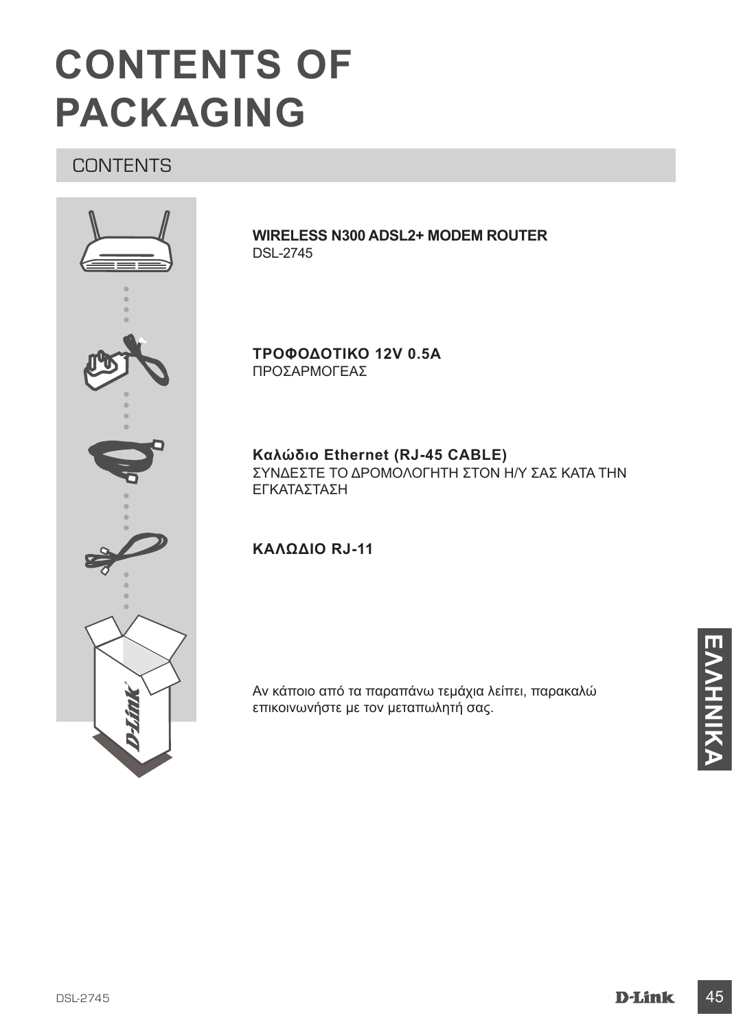# CONTENTS OF PACKAGING

## CONTENTS

**WIRELESS N300 ADSL2+ MODEM ROUTER**
DSL-2745

**ΤΡΟΦΟΔΟΤΙΚΟ 12V 0.5A**
ΠΡΟΣΑΡΜΟΓΕΑΣ

**Καλώδιο Ethernet (RJ-45 CABLE)**
ΣΥΝΔΕΣΤΕ ΤΟ ΔΡΟΜΟΛΟΓΗΤΗ ΣΤΟΝ Η/Υ ΣΑΣ ΚΑΤΑ ΤΗΝ ΕΓΚΑΤΑΣΤΑΣΗ

**ΚΑΛΩΔΙΟ RJ-11**

Αν κάποιο από τα παραπάνω τεμάχια λείπει, παρακαλώ επικοινωνήστε με τον μεταπωλητή σας.

ΕΛΛΗΝΙΚΑ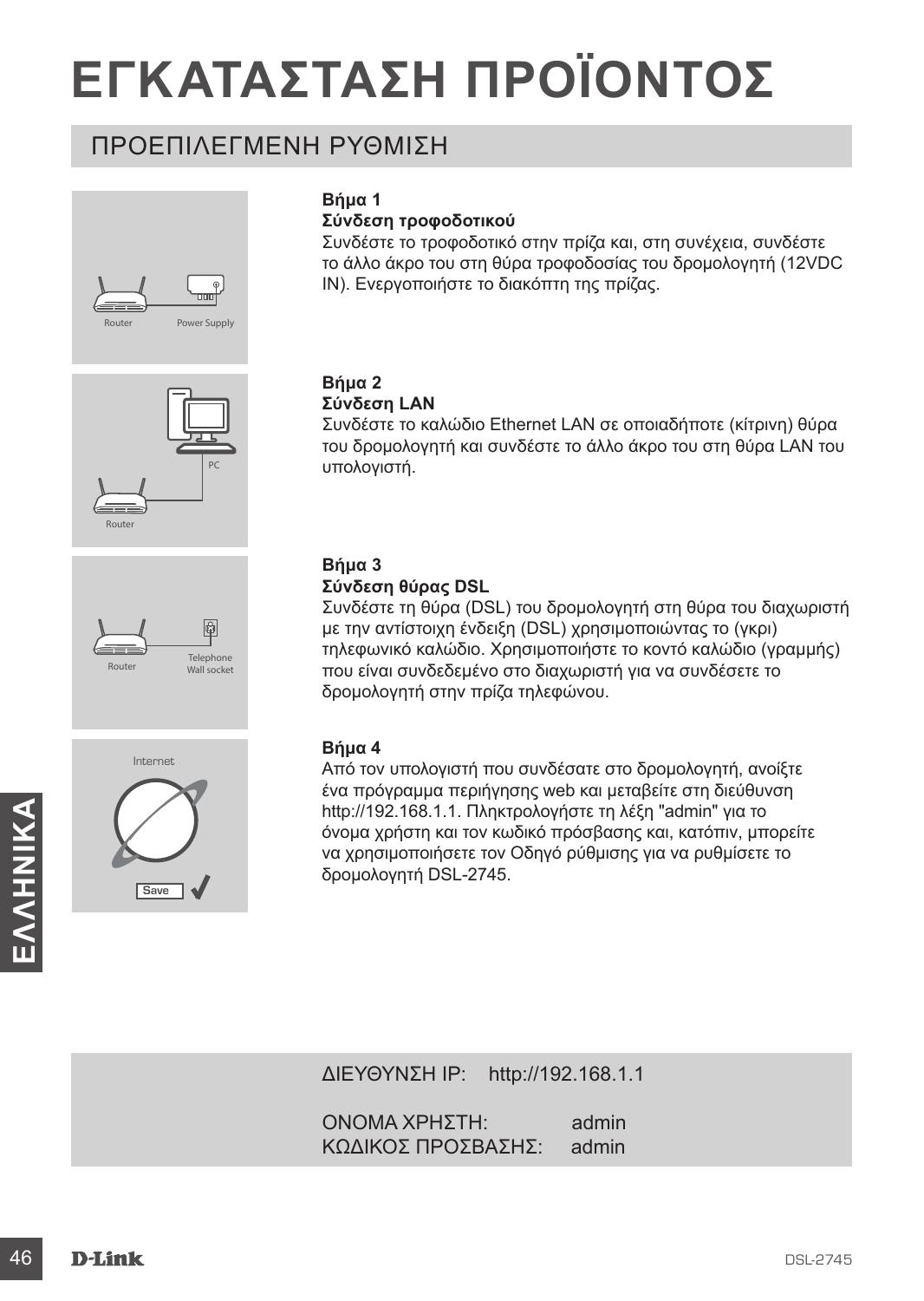# ΕΓΚΑΤΑΣΤΑΣΗ ΠΡΟΪΟΝΤΟΣ

## ΠΡΟΕΠΙΛΕΓΜΕΝΗ ΡΥΘΜΙΣΗ

Router Power Supply

**Βήμα 1**
**Σύνδεση τροφοδοτικού**
Συνδέστε το τροφοδοτικό στην πρίζα και, στη συνέχεια, συνδέστε το άλλο άκρο του στη θύρα τροφοδοσίας του δρομολογητή (12VDC IN). Ενεργοποιήστε το διακόπτη της πρίζας.

PC Router

**Βήμα 2**
**Σύνδεση LAN**
Συνδέστε το καλώδιο Ethernet LAN σε οποιαδήποτε (κίτρινη) θύρα του δρομολογητή και συνδέστε το άλλο άκρο του στη θύρα LAN του υπολογιστή.

Router Telephone Wall socket

**Βήμα 3**
**Σύνδεση θύρας DSL**
Συνδέστε τη θύρα (DSL) του δρομολογητή στη θύρα του διαχωριστή με την αντίστοιχη ένδειξη (DSL) χρησιμοποιώντας το (γκρι) τηλεφωνικό καλώδιο. Χρησιμοποιήστε το κοντό καλώδιο (γραμμής) που είναι συνδεδεμένο στο διαχωριστή για να συνδέσετε το δρομολογητή στην πρίζα τηλεφώνου.

Internet Save

**Βήμα 4**
Από τον υπολογιστή που συνδέσατε στο δρομολογητή, ανοίξτε ένα πρόγραμμα περιήγησης web και μεταβείτε στη διεύθυνση http://192.168.1.1. Πληκτρολογήστε τη λέξη "admin" για το όνομα χρήστη και τον κωδικό πρόσβασης και, κατόπιν, μπορείτε να χρησιμοποιήσετε τον Οδηγό ρύθμισης για να ρυθμίσετε το δρομολογητή DSL-2745.

ΔΙΕΥΘΥΝΣΗ IP: http://192.168.1.1

ΟΝΟΜΑ ΧΡΗΣΤΗ: admin
ΚΩΔΙΚΟΣ ΠΡΟΣΒΑΣΗΣ: admin

ΕΛΛΗΝΙΚΑ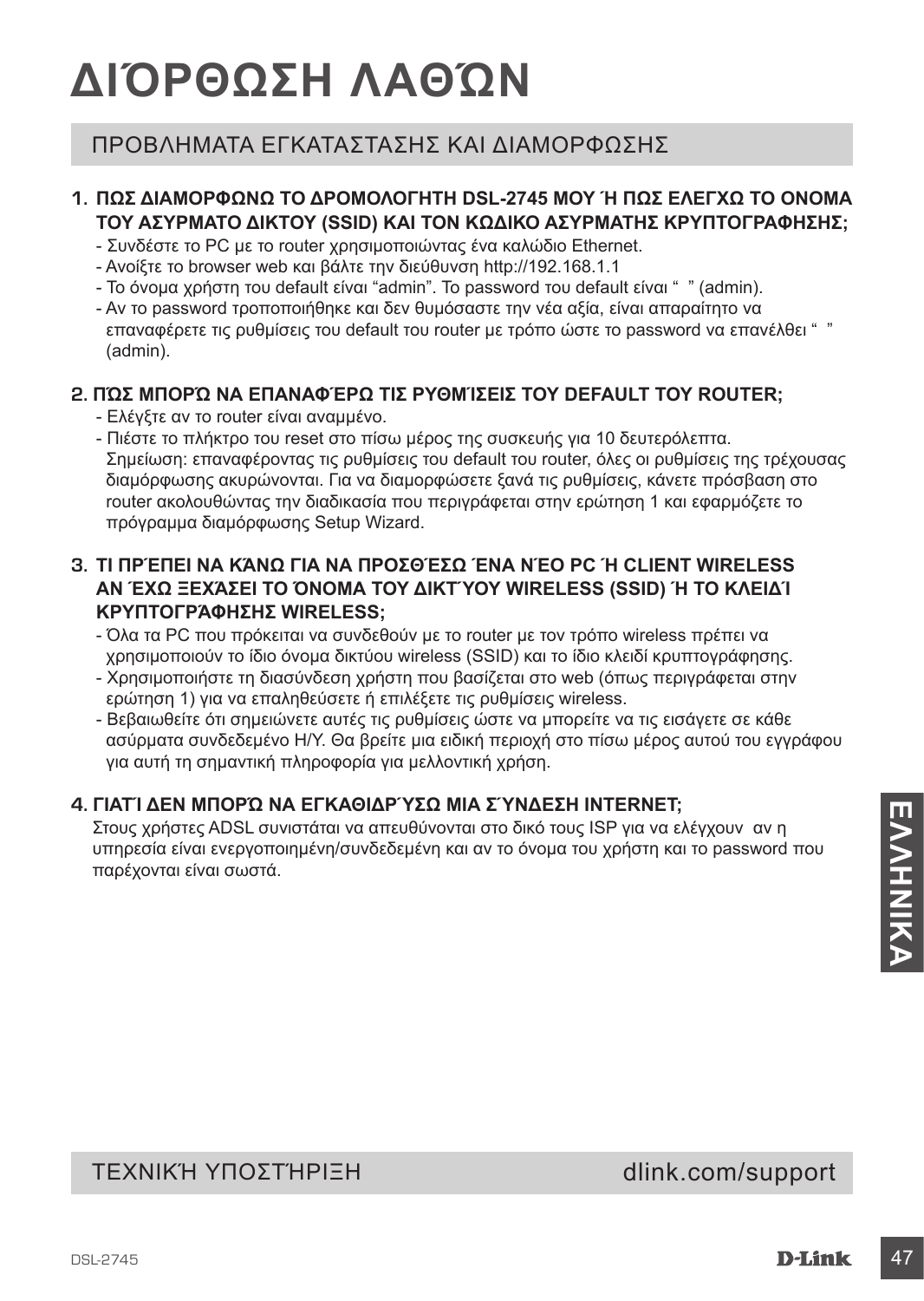# ΔΙΌΡΘΩΣΗ ΛΑΘΏΝ

## ΠΡΟΒΛΗΜΑΤΑ ΕΓΚΑΤΑΣΤΑΣΗΣ ΚΑΙ ΔΙΑΜΟΡΦΩΣΗΣ

### 1. ΠΩΣ ΔΙΑΜΟΡΦΩΝΩ ΤΟ ΔΡΟΜΟΛΟΓΗΤΗ DSL-2745 ΜΟΥ Ή ΠΩΣ ΕΛΕΓΧΩ ΤΟ ΟΝΟΜΑ ΤΟΥ ΑΣΥΡΜΑΤΟ ΔΙΚΤΟΥ (SSID) ΚΑΙ ΤΟΝ ΚΩΔΙΚΟ ΑΣΥΡΜΑΤΗΣ ΚΡΥΠΤΟΓΡΑΦΗΣΗΣ;

- Συνδέστε το PC με το router χρησιμοποιώντας ένα καλώδιο Ethernet.
- Ανοίξτε το browser web και βάλτε την διεύθυνση http://192.168.1.1
- Το όνομα χρήστη του default είναι "admin". Το password του default είναι " " (admin).
- Αν το password τροποποιήθηκε και δεν θυμόσαστε την νέα αξία, είναι απαραίτητο να επαναφέρετε τις ρυθμίσεις του default του router με τρόπο ώστε το password να επανέλθει " " (admin).

### 2. ΠΏΣ ΜΠΟΡΏ ΝΑ ΕΠΑΝΑΦΈΡΩ ΤΙΣ ΡΥΘΜΊΣΕΙΣ ΤΟΥ DEFAULT ΤΟΥ ROUTER;

- Ελέγξτε αν το router είναι αναμμένο.
- Πιέστε το πλήκτρο του reset στο πίσω μέρος της συσκευής για 10 δευτερόλεπτα. Σημείωση: επαναφέροντας τις ρυθμίσεις του default του router, όλες οι ρυθμίσεις της τρέχουσας διαμόρφωσης ακυρώνονται. Για να διαμορφώσετε ξανά τις ρυθμίσεις, κάνετε πρόσβαση στο router ακολουθώντας την διαδικασία που περιγράφεται στην ερώτηση 1 και εφαρμόζετε το πρόγραμμα διαμόρφωσης Setup Wizard.

### 3. ΤΙ ΠΡΈΠΕΙ ΝΑ ΚΆΝΩ ΓΙΑ ΝΑ ΠΡΟΣΘΈΣΩ ΈΝΑ ΝΈΟ PC Ή CLIENT WIRELESS ΑΝ ΈΧΩ ΞΕΧΆΣΕΙ ΤΟ ΌΝΟΜΑ ΤΟΥ ΔΙΚΤΎΟΥ WIRELESS (SSID) Ή ΤΟ ΚΛΕΙΔΊ ΚΡΥΠΤΟΓΡΆΦΗΣΗΣ WIRELESS;

- Όλα τα PC που πρόκειται να συνδεθούν με το router με τον τρόπο wireless πρέπει να χρησιμοποιούν το ίδιο όνομα δικτύου wireless (SSID) και το ίδιο κλειδί κρυπτογράφησης.
- Χρησιμοποιήστε τη διασύνδεση χρήστη που βασίζεται στο web (όπως περιγράφεται στην ερώτηση 1) για να επαληθεύσετε ή επιλέξετε τις ρυθμίσεις wireless.
- Βεβαιωθείτε ότι σημειώνετε αυτές τις ρυθμίσεις ώστε να μπορείτε να τις εισάγετε σε κάθε ασύρματα συνδεδεμένο Η/Υ. Θα βρείτε μια ειδική περιοχή στο πίσω μέρος αυτού του εγγράφου για αυτή τη σημαντική πληροφορία για μελλοντική χρήση.

### 4. ΓΙΑΤΊ ΔΕΝ ΜΠΟΡΏ ΝΑ ΕΓΚΑΘΙΔΡΎΣΩ ΜΙΑ ΣΎΝΔΕΣΗ INTERNET;

Στους χρήστες ADSL συνιστάται να απευθύνονται στο δικό τους ISP για να ελέγχουν αν η υπηρεσία είναι ενεργοποιημένη/συνδεδεμένη και αν το όνομα του χρήστη και το password που παρέχονται είναι σωστά.

ΕΛΛΗΝΙΚΑ

## ΤΕΧΝΙΚΉ ΥΠΟΣΤΉΡΙΞΗ dlink.com/support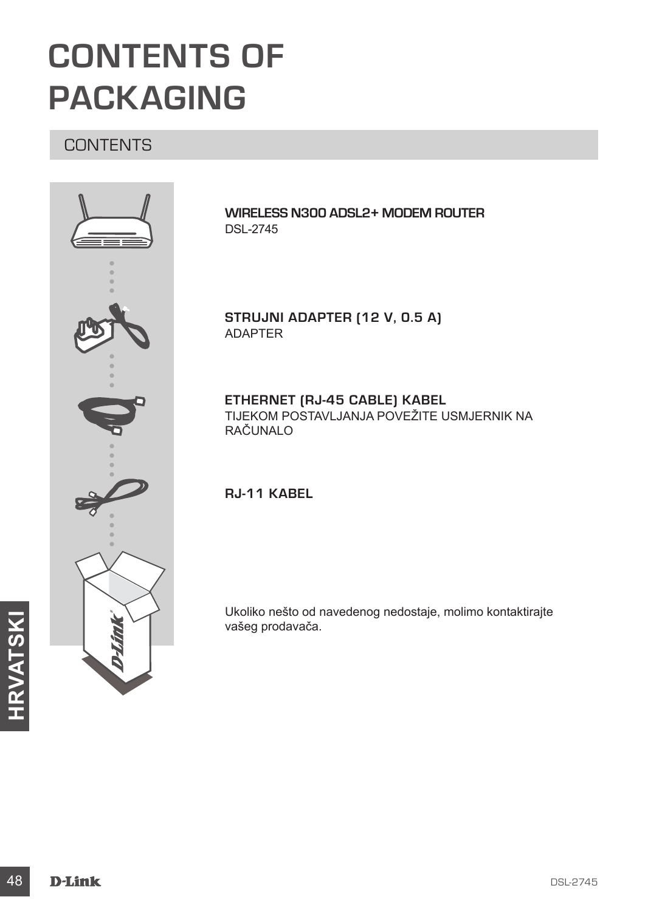# CONTENTS OF PACKAGING

## CONTENTS

**WIRELESS N300 ADSL2+ MODEM ROUTER**
DSL-2745

**STRUJNI ADAPTER (12 V, 0.5 A)**
ADAPTER

**ETHERNET (RJ-45 CABLE) KABEL**
TIJEKOM POSTAVLJANJA POVEŽITE USMJERNIK NA RAČUNALO

**RJ-11 KABEL**

Ukoliko nešto od navedenog nedostaje, molimo kontaktirajte vašeg prodavača.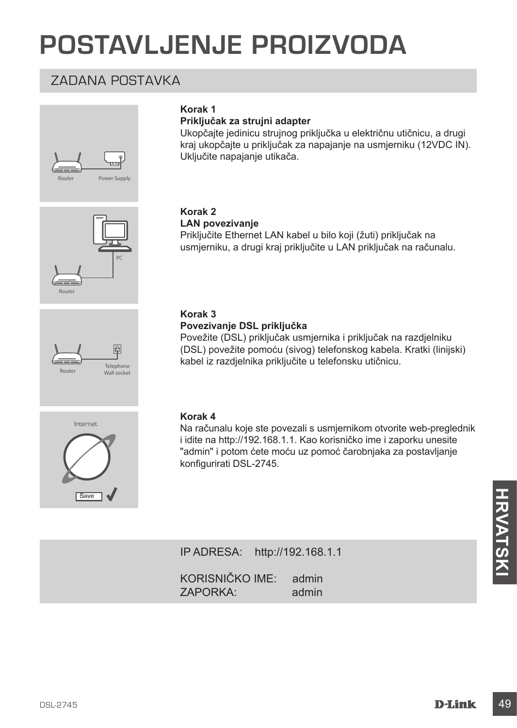# POSTAVLJENJE PROIZVODA

## ZADANA POSTAVKA

**Korak 1**
**Priključak za strujni adapter**
Ukopčajte jedinicu strujnog priključka u električnu utičnicu, a drugi kraj ukopčajte u priključak za napajanje na usmjerniku (12VDC IN). Uključite napajanje utikača.

**Korak 2**
**LAN povezivanje**
Priključite Ethernet LAN kabel u bilo koji (žuti) priključak na usmjerniku, a drugi kraj priključite u LAN priključak na računalu.

**Korak 3**
**Povezivanje DSL priključka**
Povežite (DSL) priključak usmjernika i priključak na razdjelniku (DSL) povežite pomoću (sivog) telefonskog kabela. Kratki (linijski) kabel iz razdjelnika priključite u telefonsku utičnicu.

**Korak 4**
Na računalu koje ste povezali s usmjernikom otvorite web-preglednik i idite na http://192.168.1.1. Kao korisničko ime i zaporku unesite "admin" i potom ćete moću uz pomoć čarobnjaka za postavljanje konfigurirati DSL-2745.

IP ADRESA: http://192.168.1.1

KORISNIČKO IME: admin
ZAPORKA: admin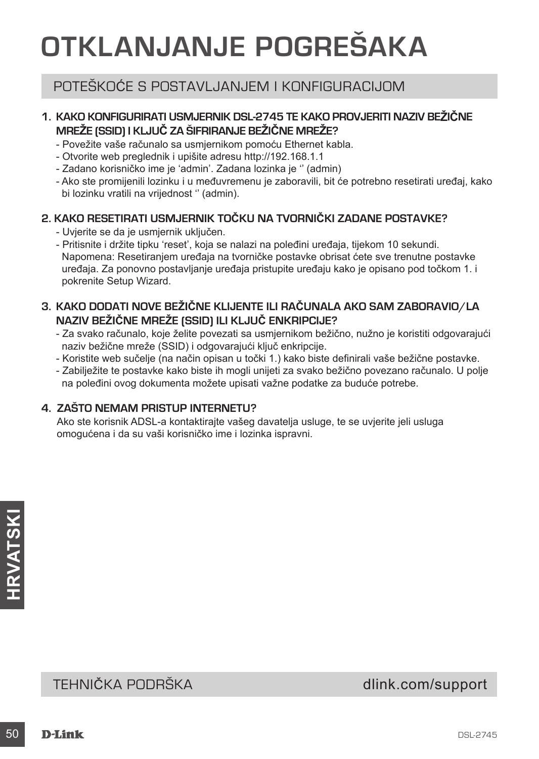# OTKLANJANJE POGREŠAKA

## POTEŠKOĆE S POSTAVLJANJEM I KONFIGURACIJOM

### 1. KAKO KONFIGURIRATI USMJERNIK DSL-2745 TE KAKO PROVJERITI NAZIV BEŽIČNE MREŽE (SSID) I KLJUČ ZA ŠIFRIRANJE BEŽIČNE MREŽE?

- Povežite vaše računalo sa usmjernikom pomoću Ethernet kabla.
- Otvorite web preglednik i upišite adresu http://192.168.1.1
- Zadano korisničko ime je 'admin'. Zadana lozinka je '' (admin)
- Ako ste promijenili lozinku i u međuvremenu je zaboravili, bit će potrebno resetirati uređaj, kako bi lozinku vratili na vrijednost '' (admin).

### 2. KAKO RESETIRATI USMJERNIK TOČKU NA TVORNIČKI ZADANE POSTAVKE?

- Uvjerite se da je usmjernik uključen.
- Pritisnite i držite tipku 'reset', koja se nalazi na poleđini uređaja, tijekom 10 sekundi. Napomena: Resetiranjem uređaja na tvorničke postavke obrisat ćete sve trenutne postavke uređaja. Za ponovno postavljanje uređaja pristupite uređaju kako je opisano pod točkom 1. i pokrenite Setup Wizard.

### 3. KAKO DODATI NOVE BEŽIČNE KLIJENTE ILI RAČUNALA AKO SAM ZABORAVIO/LA NAZIV BEŽIČNE MREŽE (SSID) ILI KLJUČ ENKRIPCIJE?

- Za svako računalo, koje želite povezati sa usmjernikom bežično, nužno je koristiti odgovarajući naziv bežične mreže (SSID) i odgovarajući ključ enkripcije.
- Koristite web sučelje (na način opisan u točki 1.) kako biste definirali vaše bežične postavke.
- Zabilježite te postavke kako biste ih mogli unijeti za svako bežično povezano računalo. U polje na poleđini ovog dokumenta možete upisati važne podatke za buduće potrebe.

### 4. ZAŠTO NEMAM PRISTUP INTERNETU?

Ako ste korisnik ADSL-a kontaktirajte vašeg davatelja usluge, te se uvjerite jeli usluga omogućena i da su vaši korisničko ime i lozinka ispravni.

## TEHNIČKA PODRŠKA dlink.com/support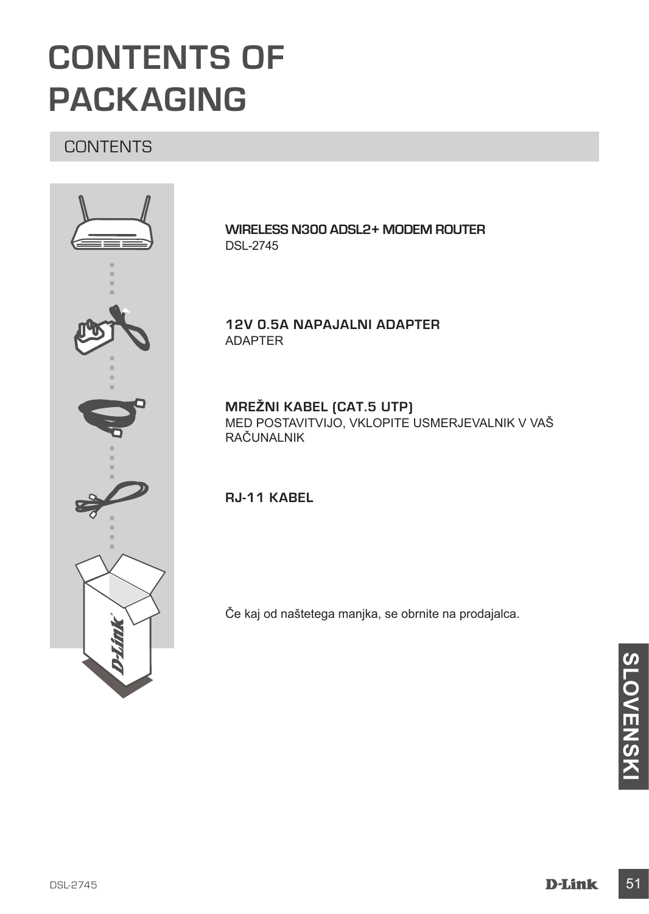# CONTENTS OF PACKAGING

## CONTENTS

**WIRELESS N300 ADSL2+ MODEM ROUTER**
DSL-2745

**12V 0.5A NAPAJALNI ADAPTER**
ADAPTER

**MREŽNI KABEL (CAT.5 UTP)**
MED POSTAVITVIJO, VKLOPITE USMERJEVALNIK V VAŠ RAČUNALNIK

**RJ-11 KABEL**

Če kaj od naštetega manjka, se obrnite na prodajalca.

SLOVENSKI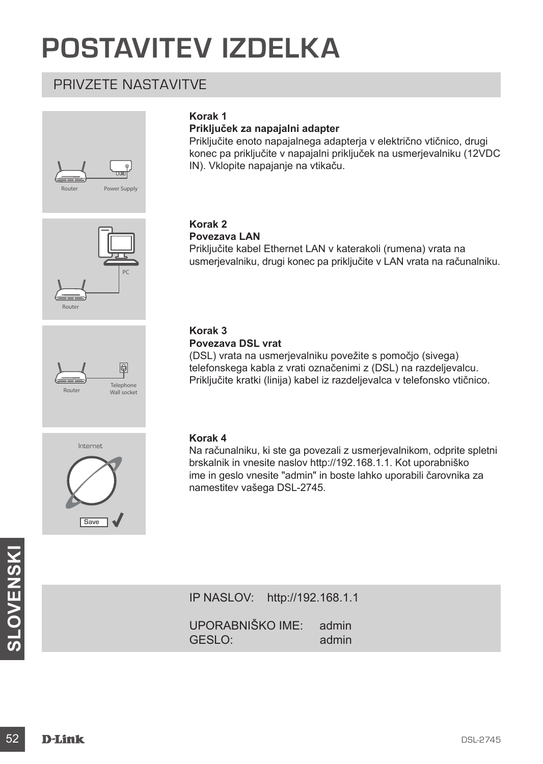# POSTAVITEV IZDELKA

## PRIVZETE NASTAVITVE

**Korak 1**
**Priključek za napajalni adapter**
Priključite enoto napajalnega adapterja v električno vtičnico, drugi konec pa priključite v napajalni priključek na usmerjevalniku (12VDC IN). Vklopite napajanje na vtikaču.

**Korak 2**
**Povezava LAN**
Priključite kabel Ethernet LAN v katerakoli (rumena) vrata na usmerjevalniku, drugi konec pa priključite v LAN vrata na računalniku.

**Korak 3**
**Povezava DSL vrat**
(DSL) vrata na usmerjevalniku povežite s pomočjo (sivega) telefonskega kabla z vrati označenimi z (DSL) na razdeljevalcu. Priključite kratki (linija) kabel iz razdeljevalca v telefonsko vtičnico.

**Korak 4**
Na računalniku, ki ste ga povezali z usmerjevalnikom, odprite spletni brskalnik in vnesite naslov http://192.168.1.1. Kot uporabniško ime in geslo vnesite "admin" in boste lahko uporabili čarovnika za namestitev vašega DSL-2745.

IP NASLOV: http://192.168.1.1

UPORABNIŠKO IME: admin
GESLO: admin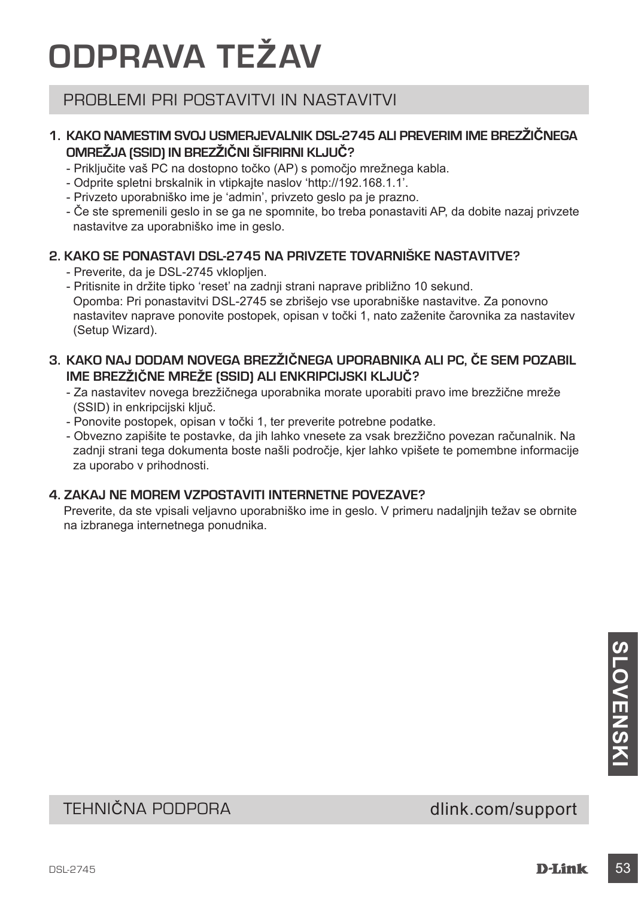# ODPRAVA TEŽAV

## PROBLEMI PRI POSTAVITVI IN NASTAVITVI

**1. KAKO NAMESTIM SVOJ USMERJEVALNIK DSL-2745 ALI PREVERIM IME BREZŽIČNEGA OMREŽJA (SSID) IN BREZŽIČNI ŠIFRIRNI KLJUČ?**

- Priključite vaš PC na dostopno točko (AP) s pomočjo mrežnega kabla.
- Odprite spletni brskalnik in vtipkajte naslov 'http://192.168.1.1'.
- Privzeto uporabniško ime je 'admin', privzeto geslo pa je prazno.
- Če ste spremenili geslo in se ga ne spomnite, bo treba ponastaviti AP, da dobite nazaj privzete nastavitve za uporabniško ime in geslo.

**2. KAKO SE PONASTAVI DSL-2745 NA PRIVZETE TOVARNIŠKE NASTAVITVE?**

- Preverite, da je DSL-2745 vklopljen.
- Pritisnite in držite tipko 'reset' na zadnji strani naprave približno 10 sekund.
  Opomba: Pri ponastavitvi DSL-2745 se zbrišejo vse uporabniške nastavitve. Za ponovno nastavitev naprave ponovite postopek, opisan v točki 1, nato zaženite čarovnika za nastavitev (Setup Wizard).

**3. KAKO NAJ DODAM NOVEGA BREZŽIČNEGA UPORABNIKA ALI PC, ČE SEM POZABIL IME BREZŽIČNE MREŽE (SSID) ALI ENKRIPCIJSKI KLJUČ?**

- Za nastavitev novega brezžičnega uporabnika morate uporabiti pravo ime brezžične mreže (SSID) in enkripcijski ključ.
- Ponovite postopek, opisan v točki 1, ter preverite potrebne podatke.
- Obvezno zapišite te postavke, da jih lahko vnesete za vsak brezžično povezan računalnik. Na zadnji strani tega dokumenta boste našli področje, kjer lahko vpišete te pomembne informacije za uporabo v prihodnosti.

**4. ZAKAJ NE MOREM VZPOSTAVITI INTERNETNE POVEZAVE?**

Preverite, da ste vpisali veljavno uporabniško ime in geslo. V primeru nadaljnjih težav se obrnite na izbranega internetnega ponudnika.

## TEHNIČNA PODPORA

dlink.com/support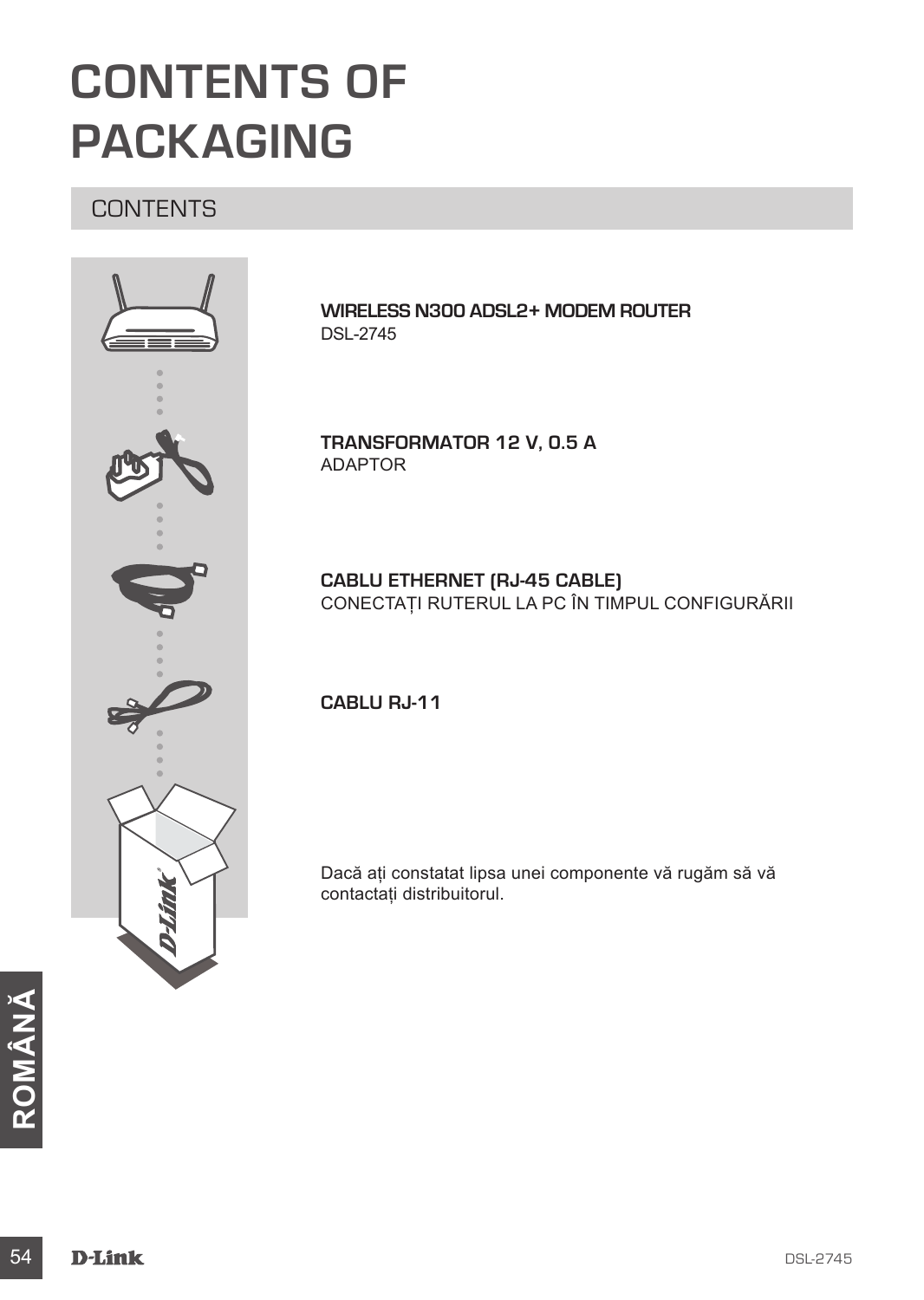# CONTENTS OF PACKAGING

## CONTENTS

**WIRELESS N300 ADSL2+ MODEM ROUTER**
DSL-2745

**TRANSFORMATOR 12 V, 0.5 A**
ADAPTOR

**CABLU ETHERNET (RJ-45 CABLE)**
CONECTAȚI RUTERUL LA PC ÎN TIMPUL CONFIGURĂRII

**CABLU RJ-11**

Dacă ați constatat lipsa unei componente vă rugăm să vă contactați distribuitorul.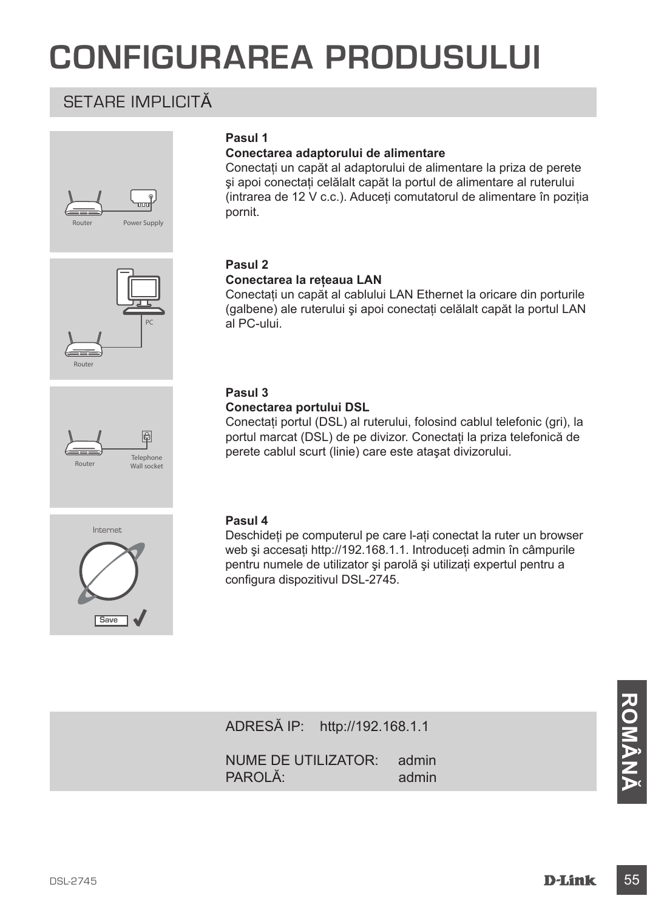# CONFIGURAREA PRODUSULUI

## SETARE IMPLICITĂ

Router Power Supply

**Pasul 1**

**Conectarea adaptorului de alimentare**

Conectați un capăt al adaptorului de alimentare la priza de perete şi apoi conectați celălalt capăt la portul de alimentare al ruterului (intrarea de 12 V c.c.). Aduceți comutatorul de alimentare în poziția pornit.

PC Router

**Pasul 2**

**Conectarea la rețeaua LAN**

Conectați un capăt al cablului LAN Ethernet la oricare din porturile (galbene) ale ruterului şi apoi conectați celălalt capăt la portul LAN al PC-ului.

Router Telephone Wall socket

**Pasul 3**

**Conectarea portului DSL**

Conectați portul (DSL) al ruterului, folosind cablul telefonic (gri), la portul marcat (DSL) de pe divizor. Conectați la priza telefonică de perete cablul scurt (linie) care este ataşat divizorului.

Internet Save

**Pasul 4**

Deschideți pe computerul pe care l-ați conectat la ruter un browser web şi accesați http://192.168.1.1. Introduceți admin în câmpurile pentru numele de utilizator şi parolă şi utilizați expertul pentru a configura dispozitivul DSL-2745.

ADRESĂ IP: http://192.168.1.1

NUME DE UTILIZATOR: admin
PAROLĂ: admin

ROMÂNĂ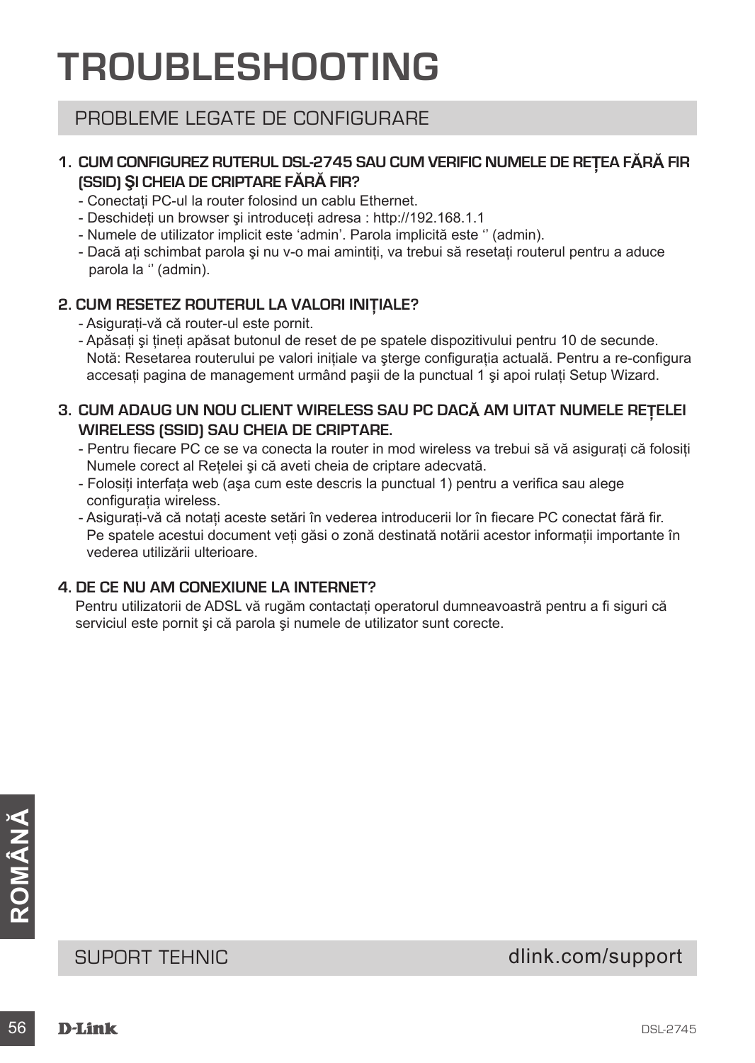# TROUBLESHOOTING

## PROBLEME LEGATE DE CONFIGURARE

**1. CUM CONFIGUREZ RUTERUL DSL-2745 SAU CUM VERIFIC NUMELE DE REȚEA FĂRĂ FIR (SSID) ŞI CHEIA DE CRIPTARE FĂRĂ FIR?**

- Conectați PC-ul la router folosind un cablu Ethernet.
- Deschideți un browser şi introduceți adresa : http://192.168.1.1
- Numele de utilizator implicit este 'admin'. Parola implicită este '' (admin).
- Dacă ați schimbat parola şi nu v-o mai amintiți, va trebui să resetați routerul pentru a aduce parola la '' (admin).

**2. CUM RESETEZ ROUTERUL LA VALORI INIȚIALE?**

- Asigurați-vă că router-ul este pornit.
- Apăsați şi țineți apăsat butonul de reset de pe spatele dispozitivului pentru 10 de secunde. Notă: Resetarea routerului pe valori inițiale va şterge configurația actuală. Pentru a re-configura accesați pagina de management urmând paşii de la punctual 1 şi apoi rulați Setup Wizard.

**3. CUM ADAUG UN NOU CLIENT WIRELESS SAU PC DACĂ AM UITAT NUMELE REȚELEI WIRELESS (SSID) SAU CHEIA DE CRIPTARE.**

- Pentru fiecare PC ce se va conecta la router in mod wireless va trebui să vă asigurați că folosiți Numele corect al Rețelei şi că aveti cheia de criptare adecvată.
- Folosiți interfața web (aşa cum este descris la punctual 1) pentru a verifica sau alege configurația wireless.
- Asigurați-vă că notați aceste setări în vederea introducerii lor în fiecare PC conectat fără fir. Pe spatele acestui document veți găsi o zonă destinată notării acestor informații importante în vederea utilizării ulterioare.

**4. DE CE NU AM CONEXIUNE LA INTERNET?**

Pentru utilizatorii de ADSL vă rugăm contactați operatorul dumneavoastră pentru a fi siguri că serviciul este pornit şi că parola şi numele de utilizator sunt corecte.

ROMÂNĂ

SUPORT TEHNIC dlink.com/support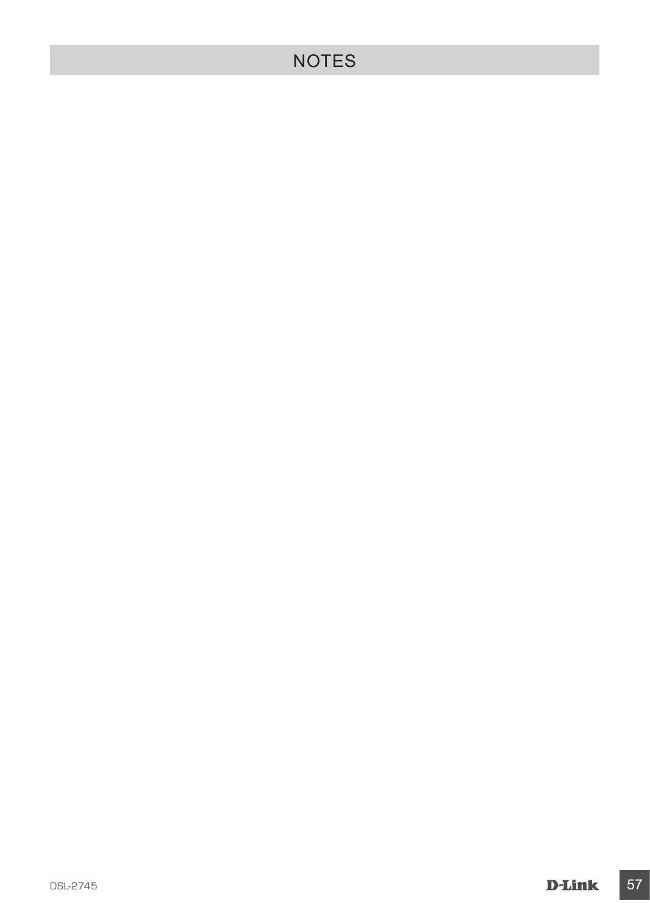# NOTES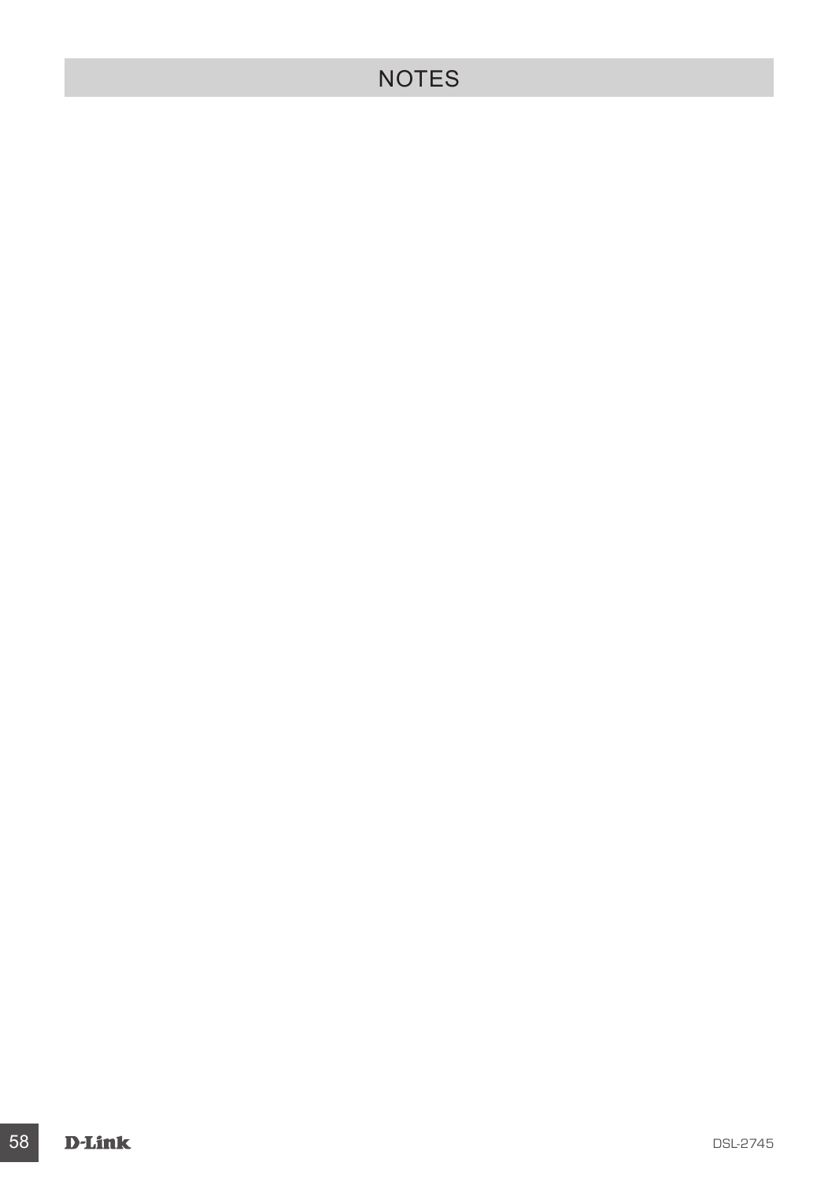# NOTES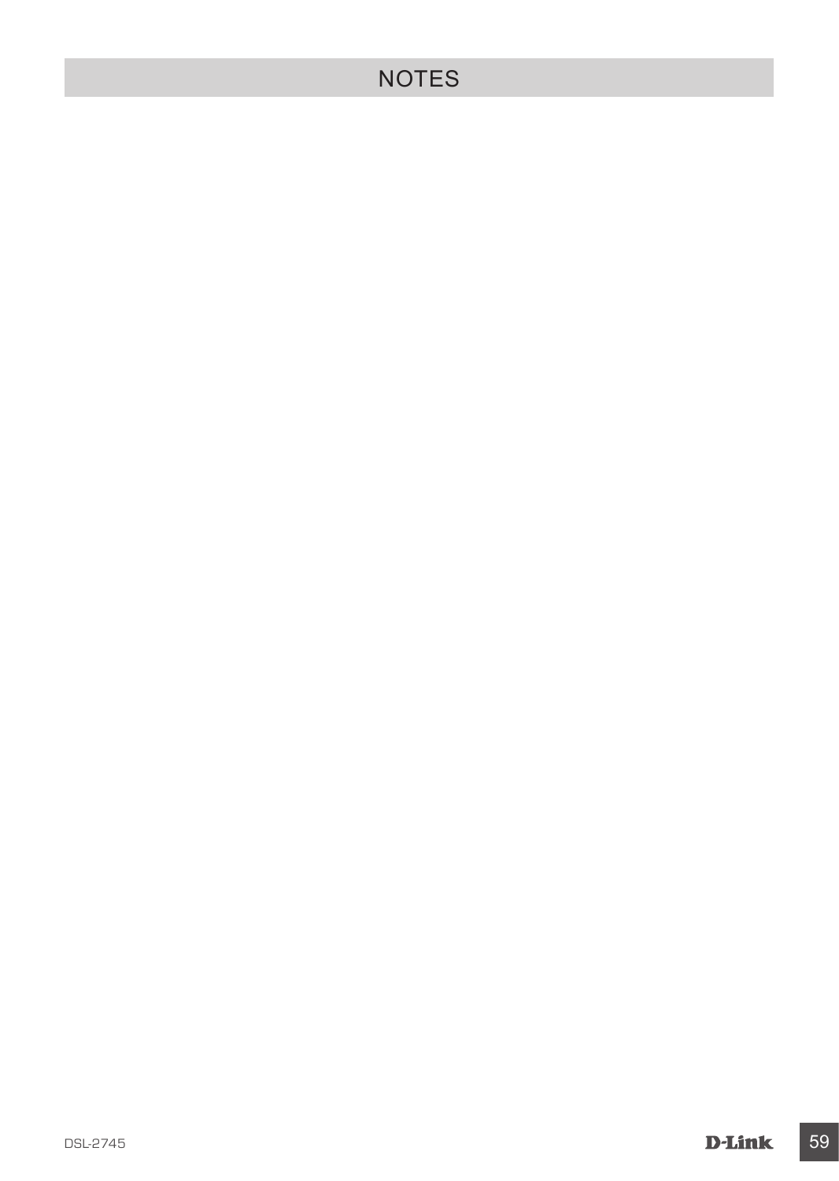# NOTES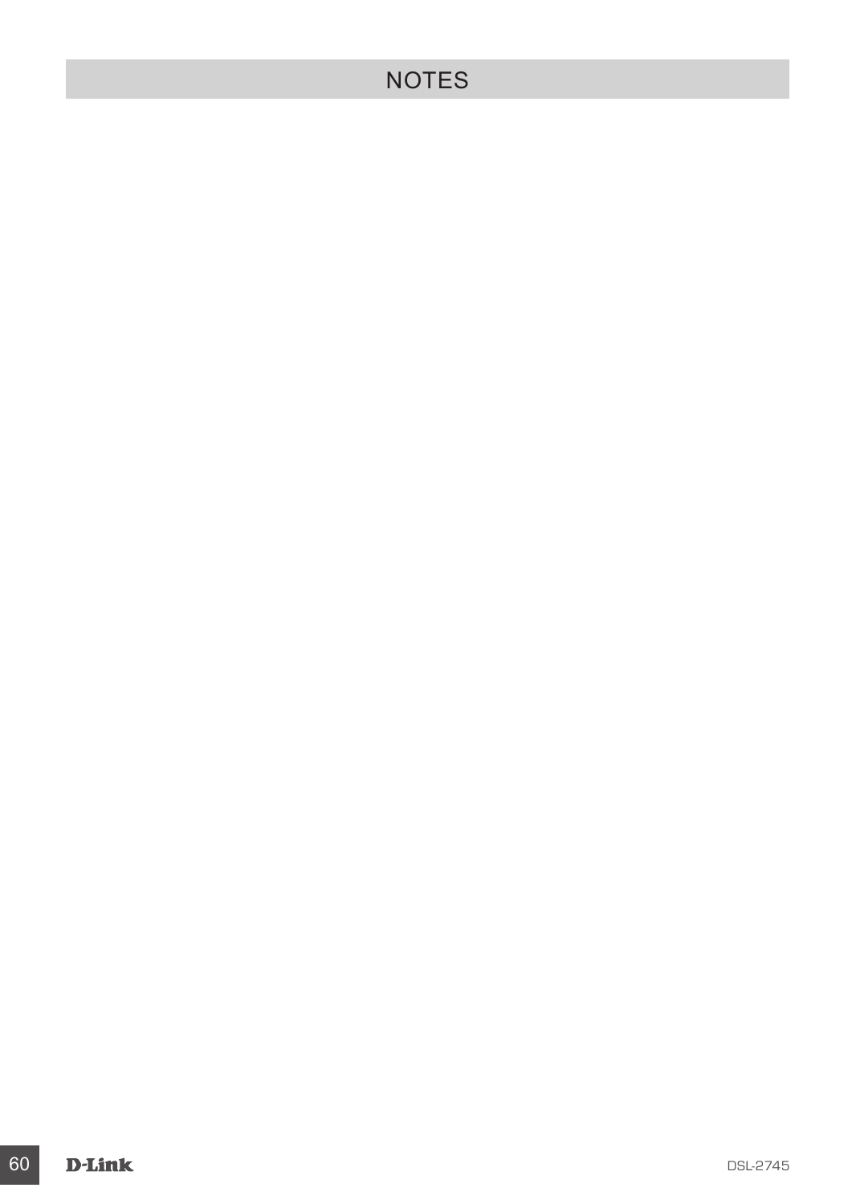# NOTES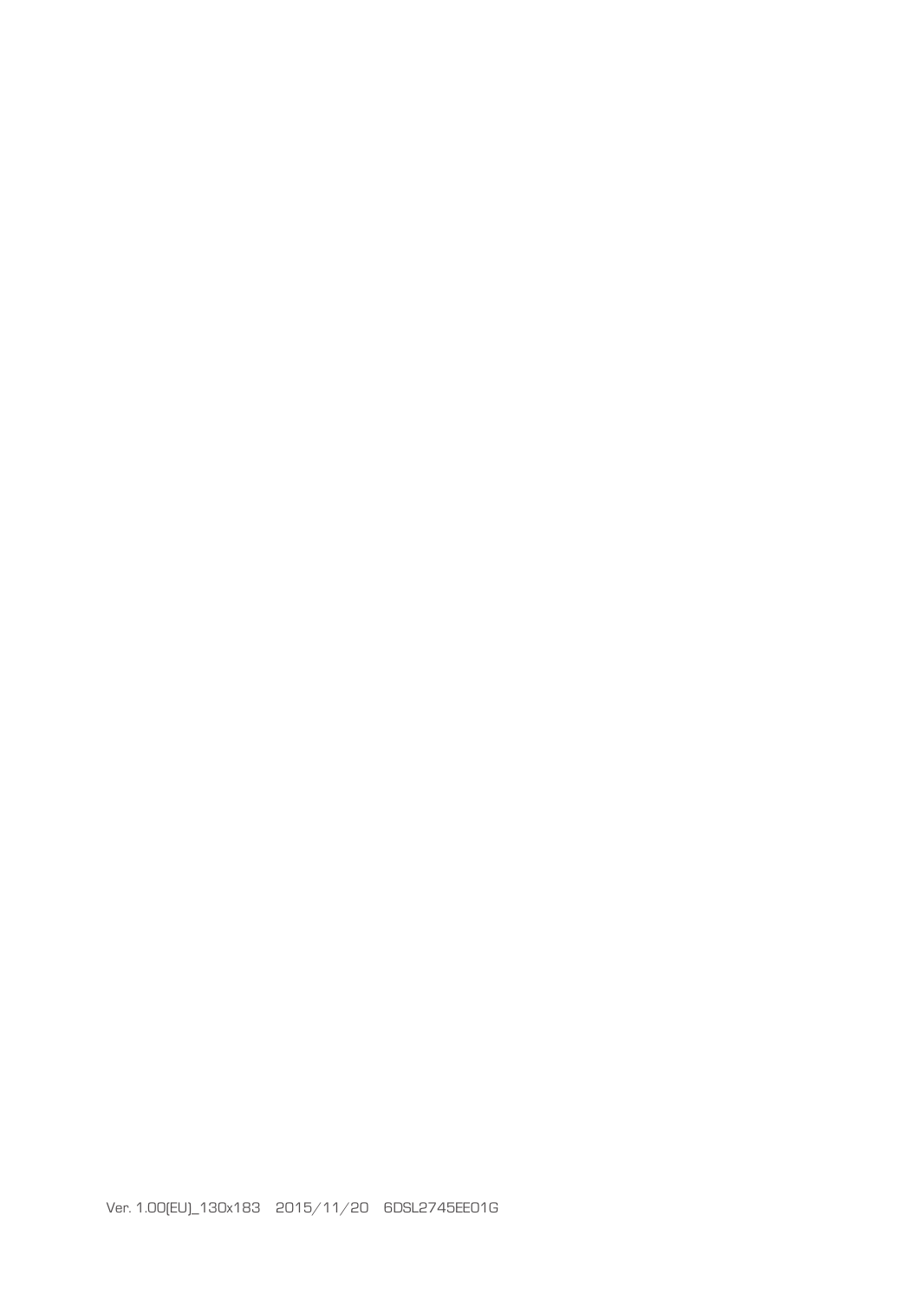Ver. 1.00(EU)_130x183 2015/11/20 6DSL2745EE01G